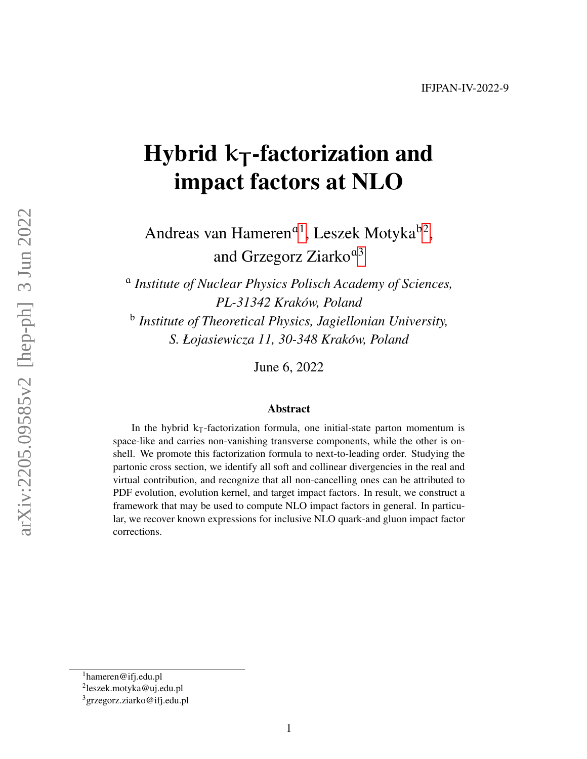IFJPAN-IV-2022-9

# Hybrid $k_T$-factorization and impact factors at NLO

Andreas van Hameren[a1], Leszek Motyka[b2], and Grzegorz Ziarko[a3]

[a] *Institute of Nuclear Physics Polisch Academy of Sciences, PL-31342 Kraków, Poland*

[b] *Institute of Theoretical Physics, Jagiellonian University, S. Łojasiewicza 11, 30-348 Kraków, Poland*

June 6, 2022

## Abstract

In the hybrid $k_T$-factorization formula, one initial-state parton momentum is space-like and carries non-vanishing transverse components, while the other is on-shell. We promote this factorization formula to next-to-leading order. Studying the partonic cross section, we identify all soft and collinear divergencies in the real and virtual contribution, and recognize that all non-cancelling ones can be attributed to PDF evolution, evolution kernel, and target impact factors. In result, we construct a framework that may be used to compute NLO impact factors in general. In particular, we recover known expressions for inclusive NLO quark-and gluon impact factor corrections.

[1] hameren@ifj.edu.pl
[2] leszek.motyka@uj.edu.pl
[3] grzegorz.ziarko@ifj.edu.pl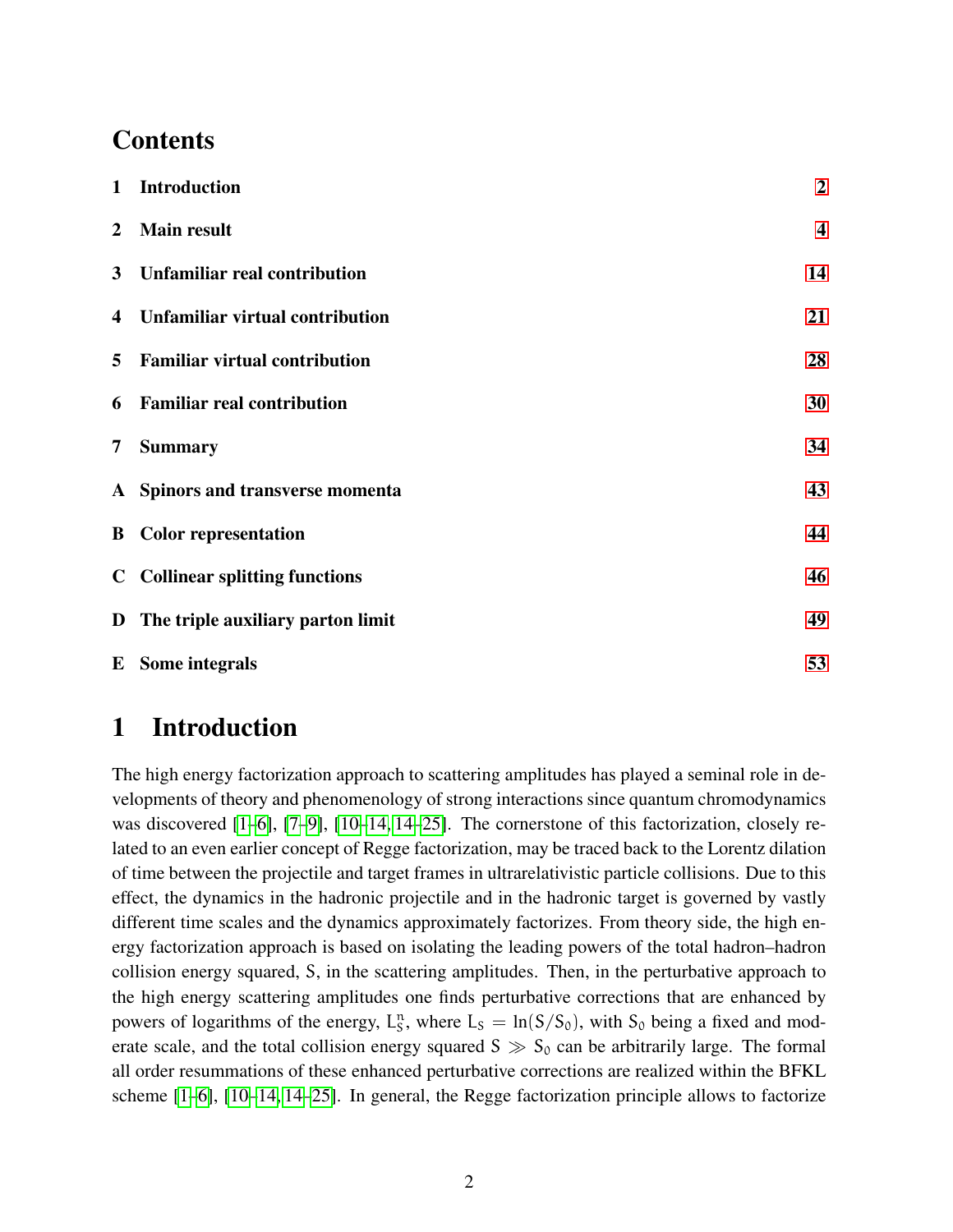## Contents

| | | |
|---|---|---|
| 1 | Introduction | 2 |
| 2 | Main result | 4 |
| 3 | Unfamiliar real contribution | 14 |
| 4 | Unfamiliar virtual contribution | 21 |
| 5 | Familiar virtual contribution | 28 |
| 6 | Familiar real contribution | 30 |
| 7 | Summary | 34 |
| A | Spinors and transverse momenta | 43 |
| B | Color representation | 44 |
| C | Collinear splitting functions | 46 |
| D | The triple auxiliary parton limit | 49 |
| E | Some integrals | 53 |

# 1 Introduction

The high energy factorization approach to scattering amplitudes has played a seminal role in developments of theory and phenomenology of strong interactions since quantum chromodynamics was discovered [1–6], [7–9], [10–14, 14–25]. The cornerstone of this factorization, closely related to an even earlier concept of Regge factorization, may be traced back to the Lorentz dilation of time between the projectile and target frames in ultrarelativistic particle collisions. Due to this effect, the dynamics in the hadronic projectile and in the hadronic target is governed by vastly different time scales and the dynamics approximately factorizes. From theory side, the high energy factorization approach is based on isolating the leading powers of the total hadron–hadron collision energy squared, $S$, in the scattering amplitudes. Then, in the perturbative approach to the high energy scattering amplitudes one finds perturbative corrections that are enhanced by powers of logarithms of the energy, $L_S^n$, where $L_S = \ln(S/S_0)$, with $S_0$ being a fixed and moderate scale, and the total collision energy squared $S \gg S_0$ can be arbitrarily large. The formal all order resummations of these enhanced perturbative corrections are realized within the BFKL scheme [1–6], [10–14, 14–25]. In general, the Regge factorization principle allows to factorize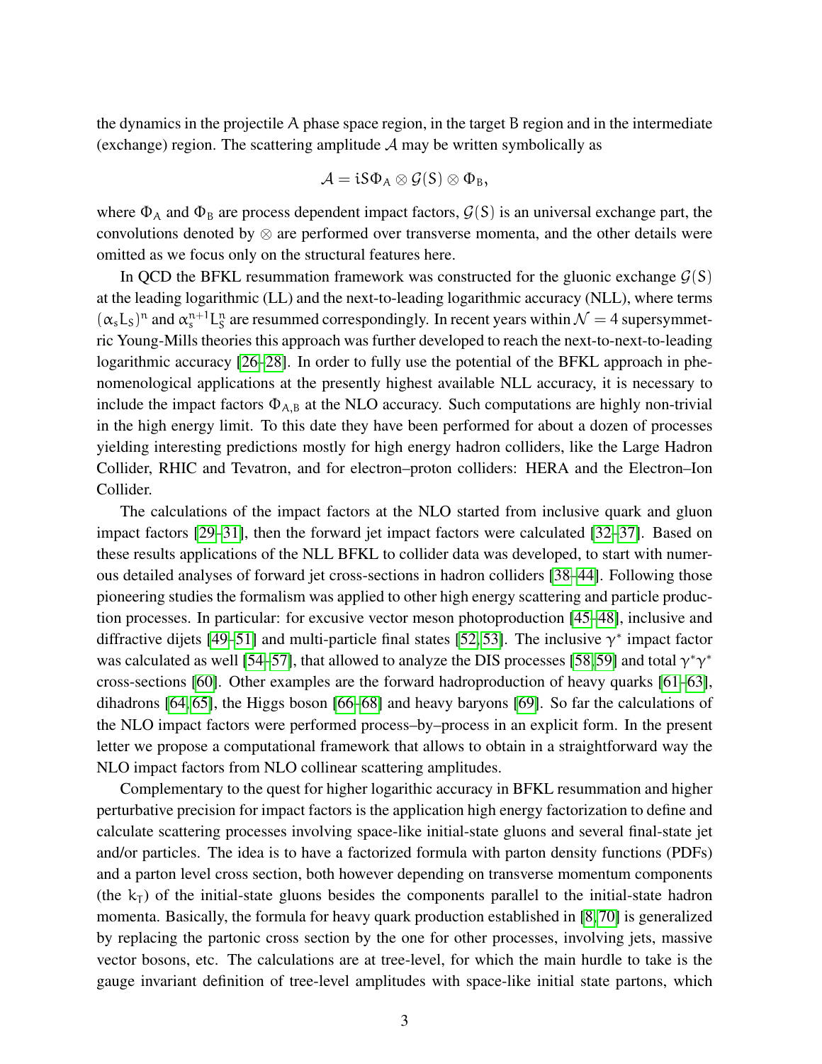the dynamics in the projectile A phase space region, in the target B region and in the intermediate (exchange) region. The scattering amplitude $\mathcal{A}$ may be written symbolically as

$$\mathcal{A} = iS\Phi_A \otimes \mathcal{G}(S) \otimes \Phi_B,$$

where $\Phi_A$ and $\Phi_B$ are process dependent impact factors, $\mathcal{G}(S)$ is an universal exchange part, the convolutions denoted by $\otimes$ are performed over transverse momenta, and the other details were omitted as we focus only on the structural features here.

In QCD the BFKL resummation framework was constructed for the gluonic exchange $\mathcal{G}(S)$ at the leading logarithmic (LL) and the next-to-leading logarithmic accuracy (NLL), where terms $(\alpha_s L_S)^n$ and $\alpha_s^{n+1} L_S^n$ are resummed correspondingly. In recent years within $\mathcal{N} = 4$ supersymmetric Young-Mills theories this approach was further developed to reach the next-to-next-to-leading logarithmic accuracy [26–28]. In order to fully use the potential of the BFKL approach in phenomenological applications at the presently highest available NLL accuracy, it is necessary to include the impact factors $\Phi_{A,B}$ at the NLO accuracy. Such computations are highly non-trivial in the high energy limit. To this date they have been performed for about a dozen of processes yielding interesting predictions mostly for high energy hadron colliders, like the Large Hadron Collider, RHIC and Tevatron, and for electron–proton colliders: HERA and the Electron–Ion Collider.

The calculations of the impact factors at the NLO started from inclusive quark and gluon impact factors [29–31], then the forward jet impact factors were calculated [32–37]. Based on these results applications of the NLL BFKL to collider data was developed, to start with numerous detailed analyses of forward jet cross-sections in hadron colliders [38–44]. Following those pioneering studies the formalism was applied to other high energy scattering and particle production processes. In particular: for excusive vector meson photoproduction [45–48], inclusive and diffractive dijets [49–51] and multi-particle final states [52, 53]. The inclusive $\gamma^*$ impact factor was calculated as well [54–57], that allowed to analyze the DIS processes [58, 59] and total $\gamma^*\gamma^*$ cross-sections [60]. Other examples are the forward hadroproduction of heavy quarks [61–63], dihadrons [64, 65], the Higgs boson [66–68] and heavy baryons [69]. So far the calculations of the NLO impact factors were performed process–by–process in an explicit form. In the present letter we propose a computational framework that allows to obtain in a straightforward way the NLO impact factors from NLO collinear scattering amplitudes.

Complementary to the quest for higher logarithmic accuracy in BFKL resummation and higher perturbative precision for impact factors is the application high energy factorization to define and calculate scattering processes involving space-like initial-state gluons and several final-state jet and/or particles. The idea is to have a factorized formula with parton density functions (PDFs) and a parton level cross section, both however depending on transverse momentum components (the $k_T$) of the initial-state gluons besides the components parallel to the initial-state hadron momenta. Basically, the formula for heavy quark production established in [8, 70] is generalized by replacing the partonic cross section by the one for other processes, involving jets, massive vector bosons, etc. The calculations are at tree-level, for which the main hurdle to take is the gauge invariant definition of tree-level amplitudes with space-like initial state partons, which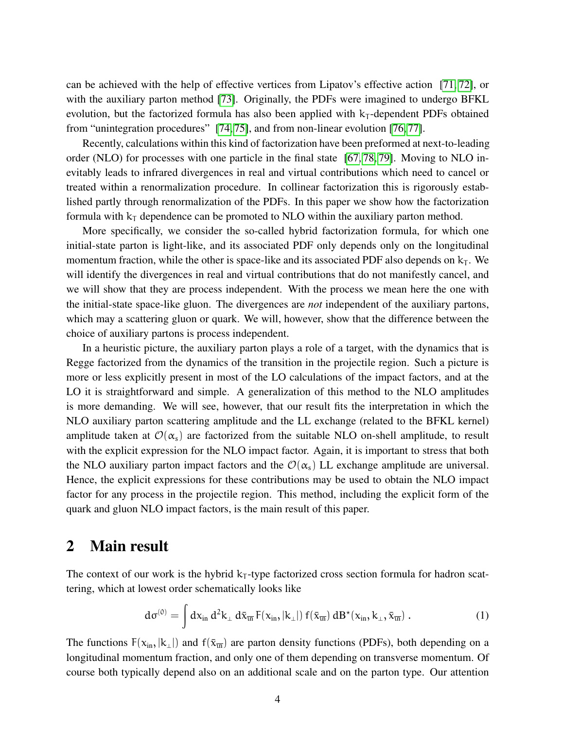can be achieved with the help of effective vertices from Lipatov's effective action [71, 72], or with the auxiliary parton method [73]. Originally, the PDFs were imagined to undergo BFKL evolution, but the factorized formula has also been applied with $k_T$-dependent PDFs obtained from "unintegration procedures" [74, 75], and from non-linear evolution [76, 77].

Recently, calculations within this kind of factorization have been preformed at next-to-leading order (NLO) for processes with one particle in the final state [67, 78, 79]. Moving to NLO inevitably leads to infrared divergences in real and virtual contributions which need to cancel or treated within a renormalization procedure. In collinear factorization this is rigorously established partly through renormalization of the PDFs. In this paper we show how the factorization formula with $k_T$ dependence can be promoted to NLO within the auxiliary parton method.

More specifically, we consider the so-called hybrid factorization formula, for which one initial-state parton is light-like, and its associated PDF only depends only on the longitudinal momentum fraction, while the other is space-like and its associated PDF also depends on $k_T$. We will identify the divergences in real and virtual contributions that do not manifestly cancel, and we will show that they are process independent. With the process we mean here the one with the initial-state space-like gluon. The divergences are *not* independent of the auxiliary partons, which may a scattering gluon or quark. We will, however, show that the difference between the choice of auxiliary partons is process independent.

In a heuristic picture, the auxiliary parton plays a role of a target, with the dynamics that is Regge factorized from the dynamics of the transition in the projectile region. Such a picture is more or less explicitly present in most of the LO calculations of the impact factors, and at the LO it is straightforward and simple. A generalization of this method to the NLO amplitudes is more demanding. We will see, however, that our result fits the interpretation in which the NLO auxiliary parton scattering amplitude and the LL exchange (related to the BFKL kernel) amplitude taken at $\mathcal{O}(\alpha_s)$ are factorized from the suitable NLO on-shell amplitude, to result with the explicit expression for the NLO impact factor. Again, it is important to stress that both the NLO auxiliary parton impact factors and the $\mathcal{O}(\alpha_s)$ LL exchange amplitude are universal. Hence, the explicit expressions for these contributions may be used to obtain the NLO impact factor for any process in the projectile region. This method, including the explicit form of the quark and gluon NLO impact factors, is the main result of this paper.

## 2 Main result

The context of our work is the hybrid $k_T$-type factorized cross section formula for hadron scattering, which at lowest order schematically looks like

$$d\sigma^{(0)} = \int dx_{in}\, d^2k_\perp\, d\bar{x}_{\overline{in}}\, F(x_{in}, |k_\perp|)\, f(\bar{x}_{\overline{in}})\, dB^\star(x_{in}, k_\perp, \bar{x}_{\overline{in}})\,. \tag{1}$$

The functions $F(x_{in}, |k_\perp|)$ and $f(\bar{x}_{\overline{in}})$ are parton density functions (PDFs), both depending on a longitudinal momentum fraction, and only one of them depending on transverse momentum. Of course both typically depend also on an additional scale and on the parton type. Our attention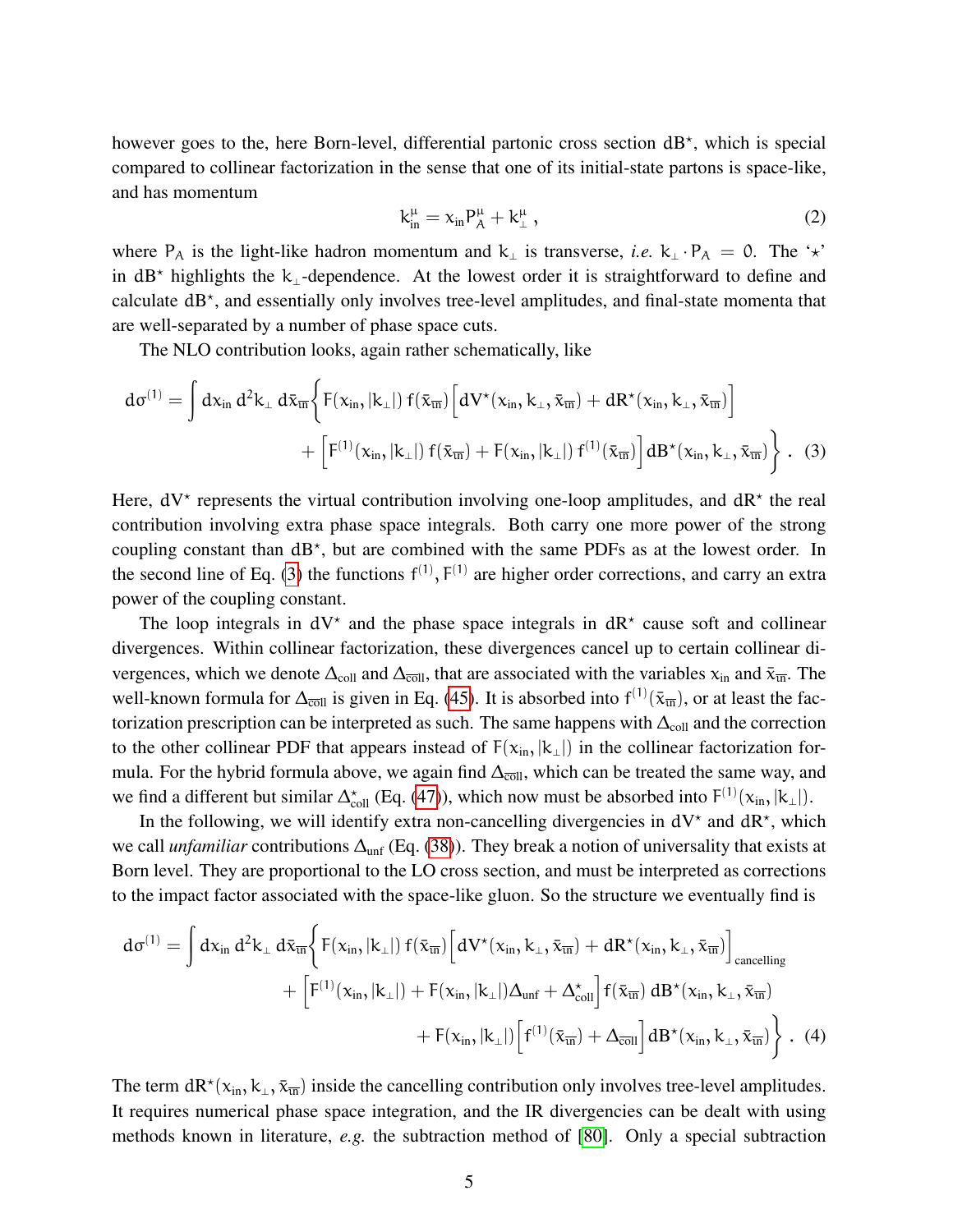however goes to the, here Born-level, differential partonic cross section $\mathrm{d}B^\star$, which is special compared to collinear factorization in the sense that one of its initial-state partons is space-like, and has momentum

$$k_{\mathrm{in}}^\mu = x_{\mathrm{in}} P_A^\mu + k_\perp^\mu \,, \tag{2}$$

where $P_A$ is the light-like hadron momentum and $k_\perp$ is transverse, *i.e.* $k_\perp \cdot P_A = 0$. The '$\star$' in $\mathrm{d}B^\star$ highlights the $k_\perp$-dependence. At the lowest order it is straightforward to define and calculate $\mathrm{d}B^\star$, and essentially only involves tree-level amplitudes, and final-state momenta that are well-separated by a number of phase space cuts.

The NLO contribution looks, again rather schematically, like

$$\begin{aligned}\mathrm{d}\sigma^{(1)} = \int \mathrm{d}x_{\mathrm{in}}\, \mathrm{d}^2k_\perp\, \mathrm{d}\bar{x}_{\overline{\mathrm{in}}} \Big\{ & F(x_{\mathrm{in}}, |k_\perp|)\, f(\bar{x}_{\overline{\mathrm{in}}}) \Big[ \mathrm{d}V^\star(x_{\mathrm{in}}, k_\perp, \bar{x}_{\overline{\mathrm{in}}}) + \mathrm{d}R^\star(x_{\mathrm{in}}, k_\perp, \bar{x}_{\overline{\mathrm{in}}}) \Big] \\ & + \Big[ F^{(1)}(x_{\mathrm{in}}, |k_\perp|)\, f(\bar{x}_{\overline{\mathrm{in}}}) + F(x_{\mathrm{in}}, |k_\perp|)\, f^{(1)}(\bar{x}_{\overline{\mathrm{in}}}) \Big] \mathrm{d}B^\star(x_{\mathrm{in}}, k_\perp, \bar{x}_{\overline{\mathrm{in}}}) \Big\} \,. \end{aligned} \tag{3}$$

Here, $\mathrm{d}V^\star$ represents the virtual contribution involving one-loop amplitudes, and $\mathrm{d}R^\star$ the real contribution involving extra phase space integrals. Both carry one more power of the strong coupling constant than $\mathrm{d}B^\star$, but are combined with the same PDFs as at the lowest order. In the second line of Eq. (3) the functions $f^{(1)}, F^{(1)}$ are higher order corrections, and carry an extra power of the coupling constant.

The loop integrals in $\mathrm{d}V^\star$ and the phase space integrals in $\mathrm{d}R^\star$ cause soft and collinear divergences. Within collinear factorization, these divergences cancel up to certain collinear divergences, which we denote $\Delta_{\mathrm{coll}}$ and $\Delta_{\overline{\mathrm{coll}}}$, that are associated with the variables $x_{\mathrm{in}}$ and $\bar{x}_{\overline{\mathrm{in}}}$. The well-known formula for $\Delta_{\overline{\mathrm{coll}}}$ is given in Eq. (45). It is absorbed into $f^{(1)}(\bar{x}_{\overline{\mathrm{in}}})$, or at least the factorization prescription can be interpreted as such. The same happens with $\Delta_{\mathrm{coll}}$ and the correction to the other collinear PDF that appears instead of $F(x_{\mathrm{in}}, |k_\perp|)$ in the collinear factorization formula. For the hybrid formula above, we again find $\Delta_{\overline{\mathrm{coll}}}$, which can be treated the same way, and we find a different but similar $\Delta^\star_{\mathrm{coll}}$ (Eq. (47)), which now must be absorbed into $F^{(1)}(x_{\mathrm{in}}, |k_\perp|)$.

In the following, we will identify extra non-cancelling divergencies in $\mathrm{d}V^\star$ and $\mathrm{d}R^\star$, which we call *unfamiliar* contributions $\Delta_{\mathrm{unf}}$ (Eq. (38)). They break a notion of universality that exists at Born level. They are proportional to the LO cross section, and must be interpreted as corrections to the impact factor associated with the space-like gluon. So the structure we eventually find is

$$\begin{aligned}\mathrm{d}\sigma^{(1)} = \int \mathrm{d}x_{\mathrm{in}}\, \mathrm{d}^2k_\perp\, \mathrm{d}\bar{x}_{\overline{\mathrm{in}}} \Big\{ & F(x_{\mathrm{in}}, |k_\perp|)\, f(\bar{x}_{\overline{\mathrm{in}}}) \Big[ \mathrm{d}V^\star(x_{\mathrm{in}}, k_\perp, \bar{x}_{\overline{\mathrm{in}}}) + \mathrm{d}R^\star(x_{\mathrm{in}}, k_\perp, \bar{x}_{\overline{\mathrm{in}}}) \Big]_{\mathrm{cancelling}} \\ & + \Big[ F^{(1)}(x_{\mathrm{in}}, |k_\perp|) + F(x_{\mathrm{in}}, |k_\perp|) \Delta_{\mathrm{unf}} + \Delta^\star_{\mathrm{coll}} \Big] f(\bar{x}_{\overline{\mathrm{in}}})\, \mathrm{d}B^\star(x_{\mathrm{in}}, k_\perp, \bar{x}_{\overline{\mathrm{in}}}) \\ & + F(x_{\mathrm{in}}, |k_\perp|) \Big[ f^{(1)}(\bar{x}_{\overline{\mathrm{in}}}) + \Delta_{\overline{\mathrm{coll}}} \Big] \mathrm{d}B^\star(x_{\mathrm{in}}, k_\perp, \bar{x}_{\overline{\mathrm{in}}}) \Big\} \,. \end{aligned} \tag{4}$$

The term $\mathrm{d}R^\star(x_{\mathrm{in}}, k_\perp, \bar{x}_{\overline{\mathrm{in}}})$ inside the cancelling contribution only involves tree-level amplitudes. It requires numerical phase space integration, and the IR divergencies can be dealt with using methods known in literature, *e.g.* the subtraction method of [80]. Only a special subtraction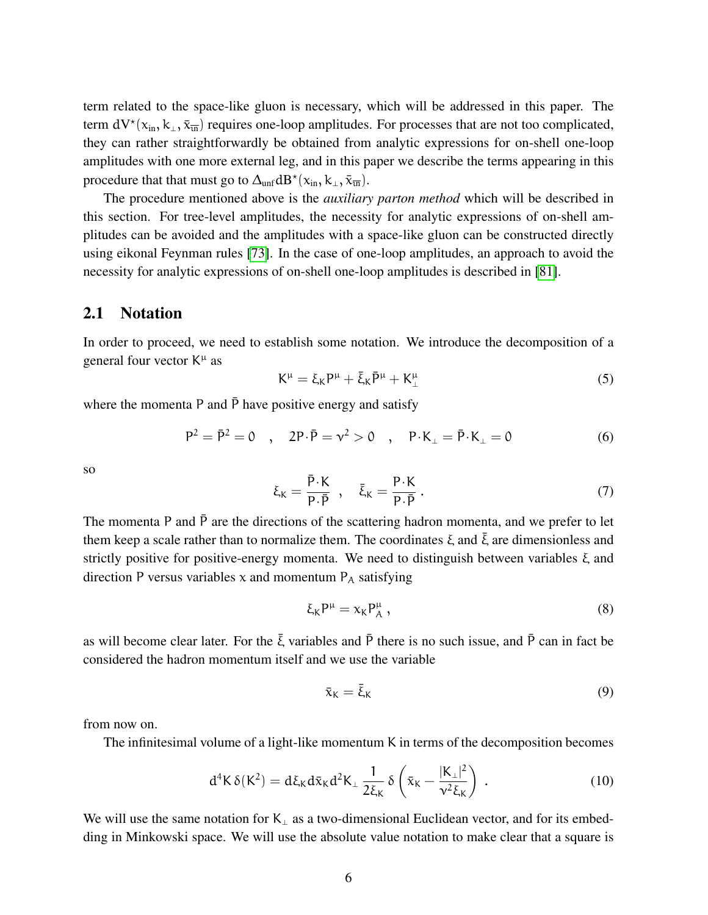term related to the space-like gluon is necessary, which will be addressed in this paper. The term $dV^\star(x_{in}, k_\perp, \bar{x}_{\overline{in}})$ requires one-loop amplitudes. For processes that are not too complicated, they can rather straightforwardly be obtained from analytic expressions for on-shell one-loop amplitudes with one more external leg, and in this paper we describe the terms appearing in this procedure that that must go to $\Delta_{unf} dB^\star(x_{in}, k_\perp, \bar{x}_{\overline{in}})$.

The procedure mentioned above is the *auxiliary parton method* which will be described in this section. For tree-level amplitudes, the necessity for analytic expressions of on-shell amplitudes can be avoided and the amplitudes with a space-like gluon can be constructed directly using eikonal Feynman rules [73]. In the case of one-loop amplitudes, an approach to avoid the necessity for analytic expressions of on-shell one-loop amplitudes is described in [81].

## 2.1 Notation

In order to proceed, we need to establish some notation. We introduce the decomposition of a general four vector $K^\mu$ as

$$K^\mu = \xi_K P^\mu + \bar{\xi}_K \bar{P}^\mu + K_\perp^\mu \tag{5}$$

where the momenta $P$ and $\bar{P}$ have positive energy and satisfy

$$P^2 = \bar{P}^2 = 0 \quad , \quad 2P\cdot\bar{P} = \nu^2 > 0 \quad , \quad P\cdot K_\perp = \bar{P}\cdot K_\perp = 0 \tag{6}$$

so

$$\xi_K = \frac{\bar{P}\cdot K}{P\cdot\bar{P}} \quad , \quad \bar{\xi}_K = \frac{P\cdot K}{P\cdot\bar{P}} \, . \tag{7}$$

The momenta $P$ and $\bar{P}$ are the directions of the scattering hadron momenta, and we prefer to let them keep a scale rather than to normalize them. The coordinates $\xi$ and $\bar{\xi}$ are dimensionless and strictly positive for positive-energy momenta. We need to distinguish between variables $\xi$ and direction $P$ versus variables $x$ and momentum $P_A$ satisfying

$$\xi_K P^\mu = x_K P_A^\mu \, , \tag{8}$$

as will become clear later. For the $\bar{\xi}$ variables and $\bar{P}$ there is no such issue, and $\bar{P}$ can in fact be considered the hadron momentum itself and we use the variable

$$\bar{x}_K = \bar{\xi}_K \tag{9}$$

from now on.

The infinitesimal volume of a light-like momentum $K$ in terms of the decomposition becomes

$$d^4K\,\delta(K^2) = d\xi_K d\bar{x}_K d^2K_\perp \, \frac{1}{2\xi_K}\, \delta\left(\bar{x}_K - \frac{|K_\perp|^2}{\nu^2 \xi_K}\right) \, . \tag{10}$$

We will use the same notation for $K_\perp$ as a two-dimensional Euclidean vector, and for its embedding in Minkowski space. We will use the absolute value notation to make clear that a square is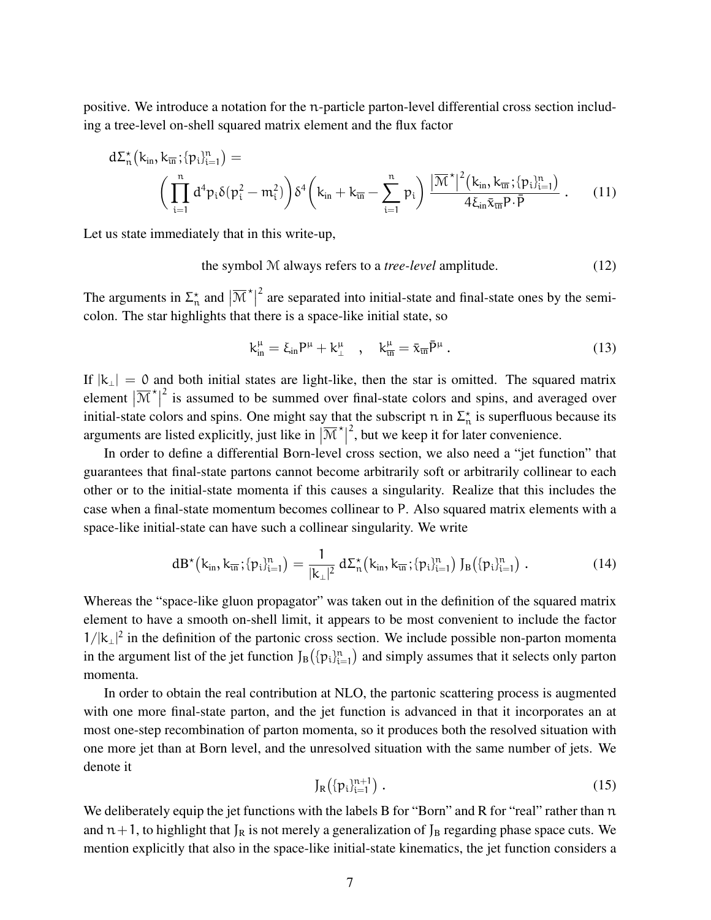positive. We introduce a notation for the $n$-particle parton-level differential cross section including a tree-level on-shell squared matrix element and the flux factor

$$d\Sigma^\star_n\big(k_{\text{in}}, k_{\overline{\text{in}}}\,;\{p_i\}_{i=1}^n\big) = \\ \left(\prod_{i=1}^n d^4p_i\,\delta(p_i^2-m_i^2)\right)\delta^4\!\left(k_{\text{in}}+k_{\overline{\text{in}}}-\sum_{i=1}^n p_i\right)\frac{\big|\overline{\mathcal{M}}^\star\big|^2\big(k_{\text{in}}, k_{\overline{\text{in}}}\,;\{p_i\}_{i=1}^n\big)}{4\xi_{\text{in}}\bar{x}_{\overline{\text{in}}}P\!\cdot\!\bar{P}}\;. \tag{11}$$

Let us state immediately that in this write-up,

$$\text{the symbol } \mathcal{M} \text{ always refers to a } \textit{tree-level} \text{ amplitude.} \tag{12}$$

The arguments in $\Sigma^\star_n$ and $\big|\overline{\mathcal{M}}^\star\big|^2$ are separated into initial-state and final-state ones by the semicolon. The star highlights that there is a space-like initial state, so

$$k_{\text{in}}^\mu = \xi_{\text{in}}P^\mu + k_\perp^\mu \quad , \quad k_{\overline{\text{in}}}^\mu = \bar{x}_{\overline{\text{in}}}\bar{P}^\mu\;. \tag{13}$$

If $|k_\perp| = 0$ and both initial states are light-like, then the star is omitted. The squared matrix element $\big|\overline{\mathcal{M}}^\star\big|^2$ is assumed to be summed over final-state colors and spins, and averaged over initial-state colors and spins. One might say that the subscript $n$ in $\Sigma^\star_n$ is superfluous because its arguments are listed explicitly, just like in $\big|\overline{\mathcal{M}}^\star\big|^2$, but we keep it for later convenience.

In order to define a differential Born-level cross section, we also need a "jet function" that guarantees that final-state partons cannot become arbitrarily soft or arbitrarily collinear to each other or to the initial-state momenta if this causes a singularity. Realize that this includes the case when a final-state momentum becomes collinear to $P$. Also squared matrix elements with a space-like initial-state can have such a collinear singularity. We write

$$dB^\star\big(k_{\text{in}}, k_{\overline{\text{in}}}\,;\{p_i\}_{i=1}^n\big) = \frac{1}{|k_\perp|^2}\,d\Sigma^\star_n\big(k_{\text{in}}, k_{\overline{\text{in}}}\,;\{p_i\}_{i=1}^n\big)\,J_B\big(\{p_i\}_{i=1}^n\big)\;. \tag{14}$$

Whereas the "space-like gluon propagator" was taken out in the definition of the squared matrix element to have a smooth on-shell limit, it appears to be most convenient to include the factor $1/|k_\perp|^2$ in the definition of the partonic cross section. We include possible non-parton momenta in the argument list of the jet function $J_B\big(\{p_i\}_{i=1}^n\big)$ and simply assumes that it selects only parton momenta.

In order to obtain the real contribution at NLO, the partonic scattering process is augmented with one more final-state parton, and the jet function is advanced in that it incorporates an at most one-step recombination of parton momenta, so it produces both the resolved situation with one more jet than at Born level, and the unresolved situation with the same number of jets. We denote it

$$J_R\big(\{p_i\}_{i=1}^{n+1}\big)\;. \tag{15}$$

We deliberately equip the jet functions with the labels B for "Born" and R for "real" rather than $n$ and $n+1$, to highlight that $J_R$ is not merely a generalization of $J_B$ regarding phase space cuts. We mention explicitly that also in the space-like initial-state kinematics, the jet function considers a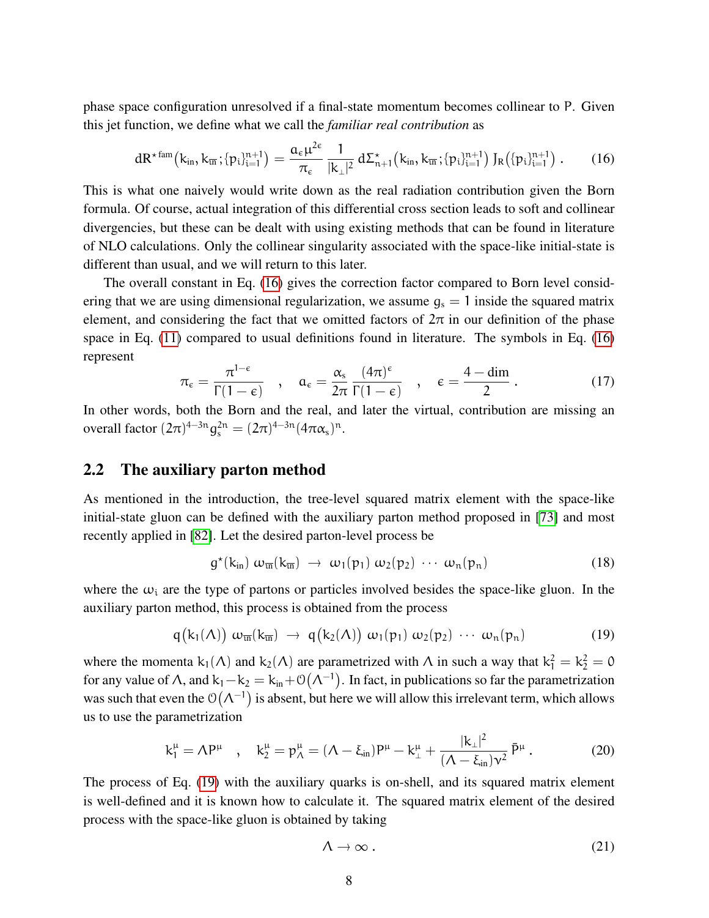phase space configuration unresolved if a final-state momentum becomes collinear to $P$. Given this jet function, we define what we call the *familiar real contribution* as

$$dR^{\star\,\mathrm{fam}}\big(k_{\mathrm{in}},k_{\overline{\mathrm{in}}};\{p_i\}_{i=1}^{n+1}\big) = \frac{a_\epsilon\mu^{2\epsilon}}{\pi_\epsilon}\,\frac{1}{|k_\perp|^2}\,d\Sigma^{\star}_{n+1}\big(k_{\mathrm{in}},k_{\overline{\mathrm{in}}};\{p_i\}_{i=1}^{n+1}\big)\,J_R\big(\{p_i\}_{i=1}^{n+1}\big)\,. \tag{16}$$

This is what one naively would write down as the real radiation contribution given the Born formula. Of course, actual integration of this differential cross section leads to soft and collinear divergencies, but these can be dealt with using existing methods that can be found in literature of NLO calculations. Only the collinear singularity associated with the space-like initial-state is different than usual, and we will return to this later.

The overall constant in Eq. (16) gives the correction factor compared to Born level considering that we are using dimensional regularization, we assume $g_s = 1$ inside the squared matrix element, and considering the fact that we omitted factors of $2\pi$ in our definition of the phase space in Eq. (11) compared to usual definitions found in literature. The symbols in Eq. (16) represent

$$\pi_\epsilon = \frac{\pi^{1-\epsilon}}{\Gamma(1-\epsilon)} \quad , \quad a_\epsilon = \frac{\alpha_s}{2\pi}\,\frac{(4\pi)^\epsilon}{\Gamma(1-\epsilon)} \quad , \quad \epsilon = \frac{4-\mathrm{dim}}{2}\,. \tag{17}$$

In other words, both the Born and the real, and later the virtual, contribution are missing an overall factor $(2\pi)^{4-3n}g_s^{2n} = (2\pi)^{4-3n}(4\pi\alpha_s)^n$.

## 2.2 The auxiliary parton method

As mentioned in the introduction, the tree-level squared matrix element with the space-like initial-state gluon can be defined with the auxiliary parton method proposed in [73] and most recently applied in [82]. Let the desired parton-level process be

$$g^\star(k_{\mathrm{in}})\;\omega_{\overline{\mathrm{in}}}(k_{\overline{\mathrm{in}}}) \;\to\; \omega_1(p_1)\;\omega_2(p_2)\;\cdots\;\omega_n(p_n) \tag{18}$$

where the $\omega_i$ are the type of partons or particles involved besides the space-like gluon. In the auxiliary parton method, this process is obtained from the process

$$q\big(k_1(\Lambda)\big)\;\omega_{\overline{\mathrm{in}}}(k_{\overline{\mathrm{in}}}) \;\to\; q\big(k_2(\Lambda)\big)\;\omega_1(p_1)\;\omega_2(p_2)\;\cdots\;\omega_n(p_n) \tag{19}$$

where the momenta $k_1(\Lambda)$ and $k_2(\Lambda)$ are parametrized with $\Lambda$ in such a way that $k_1^2 = k_2^2 = 0$ for any value of $\Lambda$, and $k_1 - k_2 = k_{\mathrm{in}} + \mathcal{O}\big(\Lambda^{-1}\big)$. In fact, in publications so far the parametrization was such that even the $\mathcal{O}\big(\Lambda^{-1}\big)$ is absent, but here we will allow this irrelevant term, which allows us to use the parametrization

$$k_1^\mu = \Lambda P^\mu \quad , \quad k_2^\mu = p_\Lambda^\mu = (\Lambda - \xi_{\mathrm{in}})P^\mu - k_\perp^\mu + \frac{|k_\perp|^2}{(\Lambda-\xi_{\mathrm{in}})\nu^2}\,\bar{P}^\mu\,. \tag{20}$$

The process of Eq. (19) with the auxiliary quarks is on-shell, and its squared matrix element is well-defined and it is known how to calculate it. The squared matrix element of the desired process with the space-like gluon is obtained by taking

$$\Lambda \to \infty\,. \tag{21}$$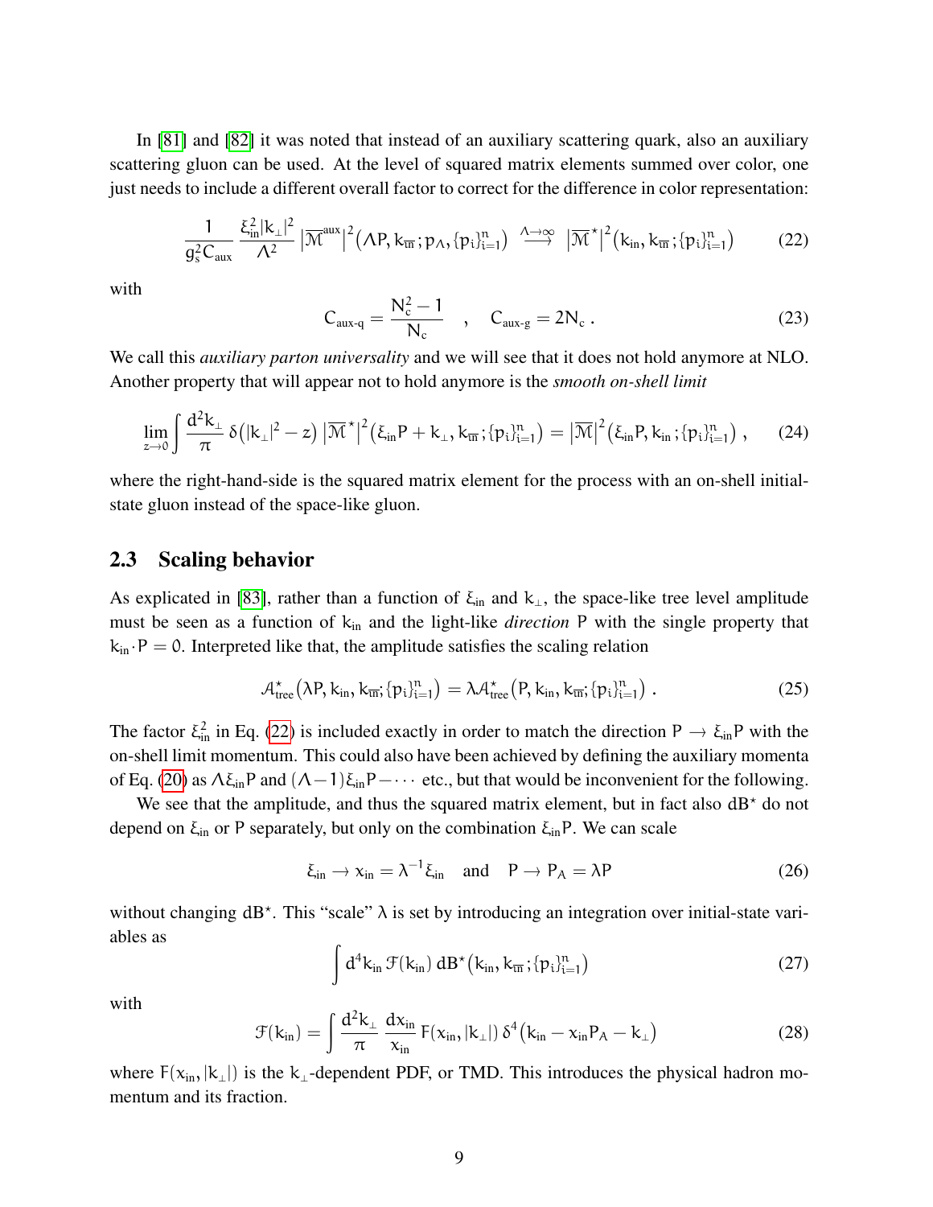In [81] and [82] it was noted that instead of an auxiliary scattering quark, also an auxiliary scattering gluon can be used. At the level of squared matrix elements summed over color, one just needs to include a different overall factor to correct for the difference in color representation:

$$\frac{1}{g_s^2 C_{\text{aux}}} \frac{\xi_{\text{in}}^2 |k_\perp|^2}{\Lambda^2} \left|\overline{\mathcal{M}}^{\text{aux}}\right|^2 \left(\Lambda P, k_{\overline{\text{in}}}; p_\Lambda, \{p_i\}_{i=1}^n\right) \xrightarrow{\Lambda\to\infty} \left|\overline{\mathcal{M}}^\star\right|^2 \left(k_{\text{in}}, k_{\overline{\text{in}}}; \{p_i\}_{i=1}^n\right) \tag{22}$$

with

$$C_{\text{aux-q}} = \frac{N_c^2 - 1}{N_c} \quad , \quad C_{\text{aux-g}} = 2N_c \,. \tag{23}$$

We call this *auxiliary parton universality* and we will see that it does not hold anymore at NLO. Another property that will appear not to hold anymore is the *smooth on-shell limit*

$$\lim_{z\to 0} \int \frac{d^2k_\perp}{\pi}\, \delta\left(|k_\perp|^2 - z\right) \left|\overline{\mathcal{M}}^\star\right|^2 \left(\xi_{\text{in}} P + k_\perp, k_{\overline{\text{in}}}; \{p_i\}_{i=1}^n\right) = \left|\overline{\mathcal{M}}\right|^2 \left(\xi_{\text{in}} P, k_{\text{in}}; \{p_i\}_{i=1}^n\right) , \tag{24}$$

where the right-hand-side is the squared matrix element for the process with an on-shell initial-state gluon instead of the space-like gluon.

## 2.3 Scaling behavior

As explicated in [83], rather than a function of $\xi_{\text{in}}$ and $k_\perp$, the space-like tree level amplitude must be seen as a function of $k_{\text{in}}$ and the light-like *direction* $P$ with the single property that $k_{\text{in}} \cdot P = 0$. Interpreted like that, the amplitude satisfies the scaling relation

$$\mathcal{A}^\star_{\text{tree}}\left(\lambda P, k_{\text{in}}, k_{\overline{\text{in}}}; \{p_i\}_{i=1}^n\right) = \lambda \mathcal{A}^\star_{\text{tree}}\left(P, k_{\text{in}}, k_{\overline{\text{in}}}; \{p_i\}_{i=1}^n\right) . \tag{25}$$

The factor $\xi_{\text{in}}^2$ in Eq. (22) is included exactly in order to match the direction $P \to \xi_{\text{in}} P$ with the on-shell limit momentum. This could also have been achieved by defining the auxiliary momenta of Eq. (20) as $\Lambda \xi_{\text{in}} P$ and $(\Lambda - 1)\xi_{\text{in}} P - \cdots$ etc., but that would be inconvenient for the following.

We see that the amplitude, and thus the squared matrix element, but in fact also $dB^\star$ do not depend on $\xi_{\text{in}}$ or $P$ separately, but only on the combination $\xi_{\text{in}} P$. We can scale

$$\xi_{\text{in}} \to x_{\text{in}} = \lambda^{-1} \xi_{\text{in}} \quad \text{and} \quad P \to P_A = \lambda P \tag{26}$$

without changing $dB^\star$. This "scale" $\lambda$ is set by introducing an integration over initial-state variables as

$$\int d^4k_{\text{in}}\, \mathcal{F}(k_{\text{in}})\, dB^\star\left(k_{\text{in}}, k_{\overline{\text{in}}}; \{p_i\}_{i=1}^n\right) \tag{27}$$

with

$$\mathcal{F}(k_{\text{in}}) = \int \frac{d^2k_\perp}{\pi} \frac{dx_{\text{in}}}{x_{\text{in}}}\, F(x_{\text{in}}, |k_\perp|)\, \delta^4\left(k_{\text{in}} - x_{\text{in}} P_A - k_\perp\right) \tag{28}$$

where $F(x_{\text{in}}, |k_\perp|)$ is the $k_\perp$-dependent PDF, or TMD. This introduces the physical hadron momentum and its fraction.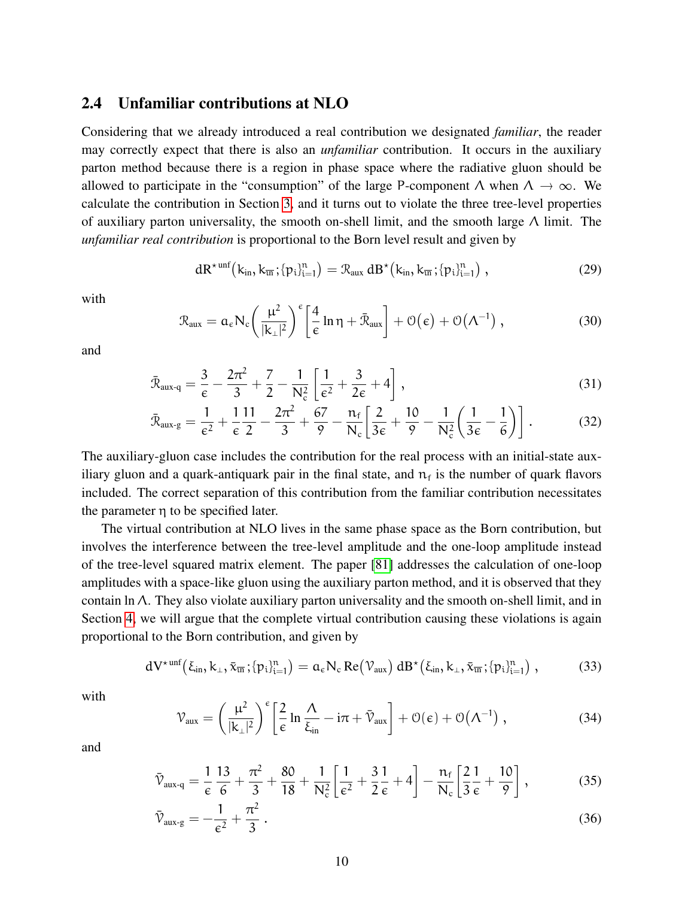## 2.4 Unfamiliar contributions at NLO

Considering that we already introduced a real contribution we designated *familiar*, the reader may correctly expect that there is also an *unfamiliar* contribution. It occurs in the auxiliary parton method because there is a region in phase space where the radiative gluon should be allowed to participate in the "consumption" of the large P-component $\Lambda$ when $\Lambda \to \infty$. We calculate the contribution in Section 3, and it turns out to violate the three tree-level properties of auxiliary parton universality, the smooth on-shell limit, and the smooth large $\Lambda$ limit. The *unfamiliar real contribution* is proportional to the Born level result and given by

$$dR^{\star\,\mathrm{unf}}\big(k_{\mathrm{in}}, k_{\overline{\mathrm{in}}}; \{p_i\}_{i=1}^{n}\big) = \mathcal{R}_{\mathrm{aux}}\, dB^{\star}\big(k_{\mathrm{in}}, k_{\overline{\mathrm{in}}}; \{p_i\}_{i=1}^{n}\big)\ , \tag{29}$$

with

$$\mathcal{R}_{\mathrm{aux}} = a_{\epsilon} N_c \left(\frac{\mu^2}{|k_{\perp}|^2}\right)^{\epsilon} \left[\frac{4}{\epsilon}\ln\eta + \bar{\mathcal{R}}_{\mathrm{aux}}\right] + \mathcal{O}(\epsilon) + \mathcal{O}(\Lambda^{-1})\ , \tag{30}$$

and

$$\bar{\mathcal{R}}_{\text{aux-q}} = \frac{3}{\epsilon} - \frac{2\pi^2}{3} + \frac{7}{2} - \frac{1}{N_c^2}\left[\frac{1}{\epsilon^2} + \frac{3}{2\epsilon} + 4\right]\ , \tag{31}$$

$$\bar{\mathcal{R}}_{\text{aux-g}} = \frac{1}{\epsilon^2} + \frac{1}{\epsilon}\frac{11}{2} - \frac{2\pi^2}{3} + \frac{67}{9} - \frac{n_f}{N_c}\left[\frac{2}{3\epsilon} + \frac{10}{9} - \frac{1}{N_c^2}\left(\frac{1}{3\epsilon} - \frac{1}{6}\right)\right]\ . \tag{32}$$

The auxiliary-gluon case includes the contribution for the real process with an initial-state auxiliary gluon and a quark-antiquark pair in the final state, and $n_f$ is the number of quark flavors included. The correct separation of this contribution from the familiar contribution necessitates the parameter $\eta$ to be specified later.

The virtual contribution at NLO lives in the same phase space as the Born contribution, but involves the interference between the tree-level amplitude and the one-loop amplitude instead of the tree-level squared matrix element. The paper [81] addresses the calculation of one-loop amplitudes with a space-like gluon using the auxiliary parton method, and it is observed that they contain $\ln\Lambda$. They also violate auxiliary parton universality and the smooth on-shell limit, and in Section 4, we will argue that the complete virtual contribution causing these violations is again proportional to the Born contribution, and given by

$$dV^{\star\,\mathrm{unf}}\big(\xi_{\mathrm{in}}, k_{\perp}, \bar{x}_{\overline{\mathrm{in}}}; \{p_i\}_{i=1}^{n}\big) = a_{\epsilon} N_c\, \mathrm{Re}\big(\mathcal{V}_{\mathrm{aux}}\big)\, dB^{\star}\big(\xi_{\mathrm{in}}, k_{\perp}, \bar{x}_{\overline{\mathrm{in}}}; \{p_i\}_{i=1}^{n}\big)\ , \tag{33}$$

with

$$\mathcal{V}_{\mathrm{aux}} = \left(\frac{\mu^2}{|k_{\perp}|^2}\right)^{\epsilon} \left[\frac{2}{\epsilon}\ln\frac{\Lambda}{\xi_{\mathrm{in}}} - i\pi + \bar{\mathcal{V}}_{\mathrm{aux}}\right] + \mathcal{O}(\epsilon) + \mathcal{O}(\Lambda^{-1})\ , \tag{34}$$

and

$$\bar{\mathcal{V}}_{\text{aux-q}} = \frac{1}{\epsilon}\frac{13}{6} + \frac{\pi^2}{3} + \frac{80}{18} + \frac{1}{N_c^2}\left[\frac{1}{\epsilon^2} + \frac{3}{2}\frac{1}{\epsilon} + 4\right] - \frac{n_f}{N_c}\left[\frac{2}{3}\frac{1}{\epsilon} + \frac{10}{9}\right]\ , \tag{35}$$

$$\bar{\mathcal{V}}_{\text{aux-g}} = -\frac{1}{\epsilon^2} + \frac{\pi^2}{3}\ . \tag{36}$$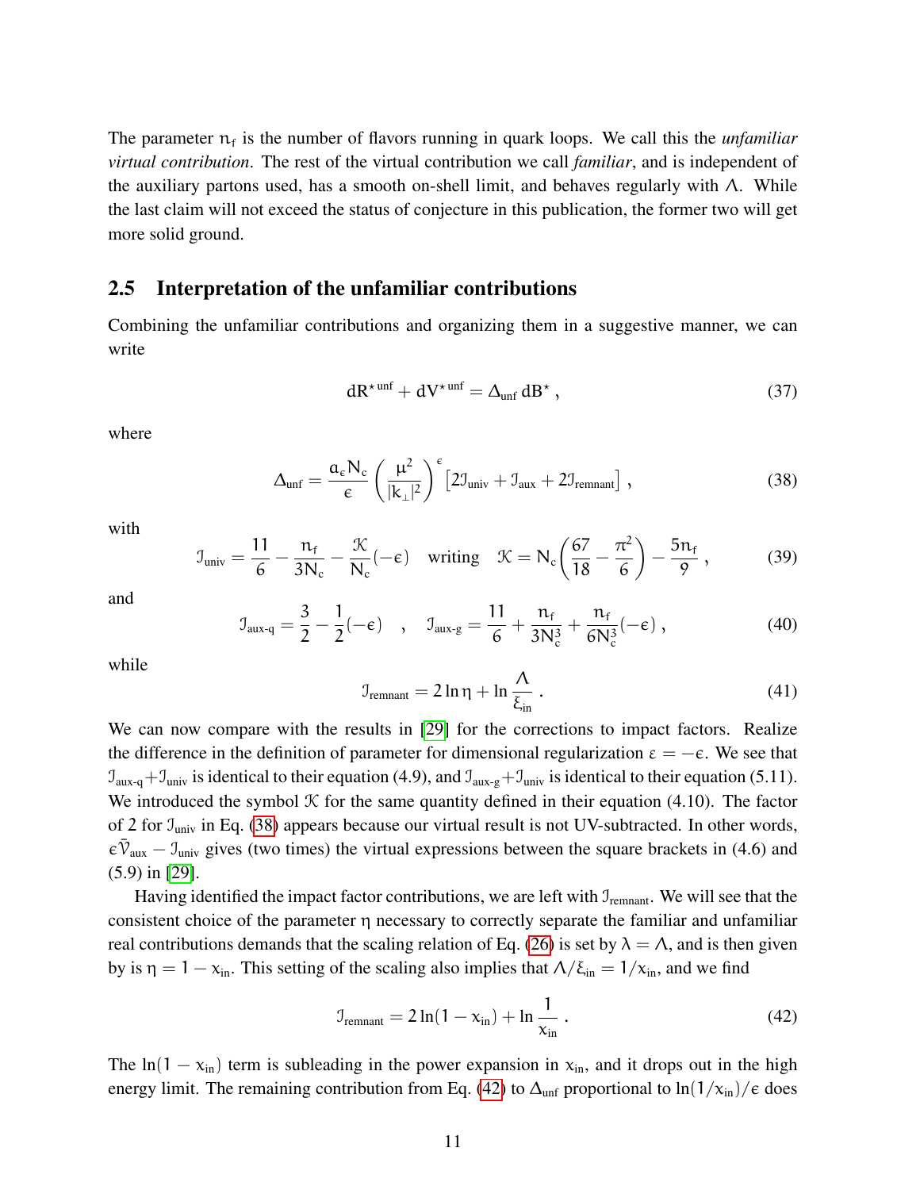The parameter $n_f$ is the number of flavors running in quark loops. We call this the *unfamiliar virtual contribution*. The rest of the virtual contribution we call *familiar*, and is independent of the auxiliary partons used, has a smooth on-shell limit, and behaves regularly with $\Lambda$. While the last claim will not exceed the status of conjecture in this publication, the former two will get more solid ground.

## 2.5 Interpretation of the unfamiliar contributions

Combining the unfamiliar contributions and organizing them in a suggestive manner, we can write

$$dR^{\star\,\mathrm{unf}} + dV^{\star\,\mathrm{unf}} = \Delta_{\mathrm{unf}}\, dB^{\star}\ , \tag{37}$$

where

$$\Delta_{\mathrm{unf}} = \frac{a_\epsilon N_c}{\epsilon}\left(\frac{\mu^2}{|k_\perp|^2}\right)^{\epsilon}\left[2\mathcal{I}_{\mathrm{univ}} + \mathcal{I}_{\mathrm{aux}} + 2\mathcal{I}_{\mathrm{remnant}}\right]\ , \tag{38}$$

with

$$\mathcal{I}_{\mathrm{univ}} = \frac{11}{6} - \frac{n_f}{3N_c} - \frac{\mathcal{K}}{N_c}(-\epsilon) \quad \text{writing} \quad \mathcal{K} = N_c\left(\frac{67}{18} - \frac{\pi^2}{6}\right) - \frac{5n_f}{9}\ , \tag{39}$$

and

$$\mathcal{I}_{\mathrm{aux\text{-}q}} = \frac{3}{2} - \frac{1}{2}(-\epsilon) \quad , \quad \mathcal{I}_{\mathrm{aux\text{-}g}} = \frac{11}{6} + \frac{n_f}{3N_c^3} + \frac{n_f}{6N_c^3}(-\epsilon)\ , \tag{40}$$

while

$$\mathcal{I}_{\mathrm{remnant}} = 2\ln\eta + \ln\frac{\Lambda}{\xi_{\mathrm{in}}}\ . \tag{41}$$

We can now compare with the results in [29] for the corrections to impact factors. Realize the difference in the definition of parameter for dimensional regularization $\varepsilon = -\epsilon$. We see that $\mathcal{I}_{\mathrm{aux\text{-}q}} + \mathcal{I}_{\mathrm{univ}}$ is identical to their equation (4.9), and $\mathcal{I}_{\mathrm{aux\text{-}g}} + \mathcal{I}_{\mathrm{univ}}$ is identical to their equation (5.11). We introduced the symbol $\mathcal{K}$ for the same quantity defined in their equation (4.10). The factor of 2 for $\mathcal{I}_{\mathrm{univ}}$ in Eq. (38) appears because our virtual result is not UV-subtracted. In other words, $\epsilon\bar{\mathcal{V}}_{\mathrm{aux}} - \mathcal{I}_{\mathrm{univ}}$ gives (two times) the virtual expressions between the square brackets in (4.6) and (5.9) in [29].

Having identified the impact factor contributions, we are left with $\mathcal{I}_{\mathrm{remnant}}$. We will see that the consistent choice of the parameter $\eta$ necessary to correctly separate the familiar and unfamiliar real contributions demands that the scaling relation of Eq. (26) is set by $\lambda = \Lambda$, and is then given by is $\eta = 1 - x_{\mathrm{in}}$. This setting of the scaling also implies that $\Lambda/\xi_{\mathrm{in}} = 1/x_{\mathrm{in}}$, and we find

$$\mathcal{I}_{\mathrm{remnant}} = 2\ln(1 - x_{\mathrm{in}}) + \ln\frac{1}{x_{\mathrm{in}}}\ . \tag{42}$$

The $\ln(1 - x_{\mathrm{in}})$ term is subleading in the power expansion in $x_{\mathrm{in}}$, and it drops out in the high energy limit. The remaining contribution from Eq. (42) to $\Delta_{\mathrm{unf}}$ proportional to $\ln(1/x_{\mathrm{in}})/\epsilon$ does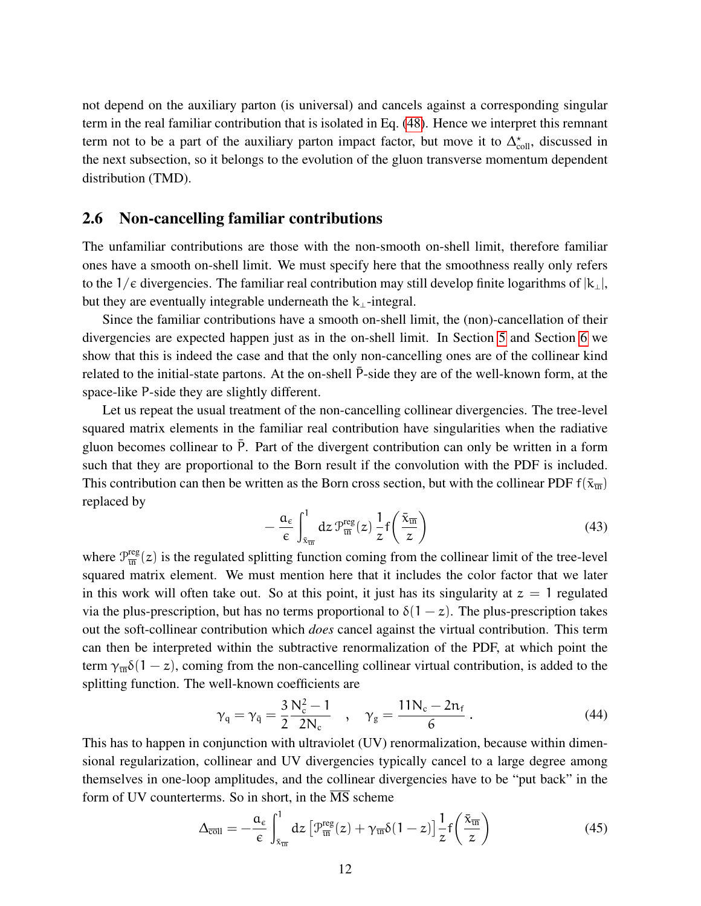not depend on the auxiliary parton (is universal) and cancels against a corresponding singular term in the real familiar contribution that is isolated in Eq. (48). Hence we interpret this remnant term not to be a part of the auxiliary parton impact factor, but move it to $\Delta^{\star}_{\text{coll}}$, discussed in the next subsection, so it belongs to the evolution of the gluon transverse momentum dependent distribution (TMD).

## 2.6 Non-cancelling familiar contributions

The unfamiliar contributions are those with the non-smooth on-shell limit, therefore familiar ones have a smooth on-shell limit. We must specify here that the smoothness really only refers to the $1/\epsilon$ divergencies. The familiar real contribution may still develop finite logarithms of $|k_\perp|$, but they are eventually integrable underneath the $k_\perp$-integral.

Since the familiar contributions have a smooth on-shell limit, the (non)-cancellation of their divergencies are expected happen just as in the on-shell limit. In Section 5 and Section 6 we show that this is indeed the case and that the only non-cancelling ones are of the collinear kind related to the initial-state partons. At the on-shell $\bar{P}$-side they are of the well-known form, at the space-like $P$-side they are slightly different.

Let us repeat the usual treatment of the non-cancelling collinear divergencies. The tree-level squared matrix elements in the familiar real contribution have singularities when the radiative gluon becomes collinear to $\bar{P}$. Part of the divergent contribution can only be written in a form such that they are proportional to the Born result if the convolution with the PDF is included. This contribution can then be written as the Born cross section, but with the collinear PDF $f(\bar{x}_{\overline{\mathrm{in}}})$ replaced by

$$
-\frac{a_\epsilon}{\epsilon}\int_{\bar{x}_{\overline{\mathrm{in}}}}^{1} dz\, \mathcal{P}^{\text{reg}}_{\overline{\mathrm{in}}}(z)\,\frac{1}{z}f\!\left(\frac{\bar{x}_{\overline{\mathrm{in}}}}{z}\right) \tag{43}
$$

where $\mathcal{P}^{\text{reg}}_{\overline{\mathrm{in}}}(z)$ is the regulated splitting function coming from the collinear limit of the tree-level squared matrix element. We must mention here that it includes the color factor that we later in this work will often take out. So at this point, it just has its singularity at $z = 1$ regulated via the plus-prescription, but has no terms proportional to $\delta(1-z)$. The plus-prescription takes out the soft-collinear contribution which *does* cancel against the virtual contribution. This term can then be interpreted within the subtractive renormalization of the PDF, at which point the term $\gamma_{\overline{\mathrm{in}}}\delta(1-z)$, coming from the non-cancelling collinear virtual contribution, is added to the splitting function. The well-known coefficients are

$$
\gamma_q = \gamma_{\bar{q}} = \frac{3}{2}\frac{N_c^2-1}{2N_c} \quad , \quad \gamma_g = \frac{11N_c - 2n_f}{6}\,. \tag{44}
$$

This has to happen in conjunction with ultraviolet (UV) renormalization, because within dimensional regularization, collinear and UV divergencies typically cancel to a large degree among themselves in one-loop amplitudes, and the collinear divergencies have to be "put back" in the form of UV counterterms. So in short, in the $\overline{\text{MS}}$ scheme

$$
\Delta_{\overline{\text{coll}}} = -\frac{a_\epsilon}{\epsilon}\int_{\bar{x}_{\overline{\mathrm{in}}}}^{1} dz\,\left[\mathcal{P}^{\text{reg}}_{\overline{\mathrm{in}}}(z) + \gamma_{\overline{\mathrm{in}}}\delta(1-z)\right]\frac{1}{z}f\!\left(\frac{\bar{x}_{\overline{\mathrm{in}}}}{z}\right) \tag{45}
$$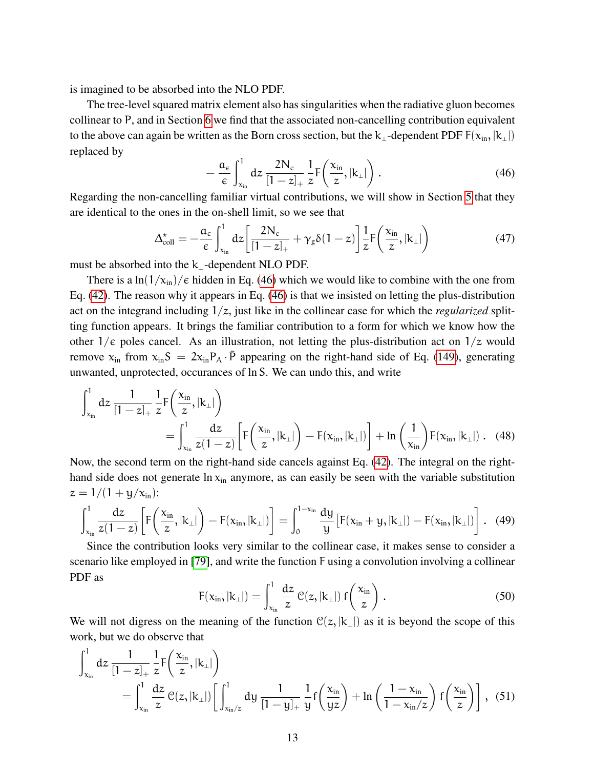is imagined to be absorbed into the NLO PDF.

The tree-level squared matrix element also has singularities when the radiative gluon becomes collinear to $P$, and in Section 6 we find that the associated non-cancelling contribution equivalent to the above can again be written as the Born cross section, but the $k_\perp$-dependent PDF $F(x_{\text{in}}, |k_\perp|)$ replaced by

$$
-\frac{a_\epsilon}{\epsilon}\int_{x_{\text{in}}}^{1} dz\, \frac{2N_c}{[1-z]_+}\,\frac{1}{z}F\left(\frac{x_{\text{in}}}{z}, |k_\perp|\right) . \tag{46}
$$

Regarding the non-cancelling familiar virtual contributions, we will show in Section 5 that they are identical to the ones in the on-shell limit, so we see that

$$
\Delta^{\star}_{\text{coll}} = -\frac{a_\epsilon}{\epsilon}\int_{x_{\text{in}}}^{1} dz\left[\frac{2N_c}{[1-z]_+} + \gamma_g\delta(1-z)\right]\frac{1}{z}F\left(\frac{x_{\text{in}}}{z}, |k_\perp|\right) \tag{47}
$$

must be absorbed into the $k_\perp$-dependent NLO PDF.

There is a $\ln(1/x_{\text{in}})/\epsilon$ hidden in Eq. (46) which we would like to combine with the one from Eq. (42). The reason why it appears in Eq. (46) is that we insisted on letting the plus-distribution act on the integrand including $1/z$, just like in the collinear case for which the *regularized* splitting function appears. It brings the familiar contribution to a form for which we know how the other $1/\epsilon$ poles cancel. As an illustration, not letting the plus-distribution act on $1/z$ would remove $x_{\text{in}}$ from $x_{\text{in}}S = 2x_{\text{in}}P_A\cdot\bar{P}$ appearing on the right-hand side of Eq. (149), generating unwanted, unprotected, occurances of $\ln S$. We can undo this, and write

$$
\int_{x_{\text{in}}}^{1} dz\, \frac{1}{[1-z]_+}\,\frac{1}{z}F\left(\frac{x_{\text{in}}}{z}, |k_\perp|\right) = \int_{x_{\text{in}}}^{1}\frac{dz}{z(1-z)}\left[F\left(\frac{x_{\text{in}}}{z}, |k_\perp|\right) - F(x_{\text{in}}, |k_\perp|)\right] + \ln\left(\frac{1}{x_{\text{in}}}\right)F(x_{\text{in}}, |k_\perp|) . \tag{48}
$$

Now, the second term on the right-hand side cancels against Eq. (42). The integral on the right-hand side does not generate $\ln x_{\text{in}}$ anymore, as can easily be seen with the variable substitution $z = 1/(1+y/x_{\text{in}})$:

$$
\int_{x_{\text{in}}}^{1}\frac{dz}{z(1-z)}\left[F\left(\frac{x_{\text{in}}}{z}, |k_\perp|\right) - F(x_{\text{in}}, |k_\perp|)\right] = \int_{0}^{1-x_{\text{in}}}\frac{dy}{y}\left[F(x_{\text{in}}+y, |k_\perp|) - F(x_{\text{in}}, |k_\perp|)\right] . \tag{49}
$$

Since the contribution looks very similar to the collinear case, it makes sense to consider a scenario like employed in [79], and write the function $F$ using a convolution involving a collinear PDF as

$$
F(x_{\text{in}}, |k_\perp|) = \int_{x_{\text{in}}}^{1}\frac{dz}{z}\,\mathcal{C}(z, |k_\perp|)\, f\left(\frac{x_{\text{in}}}{z}\right) . \tag{50}
$$

We will not digress on the meaning of the function $\mathcal{C}(z, |k_\perp|)$ as it is beyond the scope of this work, but we do observe that

$$
\int_{x_{\text{in}}}^{1} dz\, \frac{1}{[1-z]_+}\,\frac{1}{z}F\left(\frac{x_{\text{in}}}{z}, |k_\perp|\right) = \int_{x_{\text{in}}}^{1}\frac{dz}{z}\,\mathcal{C}(z, |k_\perp|)\left[\int_{x_{\text{in}}/z}^{1} dy\,\frac{1}{[1-y]_+}\,\frac{1}{y}f\left(\frac{x_{\text{in}}}{yz}\right) + \ln\left(\frac{1-x_{\text{in}}}{1-x_{\text{in}}/z}\right)f\left(\frac{x_{\text{in}}}{z}\right)\right] , \tag{51}
$$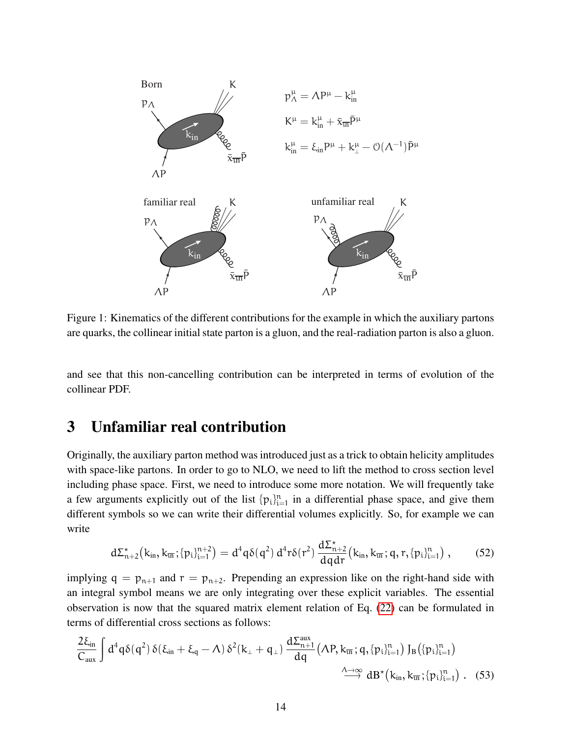Born

$$p_\Lambda^\mu = \Lambda P^\mu - k_{\text{in}}^\mu$$

$$K^\mu = k_{\text{in}}^\mu + \bar{x}_{\overline{\text{in}}}\bar{P}^\mu$$

$$k_{\text{in}}^\mu = \xi_{\text{in}} P^\mu + k_\perp^\mu - \mathcal{O}(\Lambda^{-1})\bar{P}^\mu$$

familiar real

unfamiliar real

Figure 1: Kinematics of the different contributions for the example in which the auxiliary partons are quarks, the collinear initial state parton is a gluon, and the real-radiation parton is also a gluon.

and see that this non-cancelling contribution can be interpreted in terms of evolution of the collinear PDF.

# 3 Unfamiliar real contribution

Originally, the auxiliary parton method was introduced just as a trick to obtain helicity amplitudes with space-like partons. In order to go to NLO, we need to lift the method to cross section level including phase space. First, we need to introduce some more notation. We will frequently take a few arguments explicitly out of the list $\{p_i\}_{i=1}^n$ in a differential phase space, and give them different symbols so we can write their differential volumes explicitly. So, for example we can write

$$d\Sigma_{n+2}^\star\big(k_{\text{in}}, k_{\overline{\text{in}}}; \{p_i\}_{i=1}^{n+2}\big) = d^4q\,\delta(q^2)\,d^4r\,\delta(r^2)\,\frac{d\Sigma_{n+2}^\star}{dq\,dr}\big(k_{\text{in}}, k_{\overline{\text{in}}}; q, r, \{p_i\}_{i=1}^n\big)\;, \tag{52}$$

implying $q = p_{n+1}$ and $r = p_{n+2}$. Prepending an expression like on the right-hand side with an integral symbol means we are only integrating over these explicit variables. The essential observation is now that the squared matrix element relation of Eq. (22) can be formulated in terms of differential cross sections as follows:

$$\frac{2\xi_{\text{in}}}{C_{\text{aux}}}\int d^4q\,\delta(q^2)\,\delta(\xi_{\text{in}} + \xi_q - \Lambda)\,\delta^2(k_\perp + q_\perp)\,\frac{d\Sigma_{n+1}^{\text{aux}}}{dq}\big(\Lambda P, k_{\overline{\text{in}}}; q, \{p_i\}_{i=1}^n\big)\,J_B\big(\{p_i\}_{i=1}^n\big)$$
$$\overset{\Lambda\to\infty}{\longrightarrow}\; dB^\star\big(k_{\text{in}}, k_{\overline{\text{in}}}; \{p_i\}_{i=1}^n\big)\;. \tag{53}$$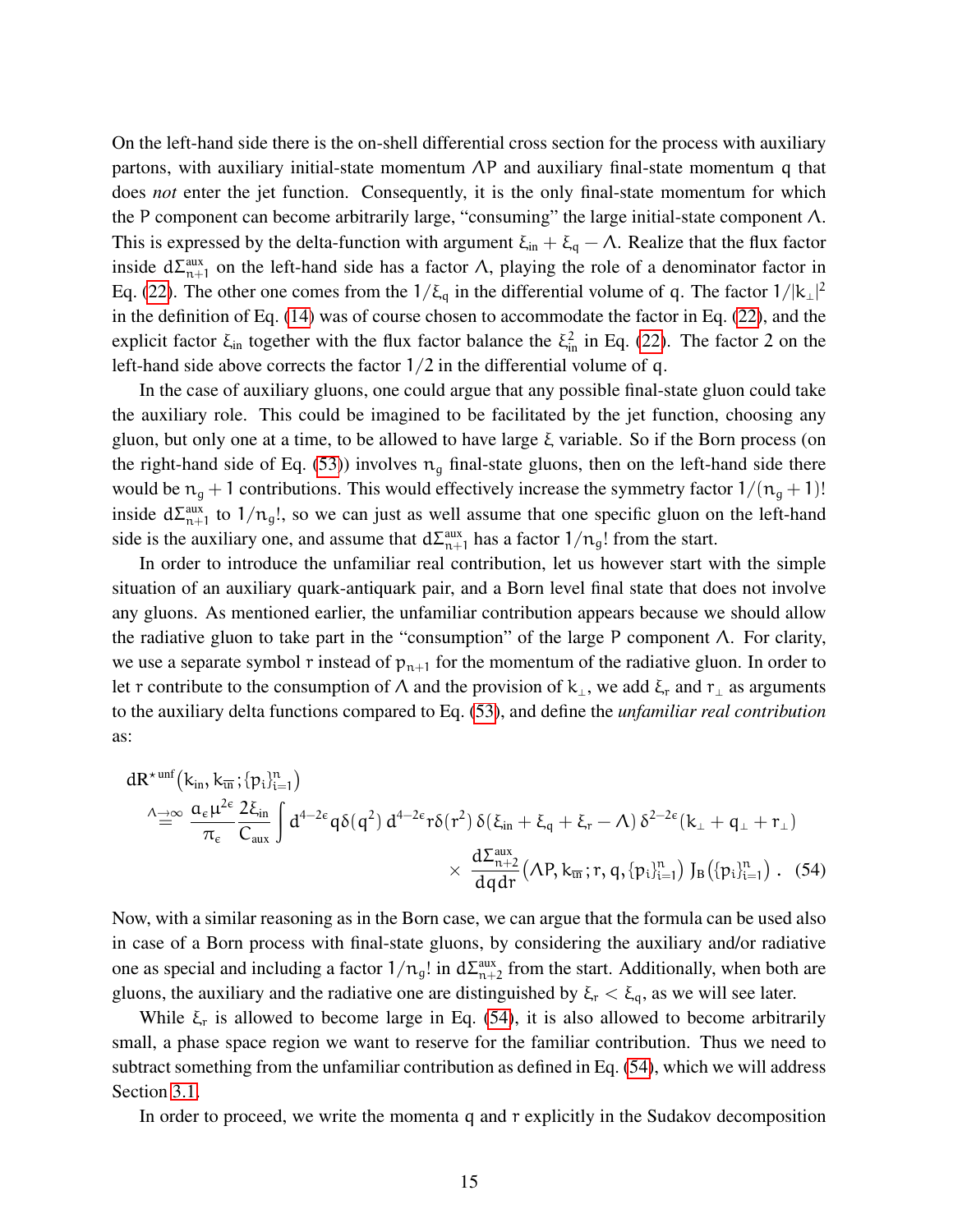On the left-hand side there is the on-shell differential cross section for the process with auxiliary partons, with auxiliary initial-state momentum $\Lambda P$ and auxiliary final-state momentum $q$ that does *not* enter the jet function. Consequently, it is the only final-state momentum for which the $P$ component can become arbitrarily large, "consuming" the large initial-state component $\Lambda$. This is expressed by the delta-function with argument $\xi_{\mathrm{in}} + \xi_q - \Lambda$. Realize that the flux factor inside $d\Sigma^{\mathrm{aux}}_{n+1}$ on the left-hand side has a factor $\Lambda$, playing the role of a denominator factor in Eq. (22). The other one comes from the $1/\xi_q$ in the differential volume of $q$. The factor $1/|k_\perp|^2$ in the definition of Eq. (14) was of course chosen to accommodate the factor in Eq. (22), and the explicit factor $\xi_{\mathrm{in}}$ together with the flux factor balance the $\xi_{\mathrm{in}}^2$ in Eq. (22). The factor 2 on the left-hand side above corrects the factor $1/2$ in the differential volume of $q$.

In the case of auxiliary gluons, one could argue that any possible final-state gluon could take the auxiliary role. This could be imagined to be facilitated by the jet function, choosing any gluon, but only one at a time, to be allowed to have large $\xi$ variable. So if the Born process (on the right-hand side of Eq. (53)) involves $n_g$ final-state gluons, then on the left-hand side there would be $n_g + 1$ contributions. This would effectively increase the symmetry factor $1/(n_g+1)!$ inside $d\Sigma^{\mathrm{aux}}_{n+1}$ to $1/n_g!$, so we can just as well assume that one specific gluon on the left-hand side is the auxiliary one, and assume that $d\Sigma^{\mathrm{aux}}_{n+1}$ has a factor $1/n_g!$ from the start.

In order to introduce the unfamiliar real contribution, let us however start with the simple situation of an auxiliary quark-antiquark pair, and a Born level final state that does not involve any gluons. As mentioned earlier, the unfamiliar contribution appears because we should allow the radiative gluon to take part in the "consumption" of the large $P$ component $\Lambda$. For clarity, we use a separate symbol $r$ instead of $p_{n+1}$ for the momentum of the radiative gluon. In order to let $r$ contribute to the consumption of $\Lambda$ and the provision of $k_\perp$, we add $\xi_r$ and $r_\perp$ as arguments to the auxiliary delta functions compared to Eq. (53), and define the *unfamiliar real contribution* as:

$$
\begin{aligned}
&dR^{\star\,\mathrm{unf}}\big(k_{\mathrm{in}}, k_{\overline{\mathrm{in}}}\,; \{p_i\}_{i=1}^n\big) \\
&\overset{\Lambda\to\infty}{=} \frac{\alpha_\epsilon \mu^{2\epsilon}}{\pi_\epsilon}\frac{2\xi_{\mathrm{in}}}{C_{\mathrm{aux}}}\int d^{4-2\epsilon}q\,\delta(q^2)\, d^{4-2\epsilon}r\,\delta(r^2)\,\delta(\xi_{\mathrm{in}}+\xi_q+\xi_r-\Lambda)\,\delta^{2-2\epsilon}(k_\perp+q_\perp+r_\perp) \\
&\qquad\qquad\times \frac{d\Sigma^{\mathrm{aux}}_{n+2}}{dq\,dr}\big(\Lambda P, k_{\overline{\mathrm{in}}}\,; r, q, \{p_i\}_{i=1}^n\big)\, J_B\big(\{p_i\}_{i=1}^n\big)\ . \quad (54)
\end{aligned}
$$

Now, with a similar reasoning as in the Born case, we can argue that the formula can be used also in case of a Born process with final-state gluons, by considering the auxiliary and/or radiative one as special and including a factor $1/n_g!$ in $d\Sigma^{\mathrm{aux}}_{n+2}$ from the start. Additionally, when both are gluons, the auxiliary and the radiative one are distinguished by $\xi_r < \xi_q$, as we will see later.

While $\xi_r$ is allowed to become large in Eq. (54), it is also allowed to become arbitrarily small, a phase space region we want to reserve for the familiar contribution. Thus we need to subtract something from the unfamiliar contribution as defined in Eq. (54), which we will address Section 3.1.

In order to proceed, we write the momenta $q$ and $r$ explicitly in the Sudakov decomposition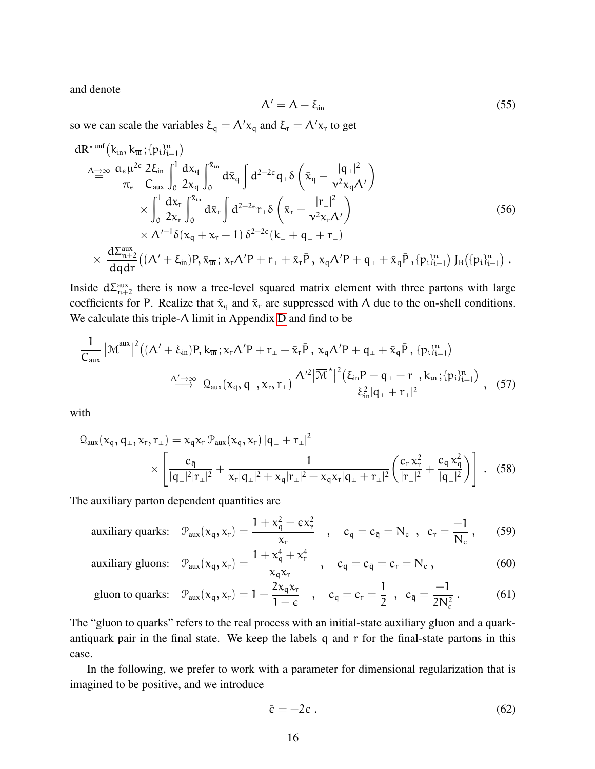and denote

$$\Lambda' = \Lambda - \xi_{\mathrm{in}} \tag{55}$$

so we can scale the variables $\xi_q = \Lambda' x_q$ and $\xi_r = \Lambda' x_r$ to get

$$\begin{aligned}
dR^{\star\,\mathrm{unf}}&\big(k_{\mathrm{in}}, k_{\overline{\mathrm{in}}}\,; \{p_i\}_{i=1}^n\big) \\
&\overset{\Lambda\to\infty}{=} \frac{\alpha_\epsilon \mu^{2\epsilon}}{\pi_\epsilon}\frac{2\xi_{\mathrm{in}}}{C_{\mathrm{aux}}}\int_0^1 \frac{dx_q}{2x_q}\int_0^{\bar{x}_{\overline{\mathrm{in}}}} d\bar{x}_q \int d^{2-2\epsilon}q_\perp\, \delta\!\left(\bar{x}_q - \frac{|q_\perp|^2}{\nu^2 x_q \Lambda'}\right) \\
&\qquad\qquad \times \int_0^1 \frac{dx_r}{2x_r}\int_0^{\bar{x}_{\overline{\mathrm{in}}}} d\bar{x}_r \int d^{2-2\epsilon}r_\perp\, \delta\!\left(\bar{x}_r - \frac{|r_\perp|^2}{\nu^2 x_r \Lambda'}\right) \\
&\qquad\qquad \times \Lambda'^{-1}\delta(x_q + x_r - 1)\,\delta^{2-2\epsilon}(k_\perp + q_\perp + r_\perp) \\
\times\ &\frac{d\Sigma^{\mathrm{aux}}_{n+2}}{dq\,dr}\big((\Lambda' + \xi_{\mathrm{in}})P, \bar{x}_{\overline{\mathrm{in}}}\,; x_r\Lambda' P + r_\perp + \bar{x}_r \bar{P}\,,\, x_q \Lambda' P + q_\perp + \bar{x}_q \bar{P}\,, \{p_i\}_{i=1}^n\big)\, J_B\big(\{p_i\}_{i=1}^n\big)\ .
\end{aligned} \tag{56}$$

Inside $d\Sigma^{\mathrm{aux}}_{n+2}$ there is now a tree-level squared matrix element with three partons with large coefficients for $P$. Realize that $\bar{x}_q$ and $\bar{x}_r$ are suppressed with $\Lambda$ due to the on-shell conditions. We calculate this triple-$\Lambda$ limit in Appendix D and find to be

$$\begin{aligned}
\frac{1}{C_{\mathrm{aux}}}\big|\overline{\mathcal{M}}^{\mathrm{aux}}\big|^2&\big((\Lambda' + \xi_{\mathrm{in}})P, k_{\overline{\mathrm{in}}}\,; x_r\Lambda' P + r_\perp + \bar{x}_r \bar{P}\,,\, x_q\Lambda' P + q_\perp + \bar{x}_q\bar{P}\,,\{p_i\}_{i=1}^n\big) \\
&\overset{\Lambda'\to\infty}{\longrightarrow}\ \mathcal{Q}_{\mathrm{aux}}(x_q, q_\perp, x_r, r_\perp)\,\frac{\Lambda'^2\big|\overline{\mathcal{M}}^\star\big|^2\big(\xi_{\mathrm{in}}P - q_\perp - r_\perp, k_{\overline{\mathrm{in}}}\,;\{p_i\}_{i=1}^n\big)}{\xi_{\mathrm{in}}^2|q_\perp + r_\perp|^2}\ ,
\end{aligned} \tag{57}$$

with

$$\begin{aligned}
\mathcal{Q}_{\mathrm{aux}}(x_q, q_\perp, x_r, r_\perp) &= x_q x_r\, \mathcal{P}_{\mathrm{aux}}(x_q, x_r)\,|q_\perp + r_\perp|^2 \\
&\times\left[\frac{c_{\bar{q}}}{|q_\perp|^2|r_\perp|^2} + \frac{1}{x_r|q_\perp|^2 + x_q|r_\perp|^2 - x_q x_r|q_\perp + r_\perp|^2}\left(\frac{c_r\, x_r^2}{|r_\perp|^2} + \frac{c_q\, x_q^2}{|q_\perp|^2}\right)\right]\ .
\end{aligned} \tag{58}$$

The auxiliary parton dependent quantities are

$$\text{auxiliary quarks:}\quad \mathcal{P}_{\mathrm{aux}}(x_q, x_r) = \frac{1 + x_q^2 - \epsilon x_r^2}{x_r}\quad,\quad c_q = c_{\bar{q}} = N_c\ \ ,\ \ c_r = \frac{-1}{N_c}\ , \tag{59}$$

$$\text{auxiliary gluons:}\quad \mathcal{P}_{\mathrm{aux}}(x_q, x_r) = \frac{1 + x_q^4 + x_r^4}{x_q x_r}\quad,\quad c_q = c_{\bar{q}} = c_r = N_c\ , \tag{60}$$

$$\text{gluon to quarks:}\quad \mathcal{P}_{\mathrm{aux}}(x_q, x_r) = 1 - \frac{2x_q x_r}{1-\epsilon}\quad,\quad c_q = c_r = \frac{1}{2}\ \ ,\ \ c_{\bar{q}} = \frac{-1}{2N_c^2}\ . \tag{61}$$

The "gluon to quarks" refers to the real process with an initial-state auxiliary gluon and a quark-antiquark pair in the final state. We keep the labels $q$ and $r$ for the final-state partons in this case.

In the following, we prefer to work with a parameter for dimensional regularization that is imagined to be positive, and we introduce

$$\bar{\epsilon} = -2\epsilon\ . \tag{62}$$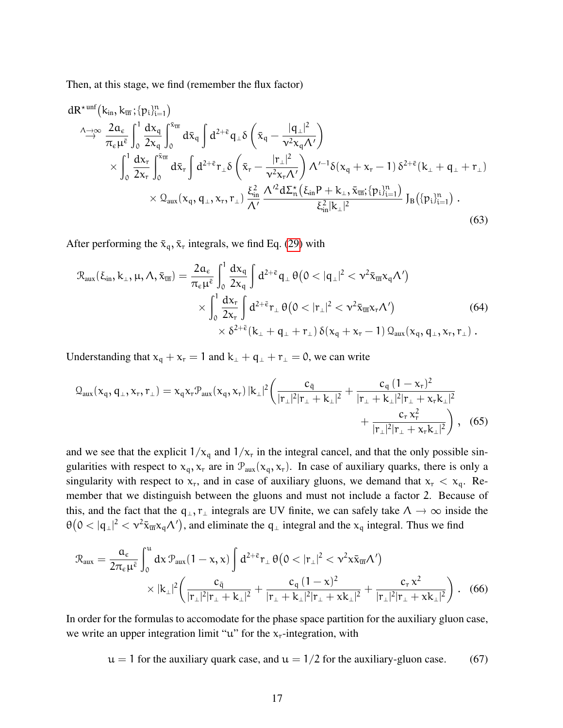Then, at this stage, we find (remember the flux factor)

$$
\begin{aligned}
&d R^{\star\,\mathrm{unf}}\big(k_{\mathrm{in}}, k_{\overline{\mathrm{in}}}; \{p_i\}_{i=1}^n\big) \\
&\overset{\Lambda\to\infty}{\longrightarrow} \frac{2a_\epsilon}{\pi_\epsilon \mu^{\bar\epsilon}} \int_0^1 \frac{dx_q}{2x_q} \int_0^{\bar x_{\overline{\mathrm{in}}}} d\bar x_q \int d^{2+\bar\epsilon} q_\perp \,\delta\left(\bar x_q - \frac{|q_\perp|^2}{\nu^2 x_q \Lambda'}\right) \\
&\quad\times \int_0^1 \frac{dx_r}{2x_r} \int_0^{\bar x_{\overline{\mathrm{in}}}} d\bar x_r \int d^{2+\bar\epsilon} r_\perp \,\delta\left(\bar x_r - \frac{|r_\perp|^2}{\nu^2 x_r \Lambda'}\right) \Lambda'^{-1} \delta(x_q + x_r - 1)\, \delta^{2+\bar\epsilon}(k_\perp + q_\perp + r_\perp) \\
&\qquad\times \mathcal{Q}_{\mathrm{aux}}(x_q, q_\perp, x_r, r_\perp)\, \frac{\xi_{\mathrm{in}}^2}{\Lambda'}\, \frac{\Lambda'^2 d\Sigma_n^\star\big(\xi_{\mathrm{in}} P + k_\perp, \bar x_{\overline{\mathrm{in}}}; \{p_i\}_{i=1}^n\big)}{\xi_{\mathrm{in}}^2 |k_\perp|^2}\, J_B\big(\{p_i\}_{i=1}^n\big)\,.
\end{aligned}
\tag{63}
$$

After performing the $\bar x_q, \bar x_r$ integrals, we find Eq. (29) with

$$
\begin{aligned}
\mathcal{R}_{\mathrm{aux}}(\xi_{\mathrm{in}}, k_\perp, \mu, \Lambda, \bar x_{\overline{\mathrm{in}}}) = \frac{2a_\epsilon}{\pi_\epsilon \mu^{\bar\epsilon}} &\int_0^1 \frac{dx_q}{2x_q} \int d^{2+\bar\epsilon} q_\perp \,\theta\big(0 < |q_\perp|^2 < \nu^2 \bar x_{\overline{\mathrm{in}}} x_q \Lambda'\big) \\
\times &\int_0^1 \frac{dx_r}{2x_r} \int d^{2+\bar\epsilon} r_\perp \,\theta\big(0 < |r_\perp|^2 < \nu^2 \bar x_{\overline{\mathrm{in}}} x_r \Lambda'\big) \\
&\times \delta^{2+\bar\epsilon}(k_\perp + q_\perp + r_\perp)\, \delta(x_q + x_r - 1)\, \mathcal{Q}_{\mathrm{aux}}(x_q, q_\perp, x_r, r_\perp)\,.
\end{aligned}
\tag{64}
$$

Understanding that $x_q + x_r = 1$ and $k_\perp + q_\perp + r_\perp = 0$, we can write

$$
\begin{aligned}
\mathcal{Q}_{\mathrm{aux}}(x_q, q_\perp, x_r, r_\perp) = x_q x_r \mathcal{P}_{\mathrm{aux}}(x_q, x_r)\, |k_\perp|^2 \bigg( &\frac{c_{\bar q}}{|r_\perp|^2 |r_\perp + k_\perp|^2} + \frac{c_q\,(1-x_r)^2}{|r_\perp + k_\perp|^2 |r_\perp + x_r k_\perp|^2} \\
&+ \frac{c_r\, x_r^2}{|r_\perp|^2 |r_\perp + x_r k_\perp|^2} \bigg)\,,
\end{aligned}
\tag{65}
$$

and we see that the explicit $1/x_q$ and $1/x_r$ in the integral cancel, and that the only possible singularities with respect to $x_q, x_r$ are in $\mathcal{P}_{\mathrm{aux}}(x_q, x_r)$. In case of auxiliary quarks, there is only a singularity with respect to $x_r$, and in case of auxiliary gluons, we demand that $x_r < x_q$. Remember that we distinguish between the gluons and must not include a factor 2. Because of this, and the fact that the $q_\perp, r_\perp$ integrals are UV finite, we can safely take $\Lambda \to \infty$ inside the $\theta\big(0 < |q_\perp|^2 < \nu^2 \bar x_{\overline{\mathrm{in}}} x_q \Lambda'\big)$, and eliminate the $q_\perp$ integral and the $x_q$ integral. Thus we find

$$
\begin{aligned}
\mathcal{R}_{\mathrm{aux}} = \frac{a_\epsilon}{2\pi_\epsilon \mu^{\bar\epsilon}} \int_0^u dx\, \mathcal{P}_{\mathrm{aux}}(1-x, x) \int d^{2+\bar\epsilon} r_\perp \,\theta\big(0 < |r_\perp|^2 < \nu^2 x \bar x_{\overline{\mathrm{in}}} \Lambda'\big) \\
\times |k_\perp|^2 \left( \frac{c_{\bar q}}{|r_\perp|^2 |r_\perp + k_\perp|^2} + \frac{c_q\,(1-x)^2}{|r_\perp + k_\perp|^2 |r_\perp + x k_\perp|^2} + \frac{c_r\, x^2}{|r_\perp|^2 |r_\perp + x k_\perp|^2} \right).
\end{aligned}
\tag{66}
$$

In order for the formulas to accomodate for the phase space partition for the auxiliary gluon case, we write an upper integration limit "$u$" for the $x_r$-integration, with

$$
u = 1 \text{ for the auxiliary quark case, and } u = 1/2 \text{ for the auxiliary-gluon case.} \tag{67}
$$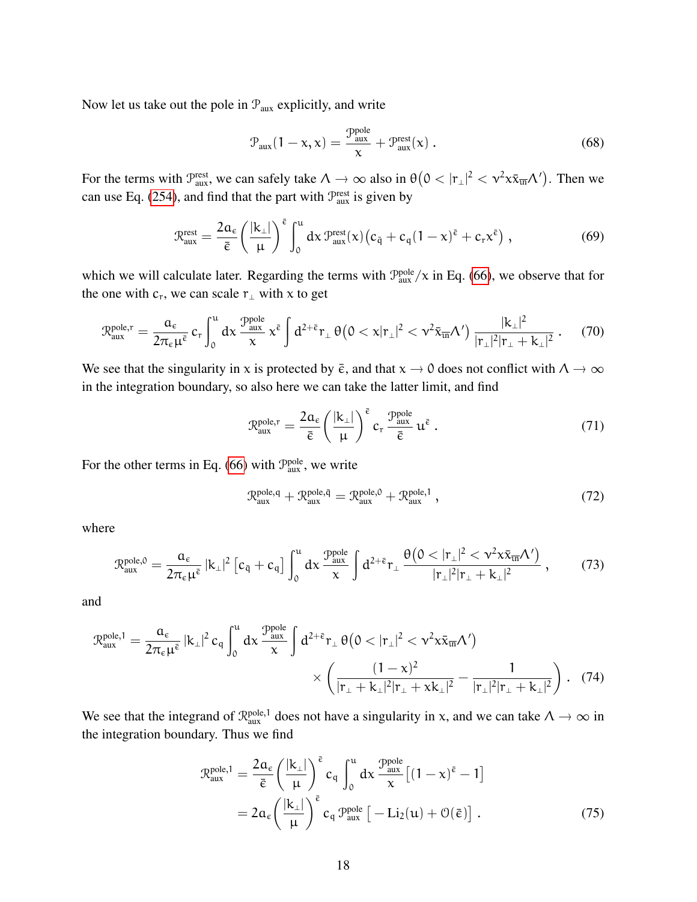Now let us take out the pole in $\mathcal{P}_{\mathrm{aux}}$ explicitly, and write

$$\mathcal{P}_{\mathrm{aux}}(1-x,x) = \frac{\mathcal{P}_{\mathrm{aux}}^{\mathrm{pole}}}{x} + \mathcal{P}_{\mathrm{aux}}^{\mathrm{rest}}(x)\,. \tag{68}$$

For the terms with $\mathcal{P}_{\mathrm{aux}}^{\mathrm{rest}}$, we can safely take $\Lambda \to \infty$ also in $\theta\big(0 < |r_\perp|^2 < \nu^2 x\bar{x}_{\overline{\mathrm{m}}}\Lambda'\big)$. Then we can use Eq. (254), and find that the part with $\mathcal{P}_{\mathrm{aux}}^{\mathrm{rest}}$ is given by

$$\mathcal{R}_{\mathrm{aux}}^{\mathrm{rest}} = \frac{2a_\epsilon}{\bar{\epsilon}}\left(\frac{|k_\perp|}{\mu}\right)^{\bar{\epsilon}} \int_0^u dx\, \mathcal{P}_{\mathrm{aux}}^{\mathrm{rest}}(x)\big(c_{\bar{q}} + c_q(1-x)^{\bar{\epsilon}} + c_r x^{\bar{\epsilon}}\big)\,, \tag{69}$$

which we will calculate later. Regarding the terms with $\mathcal{P}_{\mathrm{aux}}^{\mathrm{pole}}/x$ in Eq. (66), we observe that for the one with $c_r$, we can scale $r_\perp$ with $x$ to get

$$\mathcal{R}_{\mathrm{aux}}^{\mathrm{pole},r} = \frac{a_\epsilon}{2\pi_\epsilon\mu^{\bar{\epsilon}}}\, c_r \int_0^u dx\, \frac{\mathcal{P}_{\mathrm{aux}}^{\mathrm{pole}}}{x}\, x^{\bar{\epsilon}} \int d^{2+\bar{\epsilon}}r_\perp\, \theta\big(0 < x|r_\perp|^2 < \nu^2 \bar{x}_{\overline{\mathrm{m}}}\Lambda'\big)\, \frac{|k_\perp|^2}{|r_\perp|^2|r_\perp + k_\perp|^2}\,. \tag{70}$$

We see that the singularity in $x$ is protected by $\bar{\epsilon}$, and that $x \to 0$ does not conflict with $\Lambda \to \infty$ in the integration boundary, so also here we can take the latter limit, and find

$$\mathcal{R}_{\mathrm{aux}}^{\mathrm{pole},r} = \frac{2a_\epsilon}{\bar{\epsilon}}\left(\frac{|k_\perp|}{\mu}\right)^{\bar{\epsilon}} c_r\, \frac{\mathcal{P}_{\mathrm{aux}}^{\mathrm{pole}}}{\bar{\epsilon}}\, u^{\bar{\epsilon}}\,. \tag{71}$$

For the other terms in Eq. (66) with $\mathcal{P}_{\mathrm{aux}}^{\mathrm{pole}}$, we write

$$\mathcal{R}_{\mathrm{aux}}^{\mathrm{pole},q} + \mathcal{R}_{\mathrm{aux}}^{\mathrm{pole},\bar{q}} = \mathcal{R}_{\mathrm{aux}}^{\mathrm{pole},0} + \mathcal{R}_{\mathrm{aux}}^{\mathrm{pole},1}\,, \tag{72}$$

where

$$\mathcal{R}_{\mathrm{aux}}^{\mathrm{pole},0} = \frac{a_\epsilon}{2\pi_\epsilon\mu^{\bar{\epsilon}}}\, |k_\perp|^2 \left[c_{\bar{q}} + c_q\right] \int_0^u dx\, \frac{\mathcal{P}_{\mathrm{aux}}^{\mathrm{pole}}}{x} \int d^{2+\bar{\epsilon}}r_\perp\, \frac{\theta\big(0 < |r_\perp|^2 < \nu^2 x\bar{x}_{\overline{\mathrm{m}}}\Lambda'\big)}{|r_\perp|^2|r_\perp + k_\perp|^2}\,, \tag{73}$$

and

$$\begin{aligned}\mathcal{R}_{\mathrm{aux}}^{\mathrm{pole},1} = \frac{a_\epsilon}{2\pi_\epsilon\mu^{\bar{\epsilon}}}\, |k_\perp|^2\, c_q \int_0^u dx\, \frac{\mathcal{P}_{\mathrm{aux}}^{\mathrm{pole}}}{x} \int d^{2+\bar{\epsilon}}r_\perp\, \theta\big(0 < |r_\perp|^2 < \nu^2 x\bar{x}_{\overline{\mathrm{m}}}\Lambda'\big)& \\ \times \left(\frac{(1-x)^2}{|r_\perp + k_\perp|^2|r_\perp + xk_\perp|^2} - \frac{1}{|r_\perp|^2|r_\perp + k_\perp|^2}\right)&\,. \end{aligned} \tag{74}$$

We see that the integrand of $\mathcal{R}_{\mathrm{aux}}^{\mathrm{pole},1}$ does not have a singularity in $x$, and we can take $\Lambda \to \infty$ in the integration boundary. Thus we find

$$\begin{aligned}\mathcal{R}_{\mathrm{aux}}^{\mathrm{pole},1} &= \frac{2a_\epsilon}{\bar{\epsilon}}\left(\frac{|k_\perp|}{\mu}\right)^{\bar{\epsilon}} c_q \int_0^u dx\, \frac{\mathcal{P}_{\mathrm{aux}}^{\mathrm{pole}}}{x}\big[(1-x)^{\bar{\epsilon}} - 1\big] \\ &= 2a_\epsilon\left(\frac{|k_\perp|}{\mu}\right)^{\bar{\epsilon}} c_q\, \mathcal{P}_{\mathrm{aux}}^{\mathrm{pole}}\big[-\mathrm{Li}_2(u) + \mathcal{O}(\bar{\epsilon})\big]\,. \end{aligned} \tag{75}$$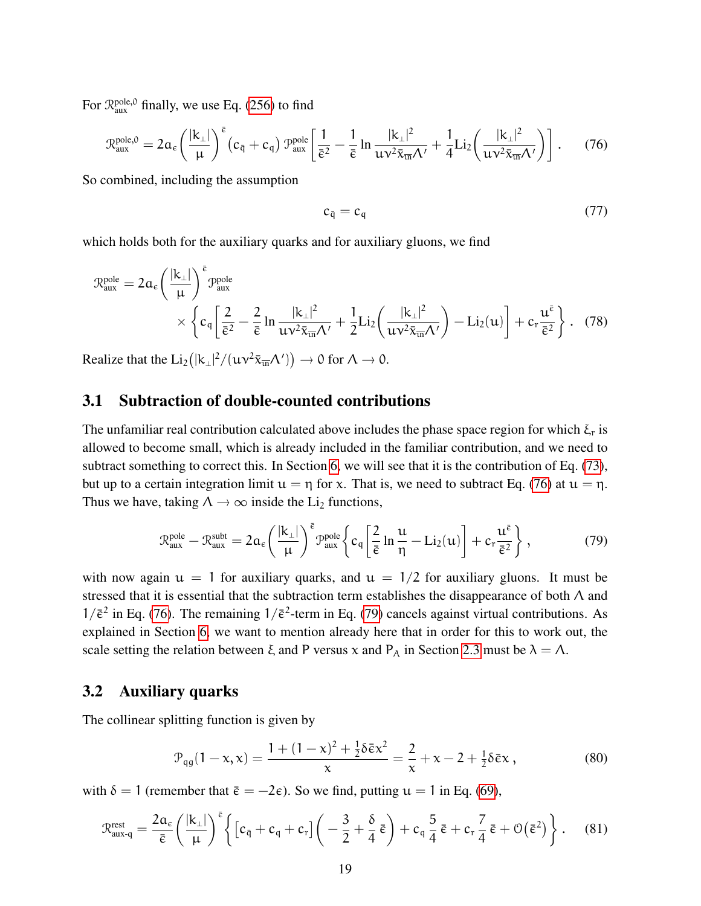For $\mathcal{R}_{\mathrm{aux}}^{\mathrm{pole},0}$ finally, we use Eq. (256) to find

$$\mathcal{R}_{\mathrm{aux}}^{\mathrm{pole},0} = 2a_\epsilon \left(\frac{|k_\perp|}{\mu}\right)^{\bar\epsilon} \left(c_{\bar q} + c_q\right) \mathcal{P}_{\mathrm{aux}}^{\mathrm{pole}} \left[\frac{1}{\bar\epsilon^2} - \frac{1}{\bar\epsilon}\ln\frac{|k_\perp|^2}{uv^2\bar x_{\overline{in}}\Lambda'} + \frac{1}{4}\mathrm{Li}_2\!\left(\frac{|k_\perp|^2}{uv^2\bar x_{\overline{in}}\Lambda'}\right)\right]. \tag{76}$$

So combined, including the assumption

$$c_{\bar q} = c_q \tag{77}$$

which holds both for the auxiliary quarks and for auxiliary gluons, we find

$$\mathcal{R}_{\mathrm{aux}}^{\mathrm{pole}} = 2a_\epsilon \left(\frac{|k_\perp|}{\mu}\right)^{\bar\epsilon} \mathcal{P}_{\mathrm{aux}}^{\mathrm{pole}} \times \left\{ c_q\left[\frac{2}{\bar\epsilon^2} - \frac{2}{\bar\epsilon}\ln\frac{|k_\perp|^2}{uv^2\bar x_{\overline{in}}\Lambda'} + \frac{1}{2}\mathrm{Li}_2\!\left(\frac{|k_\perp|^2}{uv^2\bar x_{\overline{in}}\Lambda'}\right) - \mathrm{Li}_2(u)\right] + c_r\frac{u^{\bar\epsilon}}{\bar\epsilon^2}\right\}. \tag{78}$$

Realize that the $\mathrm{Li}_2\big(|k_\perp|^2/(uv^2\bar x_{\overline{in}}\Lambda')\big) \to 0$ for $\Lambda \to 0$.

### 3.1 Subtraction of double-counted contributions

The unfamiliar real contribution calculated above includes the phase space region for which $\xi_r$ is allowed to become small, which is already included in the familiar contribution, and we need to subtract something to correct this. In Section 6, we will see that it is the contribution of Eq. (73), but up to a certain integration limit $u = \eta$ for $x$. That is, we need to subtract Eq. (76) at $u = \eta$. Thus we have, taking $\Lambda \to \infty$ inside the $\mathrm{Li}_2$ functions,

$$\mathcal{R}_{\mathrm{aux}}^{\mathrm{pole}} - \mathcal{R}_{\mathrm{aux}}^{\mathrm{subt}} = 2a_\epsilon \left(\frac{|k_\perp|}{\mu}\right)^{\bar\epsilon} \mathcal{P}_{\mathrm{aux}}^{\mathrm{pole}} \left\{ c_q\left[\frac{2}{\bar\epsilon}\ln\frac{u}{\eta} - \mathrm{Li}_2(u)\right] + c_r\frac{u^{\bar\epsilon}}{\bar\epsilon^2}\right\}, \tag{79}$$

with now again $u = 1$ for auxiliary quarks, and $u = 1/2$ for auxiliary gluons. It must be stressed that it is essential that the subtraction term establishes the disappearance of both $\Lambda$ and $1/\bar\epsilon^2$ in Eq. (76). The remaining $1/\bar\epsilon^2$-term in Eq. (79) cancels against virtual contributions. As explained in Section 6, we want to mention already here that in order for this to work out, the scale setting the relation between $\xi$ and $P$ versus $x$ and $P_A$ in Section 2.3 must be $\lambda = \Lambda$.

### 3.2 Auxiliary quarks

The collinear splitting function is given by

$$\mathcal{P}_{qg}(1-x, x) = \frac{1 + (1-x)^2 + \frac{1}{2}\delta\bar\epsilon x^2}{x} = \frac{2}{x} + x - 2 + \tfrac{1}{2}\delta\bar\epsilon x\,, \tag{80}$$

with $\delta = 1$ (remember that $\bar\epsilon = -2\epsilon$). So we find, putting $u = 1$ in Eq. (69),

$$\mathcal{R}_{\mathrm{aux\text{-}q}}^{\mathrm{rest}} = \frac{2a_\epsilon}{\bar\epsilon}\left(\frac{|k_\perp|}{\mu}\right)^{\bar\epsilon}\left\{\left[c_{\bar q} + c_q + c_r\right]\left(-\frac{3}{2} + \frac{\delta}{4}\bar\epsilon\right) + c_q\,\frac{5}{4}\,\bar\epsilon + c_r\,\frac{7}{4}\,\bar\epsilon + \mathcal{O}\big(\bar\epsilon^2\big)\right\}. \tag{81}$$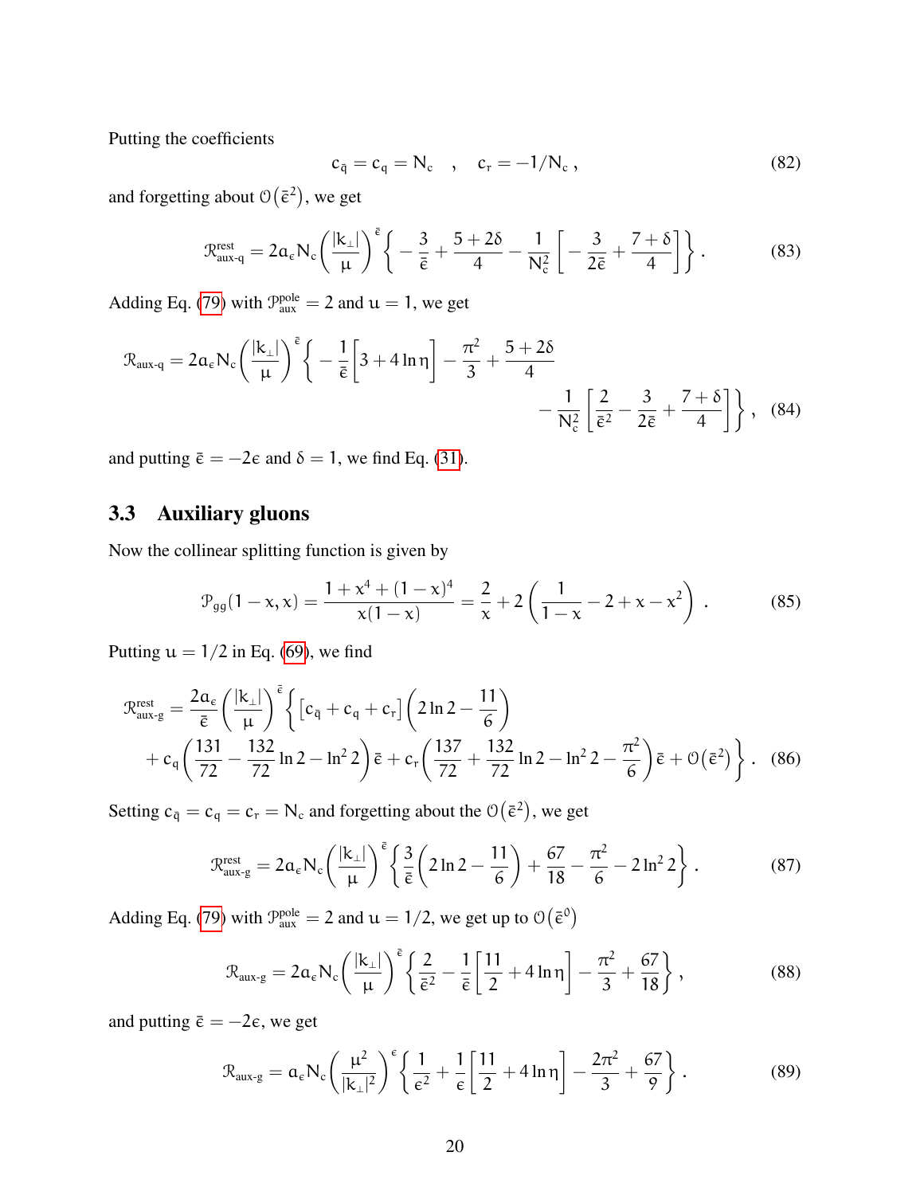Putting the coefficients

$$c_{\bar{q}} = c_q = N_c \quad , \quad c_r = -1/N_c \, , \tag{82}$$

and forgetting about $\mathcal{O}(\bar{\epsilon}^2)$, we get

$$\mathcal{R}^{\mathrm{rest}}_{\mathrm{aux\text{-}q}} = 2a_\epsilon N_c \left(\frac{|k_\perp|}{\mu}\right)^{\bar{\epsilon}} \left\{ -\frac{3}{\bar{\epsilon}} + \frac{5+2\delta}{4} - \frac{1}{N_c^2}\left[ -\frac{3}{2\bar{\epsilon}} + \frac{7+\delta}{4} \right] \right\} . \tag{83}$$

Adding Eq. (79) with $\mathcal{P}^{\mathrm{pole}}_{\mathrm{aux}} = 2$ and $u = 1$, we get

$$\mathcal{R}_{\mathrm{aux\text{-}q}} = 2a_\epsilon N_c \left(\frac{|k_\perp|}{\mu}\right)^{\bar{\epsilon}} \left\{ -\frac{1}{\bar{\epsilon}}\Big[3 + 4\ln\eta\Big] - \frac{\pi^2}{3} + \frac{5+2\delta}{4} - \frac{1}{N_c^2}\left[ \frac{2}{\bar{\epsilon}^2} - \frac{3}{2\bar{\epsilon}} + \frac{7+\delta}{4} \right] \right\} , \tag{84}$$

and putting $\bar{\epsilon} = -2\epsilon$ and $\delta = 1$, we find Eq. (31).

### 3.3 Auxiliary gluons

Now the collinear splitting function is given by

$$\mathcal{P}_{gg}(1-x, x) = \frac{1 + x^4 + (1-x)^4}{x(1-x)} = \frac{2}{x} + 2\left(\frac{1}{1-x} - 2 + x - x^2\right) . \tag{85}$$

Putting $u = 1/2$ in Eq. (69), we find

$$\mathcal{R}^{\mathrm{rest}}_{\mathrm{aux\text{-}g}} = \frac{2a_\epsilon}{\bar{\epsilon}}\left(\frac{|k_\perp|}{\mu}\right)^{\bar{\epsilon}} \left\{ \Big[c_{\bar{q}} + c_q + c_r\Big]\left(2\ln 2 - \frac{11}{6}\right) + c_q\left(\frac{131}{72} - \frac{132}{72}\ln 2 - \ln^2 2\right)\bar{\epsilon} + c_r\left(\frac{137}{72} + \frac{132}{72}\ln 2 - \ln^2 2 - \frac{\pi^2}{6}\right)\bar{\epsilon} + \mathcal{O}(\bar{\epsilon}^2) \right\} . \tag{86}$$

Setting $c_{\bar{q}} = c_q = c_r = N_c$ and forgetting about the $\mathcal{O}(\bar{\epsilon}^2)$, we get

$$\mathcal{R}^{\mathrm{rest}}_{\mathrm{aux\text{-}g}} = 2a_\epsilon N_c \left(\frac{|k_\perp|}{\mu}\right)^{\bar{\epsilon}} \left\{ \frac{3}{\bar{\epsilon}}\left(2\ln 2 - \frac{11}{6}\right) + \frac{67}{18} - \frac{\pi^2}{6} - 2\ln^2 2 \right\} . \tag{87}$$

Adding Eq. (79) with $\mathcal{P}^{\mathrm{pole}}_{\mathrm{aux}} = 2$ and $u = 1/2$, we get up to $\mathcal{O}(\bar{\epsilon}^0)$

$$\mathcal{R}_{\mathrm{aux\text{-}g}} = 2a_\epsilon N_c \left(\frac{|k_\perp|}{\mu}\right)^{\bar{\epsilon}} \left\{ \frac{2}{\bar{\epsilon}^2} - \frac{1}{\bar{\epsilon}}\left[\frac{11}{2} + 4\ln\eta\right] - \frac{\pi^2}{3} + \frac{67}{18} \right\} , \tag{88}$$

and putting $\bar{\epsilon} = -2\epsilon$, we get

$$\mathcal{R}_{\mathrm{aux\text{-}g}} = a_\epsilon N_c \left(\frac{\mu^2}{|k_\perp|^2}\right)^{\epsilon} \left\{ \frac{1}{\epsilon^2} + \frac{1}{\epsilon}\left[\frac{11}{2} + 4\ln\eta\right] - \frac{2\pi^2}{3} + \frac{67}{9} \right\} . \tag{89}$$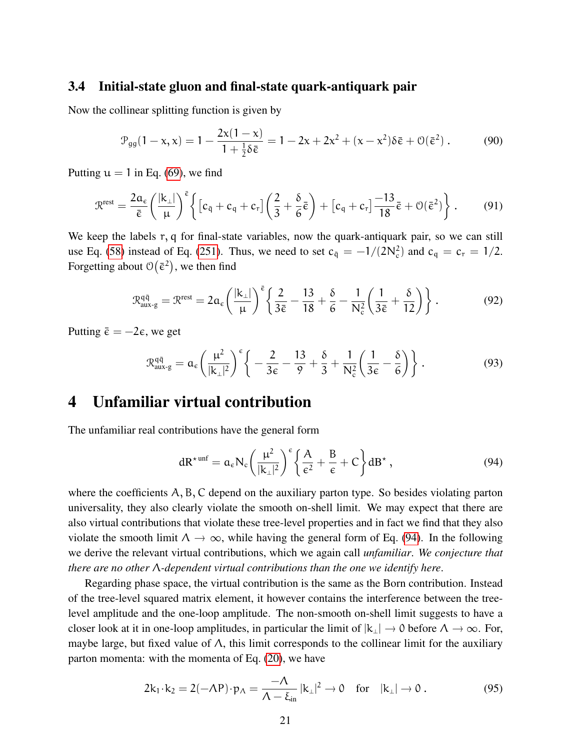### 3.4 Initial-state gluon and final-state quark-antiquark pair

Now the collinear splitting function is given by

$$\mathcal{P}_{gg}(1-x,x) = 1 - \frac{2x(1-x)}{1+\frac{1}{2}\delta\bar{\epsilon}} = 1 - 2x + 2x^2 + (x - x^2)\delta\bar{\epsilon} + \mathcal{O}(\bar{\epsilon}^2)\,. \tag{90}$$

Putting $u = 1$ in Eq. (69), we find

$$\mathcal{R}^{\text{rest}} = \frac{2a_\epsilon}{\bar{\epsilon}}\left(\frac{|k_\perp|}{\mu}\right)^{\bar{\epsilon}}\left\{\left[c_{\bar{q}} + c_q + c_r\right]\left(\frac{2}{3} + \frac{\delta}{6}\bar{\epsilon}\right) + \left[c_q + c_r\right]\frac{-13}{18}\bar{\epsilon} + \mathcal{O}(\bar{\epsilon}^2)\right\}. \tag{91}$$

We keep the labels $r, q$ for final-state variables, now the quark-antiquark pair, so we can still use Eq. (58) instead of Eq. (251). Thus, we need to set $c_{\bar{q}} = -1/(2N_c^2)$ and $c_q = c_r = 1/2$. Forgetting about $\mathcal{O}(\bar{\epsilon}^2)$, we then find

$$\mathcal{R}^{q\bar{q}}_{\text{aux-g}} = \mathcal{R}^{\text{rest}} = 2a_\epsilon\left(\frac{|k_\perp|}{\mu}\right)^{\bar{\epsilon}}\left\{\frac{2}{3\bar{\epsilon}} - \frac{13}{18} + \frac{\delta}{6} - \frac{1}{N_c^2}\left(\frac{1}{3\bar{\epsilon}} + \frac{\delta}{12}\right)\right\}. \tag{92}$$

Putting $\bar{\epsilon} = -2\epsilon$, we get

$$\mathcal{R}^{q\bar{q}}_{\text{aux-g}} = a_\epsilon\left(\frac{\mu^2}{|k_\perp|^2}\right)^{\epsilon}\left\{-\frac{2}{3\epsilon} - \frac{13}{9} + \frac{\delta}{3} + \frac{1}{N_c^2}\left(\frac{1}{3\epsilon} - \frac{\delta}{6}\right)\right\}. \tag{93}$$

# 4 Unfamiliar virtual contribution

The unfamiliar real contributions have the general form

$$dR^{\star\,\text{unf}} = a_\epsilon N_c\left(\frac{\mu^2}{|k_\perp|^2}\right)^{\epsilon}\left\{\frac{A}{\epsilon^2} + \frac{B}{\epsilon} + C\right\}dB^\star\,, \tag{94}$$

where the coefficients $A, B, C$ depend on the auxiliary parton type. So besides violating parton universality, they also clearly violate the smooth on-shell limit. We may expect that there are also virtual contributions that violate these tree-level properties and in fact we find that they also violate the smooth limit $\Lambda \to \infty$, while having the general form of Eq. (94). In the following we derive the relevant virtual contributions, which we again call *unfamiliar*. *We conjecture that there are no other $\Lambda$-dependent virtual contributions than the one we identify here*.

Regarding phase space, the virtual contribution is the same as the Born contribution. Instead of the tree-level squared matrix element, it however contains the interference between the tree-level amplitude and the one-loop amplitude. The non-smooth on-shell limit suggests to have a closer look at it in one-loop amplitudes, in particular the limit of $|k_\perp| \to 0$ before $\Lambda \to \infty$. For, maybe large, but fixed value of $\Lambda$, this limit corresponds to the collinear limit for the auxiliary parton momenta: with the momenta of Eq. (20), we have

$$2k_1\cdot k_2 = 2(-\Lambda P)\cdot p_\Lambda = \frac{-\Lambda}{\Lambda - \xi_{\text{in}}}|k_\perp|^2 \to 0 \quad \text{for} \quad |k_\perp| \to 0\,. \tag{95}$$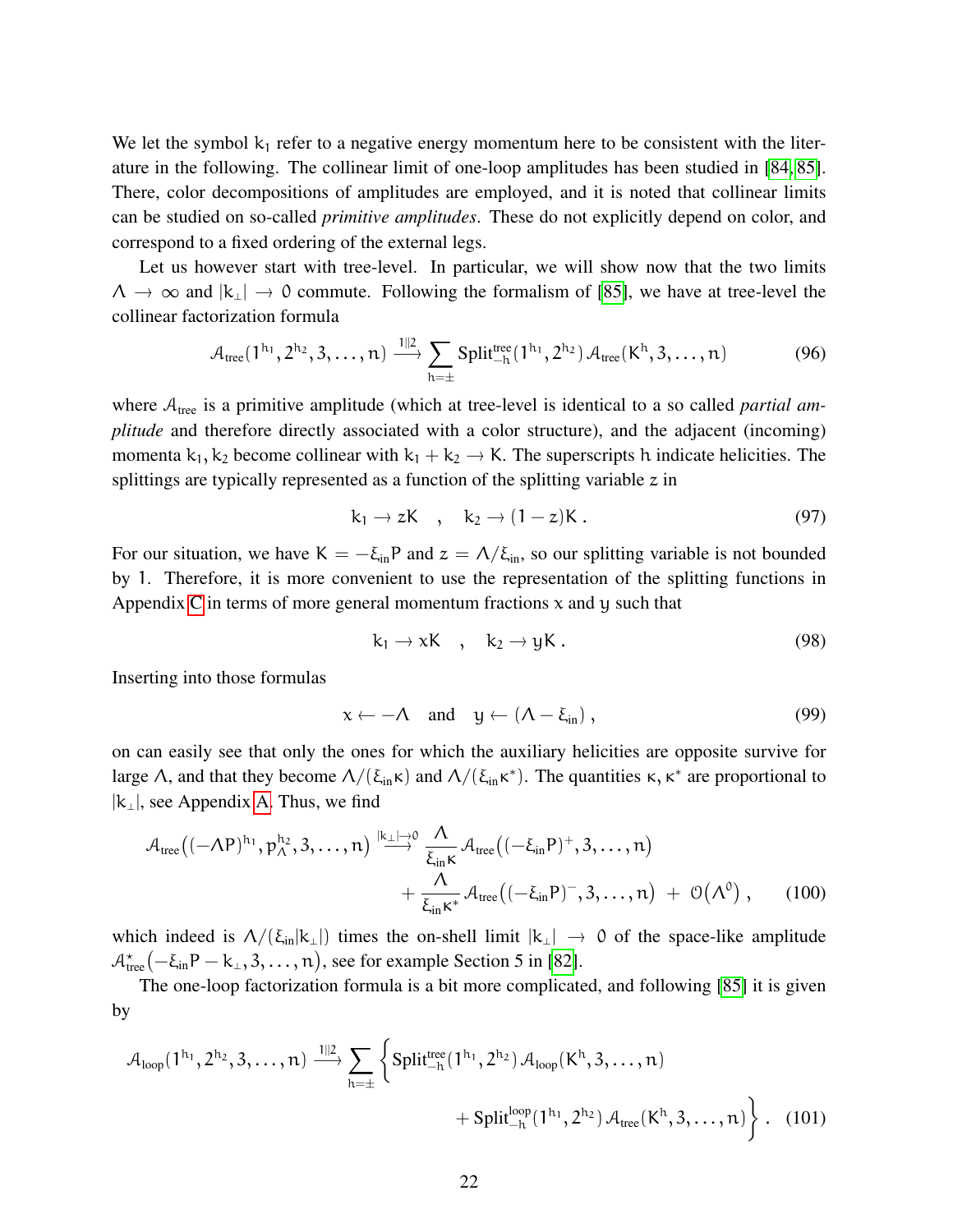We let the symbol $k_1$ refer to a negative energy momentum here to be consistent with the literature in the following. The collinear limit of one-loop amplitudes has been studied in [84,85]. There, color decompositions of amplitudes are employed, and it is noted that collinear limits can be studied on so-called *primitive amplitudes*. These do not explicitly depend on color, and correspond to a fixed ordering of the external legs.

Let us however start with tree-level. In particular, we will show now that the two limits $\Lambda \to \infty$ and $|k_\perp| \to 0$ commute. Following the formalism of [85], we have at tree-level the collinear factorization formula

$$\mathcal{A}_{\text{tree}}(1^{h_1}, 2^{h_2}, 3, \ldots, n) \xrightarrow{1\|2} \sum_{h=\pm} \text{Split}^{\text{tree}}_{-h}(1^{h_1}, 2^{h_2})\, \mathcal{A}_{\text{tree}}(K^h, 3, \ldots, n) \tag{96}$$

where $\mathcal{A}_{\text{tree}}$ is a primitive amplitude (which at tree-level is identical to a so called *partial amplitude* and therefore directly associated with a color structure), and the adjacent (incoming) momenta $k_1, k_2$ become collinear with $k_1 + k_2 \to K$. The superscripts $h$ indicate helicities. The splittings are typically represented as a function of the splitting variable $z$ in

$$k_1 \to zK \quad , \quad k_2 \to (1-z)K\,. \tag{97}$$

For our situation, we have $K = -\xi_{\text{in}} P$ and $z = \Lambda/\xi_{\text{in}}$, so our splitting variable is not bounded by 1. Therefore, it is more convenient to use the representation of the splitting functions in Appendix C in terms of more general momentum fractions $x$ and $y$ such that

$$k_1 \to xK \quad , \quad k_2 \to yK\,. \tag{98}$$

Inserting into those formulas

$$x \leftarrow -\Lambda \quad \text{and} \quad y \leftarrow (\Lambda - \xi_{\text{in}})\,, \tag{99}$$

on can easily see that only the ones for which the auxiliary helicities are opposite survive for large $\Lambda$, and that they become $\Lambda/(\xi_{\text{in}}\kappa)$ and $\Lambda/(\xi_{\text{in}}\kappa^*)$. The quantities $\kappa, \kappa^*$ are proportional to $|k_\perp|$, see Appendix A. Thus, we find

$$\mathcal{A}_{\text{tree}}\big((-\Lambda P)^{h_1}, p_\Lambda^{h_2}, 3, \ldots, n\big) \xrightarrow{|k_\perp| \to 0} \frac{\Lambda}{\xi_{\text{in}}\kappa}\, \mathcal{A}_{\text{tree}}\big((-\xi_{\text{in}}P)^+, 3, \ldots, n\big) + \frac{\Lambda}{\xi_{\text{in}}\kappa^*}\, \mathcal{A}_{\text{tree}}\big((-\xi_{\text{in}}P)^-, 3, \ldots, n\big) \;+\; \mathcal{O}\big(\Lambda^0\big)\,, \tag{100}$$

which indeed is $\Lambda/(\xi_{\text{in}}|k_\perp|)$ times the on-shell limit $|k_\perp| \to 0$ of the space-like amplitude $\mathcal{A}^\star_{\text{tree}}\big(-\xi_{\text{in}}P - k_\perp, 3, \ldots, n\big)$, see for example Section 5 in [82].

The one-loop factorization formula is a bit more complicated, and following [85] it is given by

$$\mathcal{A}_{\text{loop}}(1^{h_1}, 2^{h_2}, 3, \ldots, n) \xrightarrow{1\|2} \sum_{h=\pm} \Big\{ \text{Split}^{\text{tree}}_{-h}(1^{h_1}, 2^{h_2})\, \mathcal{A}_{\text{loop}}(K^h, 3, \ldots, n) + \text{Split}^{\text{loop}}_{-h}(1^{h_1}, 2^{h_2})\, \mathcal{A}_{\text{tree}}(K^h, 3, \ldots, n) \Big\}\,. \tag{101}$$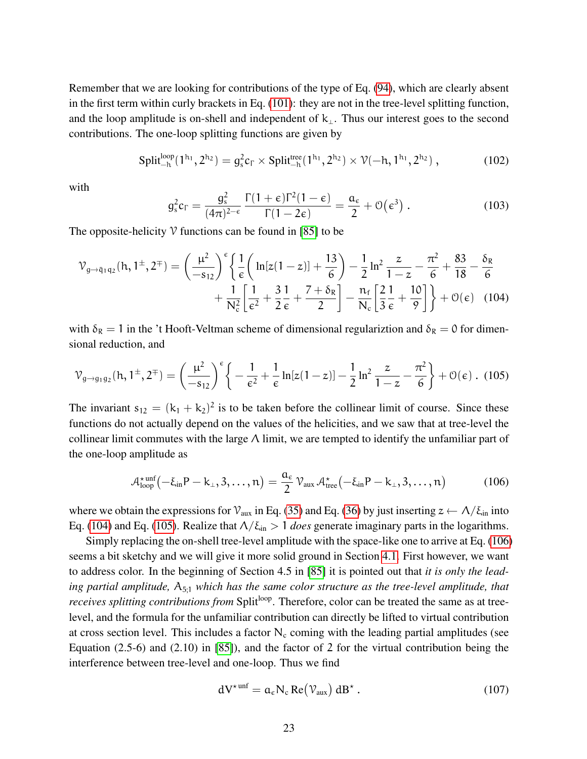Remember that we are looking for contributions of the type of Eq. (94), which are clearly absent in the first term within curly brackets in Eq. (101): they are not in the tree-level splitting function, and the loop amplitude is on-shell and independent of $k_\perp$. Thus our interest goes to the second contributions. The one-loop splitting functions are given by

$$\mathrm{Split}^{\mathrm{loop}}_{-h}(1^{h_1}, 2^{h_2}) = g_s^2 c_\Gamma \times \mathrm{Split}^{\mathrm{tree}}_{-h}(1^{h_1}, 2^{h_2}) \times \mathcal{V}(-h, 1^{h_1}, 2^{h_2}) \,, \tag{102}$$

with

$$g_s^2 c_\Gamma = \frac{g_s^2}{(4\pi)^{2-\epsilon}} \frac{\Gamma(1+\epsilon)\Gamma^2(1-\epsilon)}{\Gamma(1-2\epsilon)} = \frac{a_\epsilon}{2} + \mathcal{O}(\epsilon^3) \,. \tag{103}$$

The opposite-helicity $\mathcal{V}$ functions can be found in [85] to be

$$\begin{aligned}\mathcal{V}_{g\to\bar{q}_1 q_2}(h, 1^\pm, 2^\mp) = \left(\frac{\mu^2}{-s_{12}}\right)^\epsilon \bigg\{ & \frac{1}{\epsilon}\left(\ln[z(1-z)] + \frac{13}{6}\right) - \frac{1}{2}\ln^2\frac{z}{1-z} - \frac{\pi^2}{6} + \frac{83}{18} - \frac{\delta_R}{6} \\ & + \frac{1}{N_c^2}\left[\frac{1}{\epsilon^2} + \frac{3}{2}\frac{1}{\epsilon} + \frac{7+\delta_R}{2}\right] - \frac{n_f}{N_c}\left[\frac{2}{3}\frac{1}{\epsilon} + \frac{10}{9}\right]\bigg\} + \mathcal{O}(\epsilon) \end{aligned} \tag{104}$$

with $\delta_R = 1$ in the 't Hooft-Veltman scheme of dimensional regulariztion and $\delta_R = 0$ for dimensional reduction, and

$$\mathcal{V}_{g\to g_1 g_2}(h, 1^\pm, 2^\mp) = \left(\frac{\mu^2}{-s_{12}}\right)^\epsilon \left\{ -\frac{1}{\epsilon^2} + \frac{1}{\epsilon}\ln[z(1-z)] - \frac{1}{2}\ln^2\frac{z}{1-z} - \frac{\pi^2}{6}\right\} + \mathcal{O}(\epsilon) \,. \tag{105}$$

The invariant $s_{12} = (k_1 + k_2)^2$ is to be taken before the collinear limit of course. Since these functions do not actually depend on the values of the helicities, and we saw that at tree-level the collinear limit commutes with the large $\Lambda$ limit, we are tempted to identify the unfamiliar part of the one-loop amplitude as

$$\mathcal{A}^{\star\,\mathrm{unf}}_{\mathrm{loop}}\big(-\xi_{\mathrm{in}}P - k_\perp, 3, \ldots, n\big) = \frac{a_\epsilon}{2}\,\mathcal{V}_{\mathrm{aux}}\,\mathcal{A}^\star_{\mathrm{tree}}\big(-\xi_{\mathrm{in}}P - k_\perp, 3, \ldots, n\big) \tag{106}$$

where we obtain the expressions for $\mathcal{V}_{\mathrm{aux}}$ in Eq. (35) and Eq. (36) by just inserting $z \leftarrow \Lambda/\xi_{\mathrm{in}}$ into Eq. (104) and Eq. (105). Realize that $\Lambda/\xi_{\mathrm{in}} > 1$ *does* generate imaginary parts in the logarithms.

Simply replacing the on-shell tree-level amplitude with the space-like one to arrive at Eq. (106) seems a bit sketchy and we will give it more solid ground in Section 4.1. First however, we want to address color. In the beginning of Section 4.5 in [85] it is pointed out that *it is only the leading partial amplitude, $A_{5;1}$ which has the same color structure as the tree-level amplitude, that receives splitting contributions from* $\mathrm{Split}^{\mathrm{loop}}$. Therefore, color can be treated the same as at tree-level, and the formula for the unfamiliar contribution can directly be lifted to virtual contribution at cross section level. This includes a factor $N_c$ coming with the leading partial amplitudes (see Equation (2.5-6) and (2.10) in [85]), and the factor of 2 for the virtual contribution being the interference between tree-level and one-loop. Thus we find

$$dV^{\star\,\mathrm{unf}} = a_\epsilon N_c \,\mathrm{Re}\big(\mathcal{V}_{\mathrm{aux}}\big)\, dB^\star \,. \tag{107}$$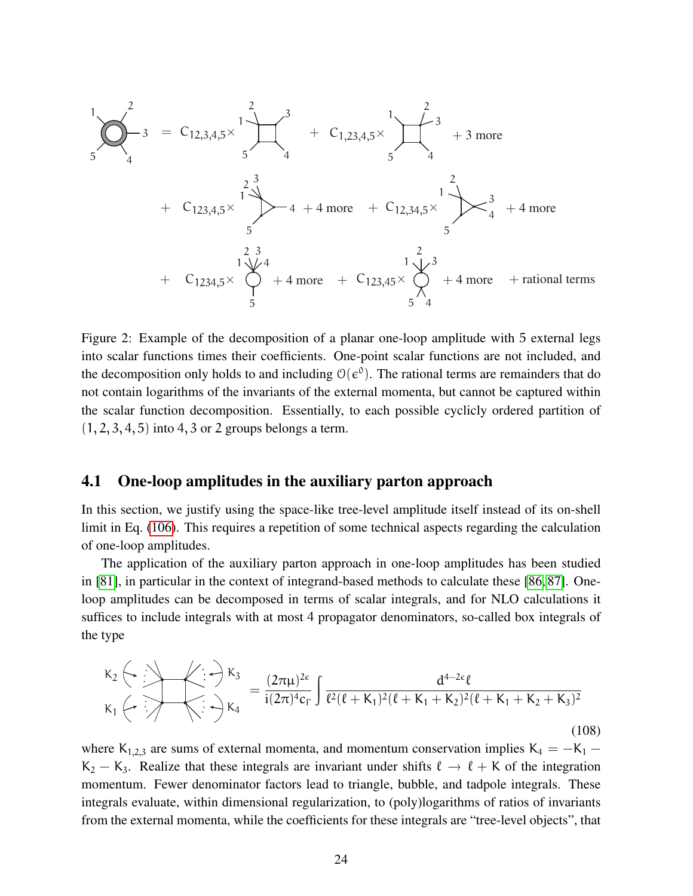$$= C_{12,3,4,5}\times \square + C_{1,23,4,5}\times \square + 3 \text{ more}$$

$$+ C_{123,4,5}\times \triangleright + 4 \text{ more} + C_{12,34,5}\times \triangleright + 4 \text{ more}$$

$$+ C_{1234,5}\times \bigcirc + 4 \text{ more} + C_{123,45}\times \bigcirc + 4 \text{ more} + \text{rational terms}$$

Figure 2: Example of the decomposition of a planar one-loop amplitude with 5 external legs into scalar functions times their coefficients. One-point scalar functions are not included, and the decomposition only holds to and including $\mathcal{O}(\epsilon^0)$. The rational terms are remainders that do not contain logarithms of the invariants of the external momenta, but cannot be captured within the scalar function decomposition. Essentially, to each possible cyclicly ordered partition of $(1,2,3,4,5)$ into 4, 3 or 2 groups belongs a term.

## 4.1 One-loop amplitudes in the auxiliary parton approach

In this section, we justify using the space-like tree-level amplitude itself instead of its on-shell limit in Eq. (106). This requires a repetition of some technical aspects regarding the calculation of one-loop amplitudes.

The application of the auxiliary parton approach in one-loop amplitudes has been studied in [81], in particular in the context of integrand-based methods to calculate these [86, 87]. One-loop amplitudes can be decomposed in terms of scalar integrals, and for NLO calculations it suffices to include integrals with at most 4 propagator denominators, so-called box integrals of the type

$$\text{Box}(K_1,K_2,K_3,K_4) = \frac{(2\pi\mu)^{2\epsilon}}{i(2\pi)^4 c_\Gamma}\int \frac{d^{4-2\epsilon}\ell}{\ell^2(\ell+K_1)^2(\ell+K_1+K_2)^2(\ell+K_1+K_2+K_3)^2} \tag{108}$$

where $K_{1,2,3}$ are sums of external momenta, and momentum conservation implies $K_4 = -K_1 - K_2 - K_3$. Realize that these integrals are invariant under shifts $\ell \to \ell + K$ of the integration momentum. Fewer denominator factors lead to triangle, bubble, and tadpole integrals. These integrals evaluate, within dimensional regularization, to (poly)logarithms of ratios of invariants from the external momenta, while the coefficients for these integrals are "tree-level objects", that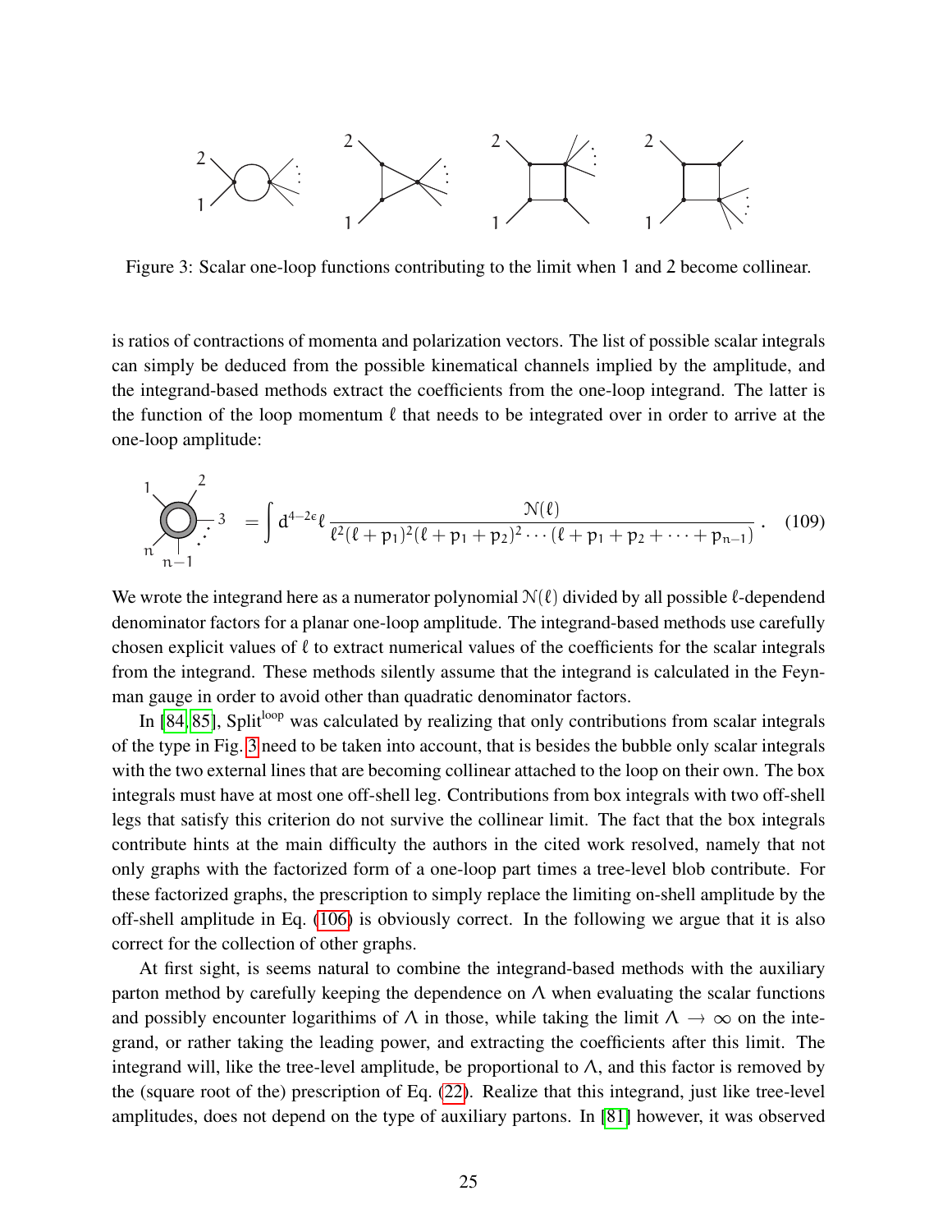Figure 3: Scalar one-loop functions contributing to the limit when 1 and 2 become collinear.

is ratios of contractions of momenta and polarization vectors. The list of possible scalar integrals can simply be deduced from the possible kinematical channels implied by the amplitude, and the integrand-based methods extract the coefficients from the one-loop integrand. The latter is the function of the loop momentum $\ell$ that needs to be integrated over in order to arrive at the one-loop amplitude:

$$= \int d^{4-2\epsilon}\ell \, \frac{\mathcal{N}(\ell)}{\ell^2(\ell+p_1)^2(\ell+p_1+p_2)^2\cdots(\ell+p_1+p_2+\cdots+p_{n-1})} \,. \quad (109)$$

We wrote the integrand here as a numerator polynomial $\mathcal{N}(\ell)$ divided by all possible $\ell$-dependend denominator factors for a planar one-loop amplitude. The integrand-based methods use carefully chosen explicit values of $\ell$ to extract numerical values of the coefficients for the scalar integrals from the integrand. These methods silently assume that the integrand is calculated in the Feynman gauge in order to avoid other than quadratic denominator factors.

In [84, 85], $\text{Split}^{\text{loop}}$ was calculated by realizing that only contributions from scalar integrals of the type in Fig. 3 need to be taken into account, that is besides the bubble only scalar integrals with the two external lines that are becoming collinear attached to the loop on their own. The box integrals must have at most one off-shell leg. Contributions from box integrals with two off-shell legs that satisfy this criterion do not survive the collinear limit. The fact that the box integrals contribute hints at the main difficulty the authors in the cited work resolved, namely that not only graphs with the factorized form of a one-loop part times a tree-level blob contribute. For these factorized graphs, the prescription to simply replace the limiting on-shell amplitude by the off-shell amplitude in Eq. (106) is obviously correct. In the following we argue that it is also correct for the collection of other graphs.

At first sight, is seems natural to combine the integrand-based methods with the auxiliary parton method by carefully keeping the dependence on $\Lambda$ when evaluating the scalar functions and possibly encounter logarithims of $\Lambda$ in those, while taking the limit $\Lambda \to \infty$ on the integrand, or rather taking the leading power, and extracting the coefficients after this limit. The integrand will, like the tree-level amplitude, be proportional to $\Lambda$, and this factor is removed by the (square root of the) prescription of Eq. (22). Realize that this integrand, just like tree-level amplitudes, does not depend on the type of auxiliary partons. In [81] however, it was observed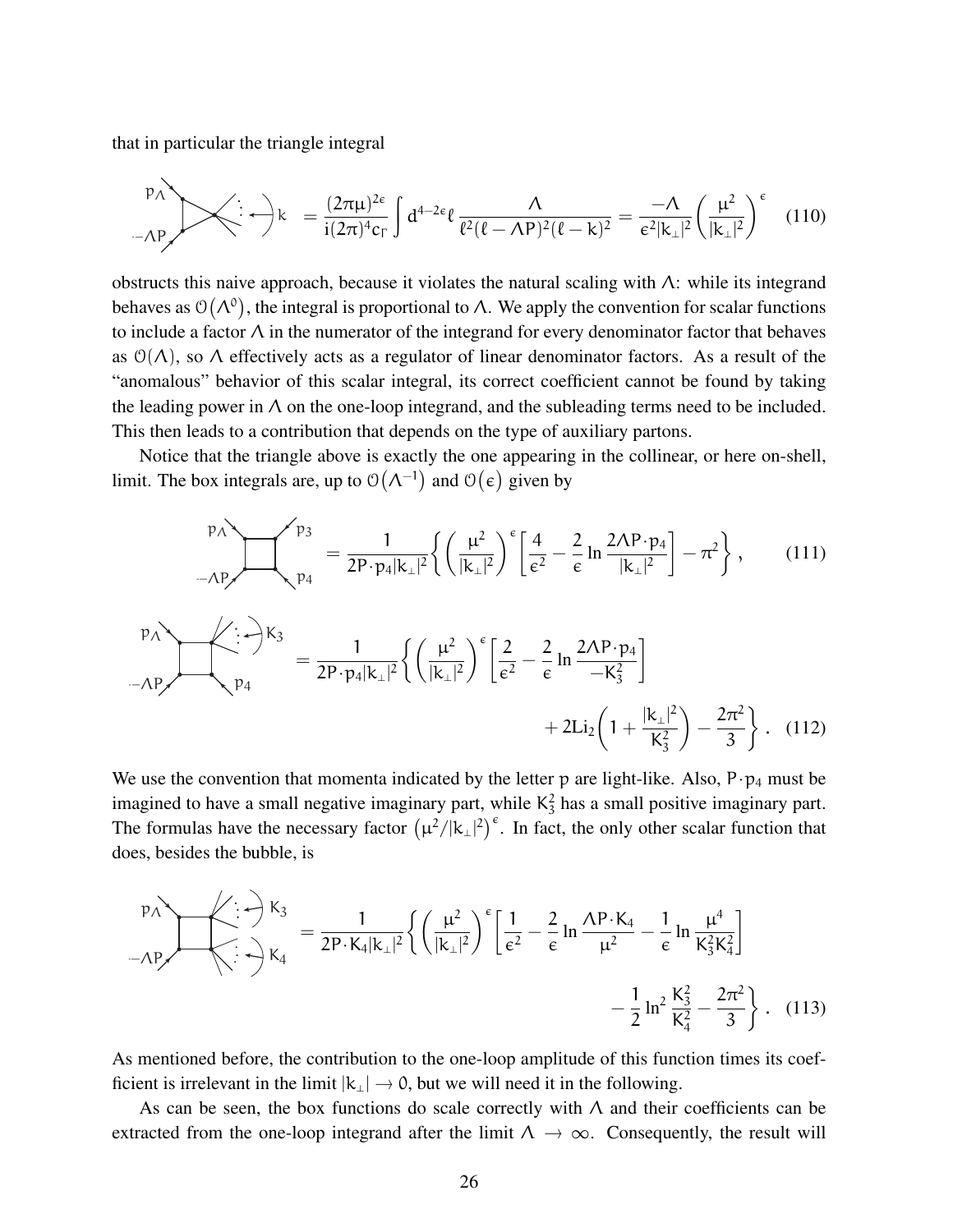that in particular the triangle integral

$$\text{[triangle diagram: } p_\Lambda, -\Lambda P, k\text{]} = \frac{(2\pi\mu)^{2\epsilon}}{i(2\pi)^4 c_\Gamma}\int d^{4-2\epsilon}\ell \,\frac{\Lambda}{\ell^2(\ell-\Lambda P)^2(\ell-k)^2} = \frac{-\Lambda}{\epsilon^2|k_\perp|^2}\left(\frac{\mu^2}{|k_\perp|^2}\right)^{\epsilon} \tag{110}$$

obstructs this naive approach, because it violates the natural scaling with $\Lambda$: while its integrand behaves as $\mathcal{O}(\Lambda^0)$, the integral is proportional to $\Lambda$. We apply the convention for scalar functions to include a factor $\Lambda$ in the numerator of the integrand for every denominator factor that behaves as $\mathcal{O}(\Lambda)$, so $\Lambda$ effectively acts as a regulator of linear denominator factors. As a result of the "anomalous" behavior of this scalar integral, its correct coefficient cannot be found by taking the leading power in $\Lambda$ on the one-loop integrand, and the subleading terms need to be included. This then leads to a contribution that depends on the type of auxiliary partons.

Notice that the triangle above is exactly the one appearing in the collinear, or here on-shell, limit. The box integrals are, up to $\mathcal{O}(\Lambda^{-1})$ and $\mathcal{O}(\epsilon)$ given by

$$\text{[box diagram: } p_\Lambda, -\Lambda P, p_3, p_4\text{]} = \frac{1}{2P\cdot p_4|k_\perp|^2}\left\{\left(\frac{\mu^2}{|k_\perp|^2}\right)^{\epsilon}\left[\frac{4}{\epsilon^2}-\frac{2}{\epsilon}\ln\frac{2\Lambda P\cdot p_4}{|k_\perp|^2}\right]-\pi^2\right\}, \tag{111}$$

$$\text{[box diagram: } p_\Lambda, -\Lambda P, K_3, p_4\text{]} = \frac{1}{2P\cdot p_4|k_\perp|^2}\left\{\left(\frac{\mu^2}{|k_\perp|^2}\right)^{\epsilon}\left[\frac{2}{\epsilon^2}-\frac{2}{\epsilon}\ln\frac{2\Lambda P\cdot p_4}{-K_3^2}\right] + 2\mathrm{Li}_2\left(1+\frac{|k_\perp|^2}{K_3^2}\right)-\frac{2\pi^2}{3}\right\}. \tag{112}$$

We use the convention that momenta indicated by the letter p are light-like. Also, $P\cdot p_4$ must be imagined to have a small negative imaginary part, while $K_3^2$ has a small positive imaginary part. The formulas have the necessary factor $\left(\mu^2/|k_\perp|^2\right)^{\epsilon}$. In fact, the only other scalar function that does, besides the bubble, is

$$\text{[box diagram: } p_\Lambda, -\Lambda P, K_3, K_4\text{]} = \frac{1}{2P\cdot K_4|k_\perp|^2}\left\{\left(\frac{\mu^2}{|k_\perp|^2}\right)^{\epsilon}\left[\frac{1}{\epsilon^2}-\frac{2}{\epsilon}\ln\frac{\Lambda P\cdot K_4}{\mu^2}-\frac{1}{\epsilon}\ln\frac{\mu^4}{K_3^2K_4^2}\right] -\frac{1}{2}\ln^2\frac{K_3^2}{K_4^2}-\frac{2\pi^2}{3}\right\}. \tag{113}$$

As mentioned before, the contribution to the one-loop amplitude of this function times its coefficient is irrelevant in the limit $|k_\perp|\to 0$, but we will need it in the following.

As can be seen, the box functions do scale correctly with $\Lambda$ and their coefficients can be extracted from the one-loop integrand after the limit $\Lambda\to\infty$. Consequently, the result will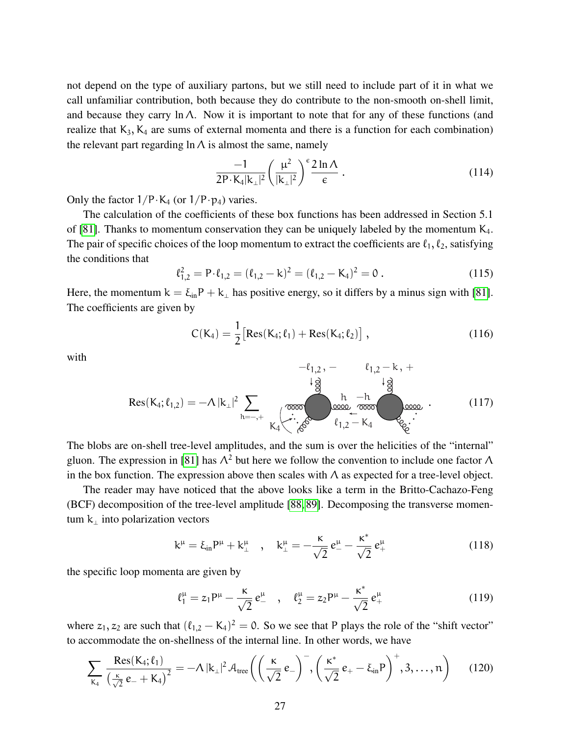not depend on the type of auxiliary partons, but we still need to include part of it in what we call unfamiliar contribution, both because they do contribute to the non-smooth on-shell limit, and because they carry $\ln\Lambda$. Now it is important to note that for any of these functions (and realize that $K_3, K_4$ are sums of external momenta and there is a function for each combination) the relevant part regarding $\ln\Lambda$ is almost the same, namely

$$\frac{-1}{2P\cdot K_4|k_\perp|^2}\left(\frac{\mu^2}{|k_\perp|^2}\right)^\epsilon \frac{2\ln\Lambda}{\epsilon}\ . \tag{114}$$

Only the factor $1/P\cdot K_4$ (or $1/P\cdot p_4$) varies.

The calculation of the coefficients of these box functions has been addressed in Section 5.1 of [81]. Thanks to momentum conservation they can be uniquely labeled by the momentum $K_4$. The pair of specific choices of the loop momentum to extract the coefficients are $\ell_1, \ell_2$, satisfying the conditions that

$$\ell_{1,2}^2 = P\cdot\ell_{1,2} = (\ell_{1,2}-k)^2 = (\ell_{1,2}-K_4)^2 = 0\ . \tag{115}$$

Here, the momentum $k = \xi_{\text{in}}P + k_\perp$ has positive energy, so it differs by a minus sign with [81]. The coefficients are given by

$$C(K_4) = \frac{1}{2}\big[\text{Res}(K_4;\ell_1) + \text{Res}(K_4;\ell_2)\big]\ , \tag{116}$$

with

$$\text{Res}(K_4;\ell_{1,2}) = -\Lambda\,|k_\perp|^2 \sum_{h=-,+} \quad [\text{diagram: two tree-level blobs; left blob with external gluon } -\ell_{1,2},- \text{ and momenta } K_4; \text{ internal gluon with helicities } h, -h \text{ and momentum } \ell_{1,2}-K_4; \text{ right blob with external gluon } \ell_{1,2}-k,+]\ . \tag{117}$$

The blobs are on-shell tree-level amplitudes, and the sum is over the helicities of the "internal" gluon. The expression in [81] has $\Lambda^2$ but here we follow the convention to include one factor $\Lambda$ in the box function. The expression above then scales with $\Lambda$ as expected for a tree-level object.

The reader may have noticed that the above looks like a term in the Britto-Cachazo-Feng (BCF) decomposition of the tree-level amplitude [88, 89]. Decomposing the transverse momentum $k_\perp$ into polarization vectors

$$k^\mu = \xi_{\text{in}}P^\mu + k_\perp^\mu \quad , \quad k_\perp^\mu = -\frac{\kappa}{\sqrt{2}}\,e_-^\mu - \frac{\kappa^*}{\sqrt{2}}\,e_+^\mu \tag{118}$$

the specific loop momenta are given by

$$\ell_1^\mu = z_1P^\mu - \frac{\kappa}{\sqrt{2}}\,e_-^\mu \quad , \quad \ell_2^\mu = z_2P^\mu - \frac{\kappa^*}{\sqrt{2}}\,e_+^\mu \tag{119}$$

where $z_1, z_2$ are such that $(\ell_{1,2}-K_4)^2 = 0$. So we see that $P$ plays the role of the "shift vector" to accommodate the on-shellness of the internal line. In other words, we have

$$\sum_{K_4}\frac{\text{Res}(K_4;\ell_1)}{\left(\frac{\kappa}{\sqrt{2}}\,e_- + K_4\right)^2} = -\Lambda\,|k_\perp|^2\,\mathcal{A}_{\text{tree}}\left(\left(\frac{\kappa}{\sqrt{2}}\,e_-\right)^-, \left(\frac{\kappa^*}{\sqrt{2}}\,e_+ - \xi_{\text{in}}P\right)^+, 3, \ldots, n\right) \tag{120}$$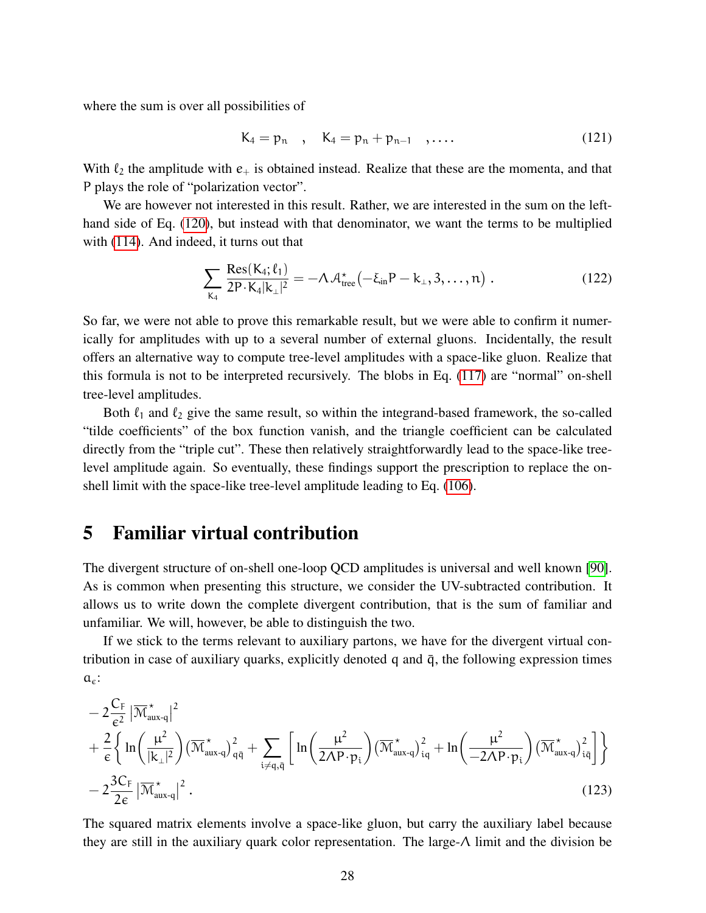where the sum is over all possibilities of

$$K_4 = p_n \quad , \quad K_4 = p_n + p_{n-1} \quad , \ldots . \tag{121}$$

With $\ell_2$ the amplitude with $e_+$ is obtained instead. Realize that these are the momenta, and that P plays the role of "polarization vector".

We are however not interested in this result. Rather, we are interested in the sum on the left-hand side of Eq. (120), but instead with that denominator, we want the terms to be multiplied with (114). And indeed, it turns out that

$$\sum_{K_4} \frac{\mathrm{Res}(K_4;\ell_1)}{2P\cdot K_4|k_\perp|^2} = -\Lambda\,\mathcal{A}^\star_{\text{tree}}\big(-\xi_{\text{in}}P - k_\perp, 3, \ldots, n\big)\ . \tag{122}$$

So far, we were not able to prove this remarkable result, but we were able to confirm it numerically for amplitudes with up to a several number of external gluons. Incidentally, the result offers an alternative way to compute tree-level amplitudes with a space-like gluon. Realize that this formula is not to be interpreted recursively. The blobs in Eq. (117) are "normal" on-shell tree-level amplitudes.

Both $\ell_1$ and $\ell_2$ give the same result, so within the integrand-based framework, the so-called "tilde coefficients" of the box function vanish, and the triangle coefficient can be calculated directly from the "triple cut". These then relatively straightforwardly lead to the space-like tree-level amplitude again. So eventually, these findings support the prescription to replace the on-shell limit with the space-like tree-level amplitude leading to Eq. (106).

# 5 Familiar virtual contribution

The divergent structure of on-shell one-loop QCD amplitudes is universal and well known [90]. As is common when presenting this structure, we consider the UV-subtracted contribution. It allows us to write down the complete divergent contribution, that is the sum of familiar and unfamiliar. We will, however, be able to distinguish the two.

If we stick to the terms relevant to auxiliary partons, we have for the divergent virtual contribution in case of auxiliary quarks, explicitly denoted q and $\bar{q}$, the following expression times $a_\epsilon$:

$$\begin{aligned}
&-2\frac{C_F}{\epsilon^2}\left|\overline{\mathcal{M}}^\star_{\text{aux-q}}\right|^2 \\
&+\frac{2}{\epsilon}\left\{\ln\!\left(\frac{\mu^2}{|k_\perp|^2}\right)\big(\overline{\mathcal{M}}^\star_{\text{aux-q}}\big)^2_{q\bar{q}} + \sum_{i\neq q,\bar{q}}\left[\ln\!\left(\frac{\mu^2}{2\Lambda P\cdot p_i}\right)\big(\overline{\mathcal{M}}^\star_{\text{aux-q}}\big)^2_{iq} + \ln\!\left(\frac{\mu^2}{-2\Lambda P\cdot p_i}\right)\big(\overline{\mathcal{M}}^\star_{\text{aux-q}}\big)^2_{i\bar{q}}\right]\right\} \\
&-2\frac{3C_F}{2\epsilon}\left|\overline{\mathcal{M}}^\star_{\text{aux-q}}\right|^2 .
\end{aligned} \tag{123}$$

The squared matrix elements involve a space-like gluon, but carry the auxiliary label because they are still in the auxiliary quark color representation. The large-$\Lambda$ limit and the division be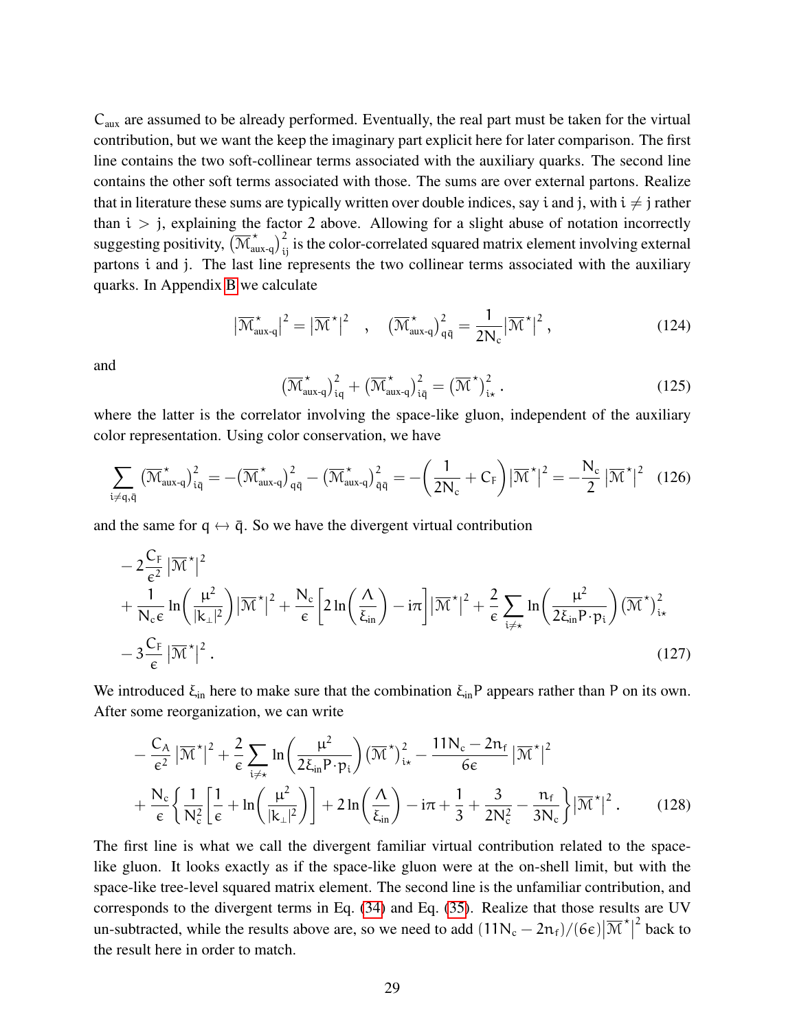$C_{\text{aux}}$ are assumed to be already performed. Eventually, the real part must be taken for the virtual contribution, but we want the keep the imaginary part explicit here for later comparison. The first line contains the two soft-collinear terms associated with the auxiliary quarks. The second line contains the other soft terms associated with those. The sums are over external partons. Realize that in literature these sums are typically written over double indices, say $i$ and $j$, with $i \neq j$ rather than $i > j$, explaining the factor 2 above. Allowing for a slight abuse of notation incorrectly suggesting positivity, $\big(\overline{\mathcal{M}}^{\star}_{\text{aux-q}}\big)^2_{ij}$ is the color-correlated squared matrix element involving external partons $i$ and $j$. The last line represents the two collinear terms associated with the auxiliary quarks. In Appendix B we calculate

$$\big|\overline{\mathcal{M}}^{\star}_{\text{aux-q}}\big|^2 = \big|\overline{\mathcal{M}}^{\star}\big|^2 \quad , \quad \big(\overline{\mathcal{M}}^{\star}_{\text{aux-q}}\big)^2_{q\bar{q}} = \frac{1}{2N_c}\big|\overline{\mathcal{M}}^{\star}\big|^2 \,, \tag{124}$$

and

$$\big(\overline{\mathcal{M}}^{\star}_{\text{aux-q}}\big)^2_{iq} + \big(\overline{\mathcal{M}}^{\star}_{\text{aux-q}}\big)^2_{i\bar{q}} = \big(\overline{\mathcal{M}}^{\star}\big)^2_{i\star} \,. \tag{125}$$

where the latter is the correlator involving the space-like gluon, independent of the auxiliary color representation. Using color conservation, we have

$$\sum_{i\neq q,\bar{q}} \big(\overline{\mathcal{M}}^{\star}_{\text{aux-q}}\big)^2_{i\bar{q}} = -\big(\overline{\mathcal{M}}^{\star}_{\text{aux-q}}\big)^2_{q\bar{q}} - \big(\overline{\mathcal{M}}^{\star}_{\text{aux-q}}\big)^2_{\bar{q}\bar{q}} = -\left(\frac{1}{2N_c} + C_F\right)\big|\overline{\mathcal{M}}^{\star}\big|^2 = -\frac{N_c}{2}\big|\overline{\mathcal{M}}^{\star}\big|^2 \tag{126}$$

and the same for $q \leftrightarrow \bar{q}$. So we have the divergent virtual contribution

$$\begin{aligned}
&-2\frac{C_F}{\epsilon^2}\big|\overline{\mathcal{M}}^{\star}\big|^2 \\
&+\frac{1}{N_c\epsilon}\ln\!\left(\frac{\mu^2}{|k_\perp|^2}\right)\big|\overline{\mathcal{M}}^{\star}\big|^2 + \frac{N_c}{\epsilon}\left[2\ln\!\left(\frac{\Lambda}{\xi_{\text{in}}}\right) - i\pi\right]\big|\overline{\mathcal{M}}^{\star}\big|^2 + \frac{2}{\epsilon}\sum_{i\neq\star}\ln\!\left(\frac{\mu^2}{2\xi_{\text{in}}P\cdot p_i}\right)\big(\overline{\mathcal{M}}^{\star}\big)^2_{i\star} \\
&-3\frac{C_F}{\epsilon}\big|\overline{\mathcal{M}}^{\star}\big|^2 \,.
\end{aligned} \tag{127}$$

We introduced $\xi_{\text{in}}$ here to make sure that the combination $\xi_{\text{in}}P$ appears rather than $P$ on its own. After some reorganization, we can write

$$\begin{aligned}
&-\frac{C_A}{\epsilon^2}\big|\overline{\mathcal{M}}^{\star}\big|^2 + \frac{2}{\epsilon}\sum_{i\neq\star}\ln\!\left(\frac{\mu^2}{2\xi_{\text{in}}P\cdot p_i}\right)\big(\overline{\mathcal{M}}^{\star}\big)^2_{i\star} - \frac{11N_c - 2n_f}{6\epsilon}\big|\overline{\mathcal{M}}^{\star}\big|^2 \\
&+\frac{N_c}{\epsilon}\left\{\frac{1}{N_c^2}\left[\frac{1}{\epsilon} + \ln\!\left(\frac{\mu^2}{|k_\perp|^2}\right)\right] + 2\ln\!\left(\frac{\Lambda}{\xi_{\text{in}}}\right) - i\pi + \frac{1}{3} + \frac{3}{2N_c^2} - \frac{n_f}{3N_c}\right\}\big|\overline{\mathcal{M}}^{\star}\big|^2 \,.
\end{aligned} \tag{128}$$

The first line is what we call the divergent familiar virtual contribution related to the space-like gluon. It looks exactly as if the space-like gluon were at the on-shell limit, but with the space-like tree-level squared matrix element. The second line is the unfamiliar contribution, and corresponds to the divergent terms in Eq. (34) and Eq. (35). Realize that those results are UV un-subtracted, while the results above are, so we need to add $(11N_c - 2n_f)/(6\epsilon)\big|\overline{\mathcal{M}}^{\star}\big|^2$ back to the result here in order to match.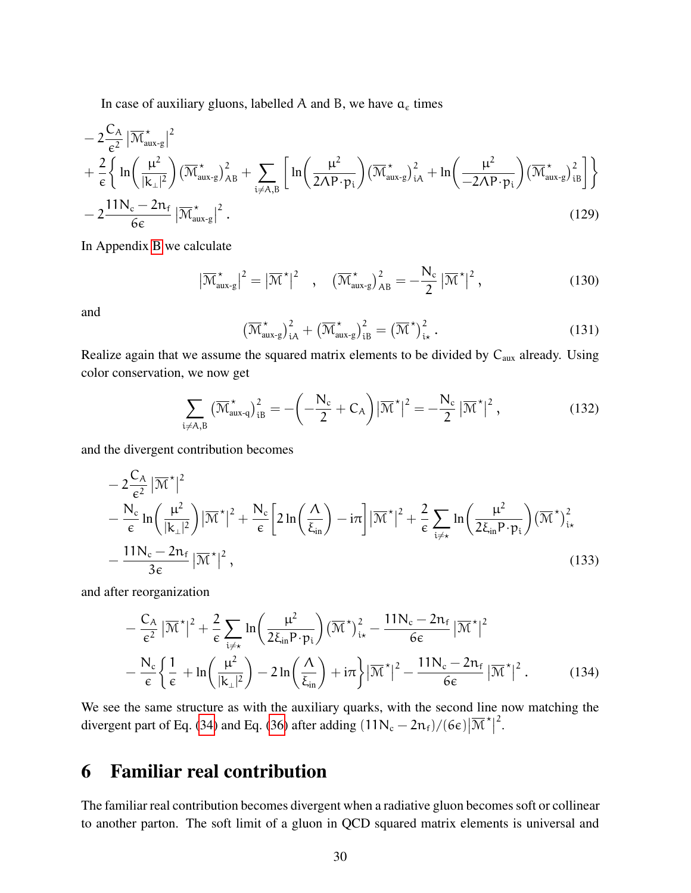In case of auxiliary gluons, labelled A and B, we have $a_\epsilon$ times

$$
\begin{aligned}
&-2\frac{C_A}{\epsilon^2}\left|\overline{\mathcal{M}}^\star_{\text{aux-g}}\right|^2 \\
&+\frac{2}{\epsilon}\left\{\ln\!\left(\frac{\mu^2}{|k_\perp|^2}\right)\left(\overline{\mathcal{M}}^\star_{\text{aux-g}}\right)^2_{AB}+\sum_{i\neq A,B}\left[\ln\!\left(\frac{\mu^2}{2\Lambda P\cdot p_i}\right)\left(\overline{\mathcal{M}}^\star_{\text{aux-g}}\right)^2_{iA}+\ln\!\left(\frac{\mu^2}{-2\Lambda P\cdot p_i}\right)\left(\overline{\mathcal{M}}^\star_{\text{aux-g}}\right)^2_{iB}\right]\right\} \\
&-2\frac{11N_c-2n_f}{6\epsilon}\left|\overline{\mathcal{M}}^\star_{\text{aux-g}}\right|^2 .
\end{aligned} \tag{129}
$$

In Appendix B we calculate

$$
\left|\overline{\mathcal{M}}^\star_{\text{aux-g}}\right|^2=\left|\overline{\mathcal{M}}^\star\right|^2 \quad , \quad \left(\overline{\mathcal{M}}^\star_{\text{aux-g}}\right)^2_{AB}=-\frac{N_c}{2}\left|\overline{\mathcal{M}}^\star\right|^2 , \tag{130}
$$

and

$$
\left(\overline{\mathcal{M}}^\star_{\text{aux-g}}\right)^2_{iA}+\left(\overline{\mathcal{M}}^\star_{\text{aux-g}}\right)^2_{iB}=\left(\overline{\mathcal{M}}^\star\right)^2_{i\star} . \tag{131}
$$

Realize again that we assume the squared matrix elements to be divided by $C_{\text{aux}}$ already. Using color conservation, we now get

$$
\sum_{i\neq A,B}\left(\overline{\mathcal{M}}^\star_{\text{aux-q}}\right)^2_{iB}=-\left(-\frac{N_c}{2}+C_A\right)\left|\overline{\mathcal{M}}^\star\right|^2=-\frac{N_c}{2}\left|\overline{\mathcal{M}}^\star\right|^2 , \tag{132}
$$

and the divergent contribution becomes

$$
\begin{aligned}
&-2\frac{C_A}{\epsilon^2}\left|\overline{\mathcal{M}}^\star\right|^2 \\
&-\frac{N_c}{\epsilon}\ln\!\left(\frac{\mu^2}{|k_\perp|^2}\right)\left|\overline{\mathcal{M}}^\star\right|^2+\frac{N_c}{\epsilon}\left[2\ln\!\left(\frac{\Lambda}{\xi_{\text{in}}}\right)-i\pi\right]\left|\overline{\mathcal{M}}^\star\right|^2+\frac{2}{\epsilon}\sum_{i\neq\star}\ln\!\left(\frac{\mu^2}{2\xi_{\text{in}}P\cdot p_i}\right)\left(\overline{\mathcal{M}}^\star\right)^2_{i\star} \\
&-\frac{11N_c-2n_f}{3\epsilon}\left|\overline{\mathcal{M}}^\star\right|^2 ,
\end{aligned} \tag{133}
$$

and after reorganization

$$
\begin{aligned}
&-\frac{C_A}{\epsilon^2}\left|\overline{\mathcal{M}}^\star\right|^2+\frac{2}{\epsilon}\sum_{i\neq\star}\ln\!\left(\frac{\mu^2}{2\xi_{\text{in}}P\cdot p_i}\right)\left(\overline{\mathcal{M}}^\star\right)^2_{i\star}-\frac{11N_c-2n_f}{6\epsilon}\left|\overline{\mathcal{M}}^\star\right|^2 \\
&-\frac{N_c}{\epsilon}\left\{\frac{1}{\epsilon}+\ln\!\left(\frac{\mu^2}{|k_\perp|^2}\right)-2\ln\!\left(\frac{\Lambda}{\xi_{\text{in}}}\right)+i\pi\right\}\left|\overline{\mathcal{M}}^\star\right|^2-\frac{11N_c-2n_f}{6\epsilon}\left|\overline{\mathcal{M}}^\star\right|^2 .
\end{aligned} \tag{134}
$$

We see the same structure as with the auxiliary quarks, with the second line now matching the divergent part of Eq. (34) and Eq. (36) after adding $(11N_c-2n_f)/(6\epsilon)\left|\overline{\mathcal{M}}^\star\right|^2$.

# 6 Familiar real contribution

The familiar real contribution becomes divergent when a radiative gluon becomes soft or collinear to another parton. The soft limit of a gluon in QCD squared matrix elements is universal and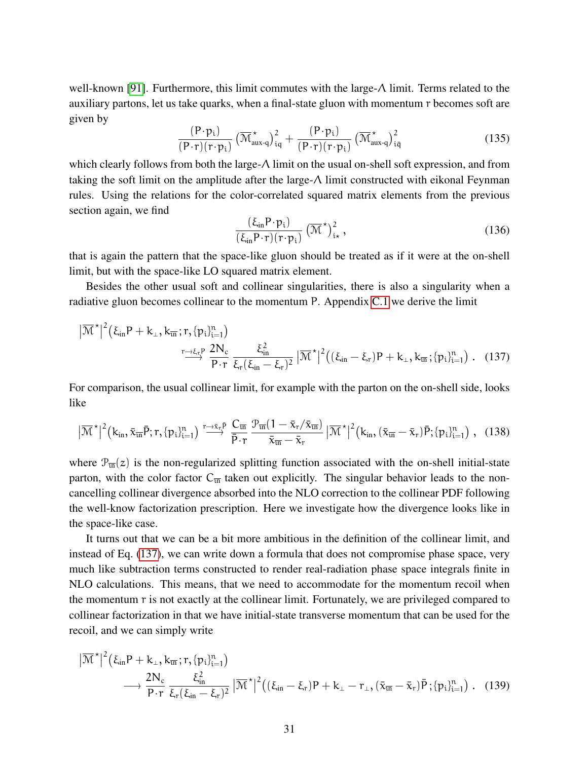well-known [91]. Furthermore, this limit commutes with the large-$\Lambda$ limit. Terms related to the auxiliary partons, let us take quarks, when a final-state gluon with momentum $r$ becomes soft are given by

$$\frac{(P\cdot p_i)}{(P\cdot r)(r\cdot p_i)}\left(\overline{\mathcal{M}}^\star_{\text{aux-q}}\right)^2_{iq} + \frac{(P\cdot p_i)}{(P\cdot r)(r\cdot p_i)}\left(\overline{\mathcal{M}}^\star_{\text{aux-q}}\right)^2_{i\bar{q}} \tag{135}$$

which clearly follows from both the large-$\Lambda$ limit on the usual on-shell soft expression, and from taking the soft limit on the amplitude after the large-$\Lambda$ limit constructed with eikonal Feynman rules. Using the relations for the color-correlated squared matrix elements from the previous section again, we find

$$\frac{(\xi_{\text{in}}P\cdot p_i)}{(\xi_{\text{in}}P\cdot r)(r\cdot p_i)}\left(\overline{\mathcal{M}}^\star\right)^2_{i\star}\,, \tag{136}$$

that is again the pattern that the space-like gluon should be treated as if it were at the on-shell limit, but with the space-like LO squared matrix element.

Besides the other usual soft and collinear singularities, there is also a singularity when a radiative gluon becomes collinear to the momentum $P$. Appendix C.1 we derive the limit

$$\left|\overline{\mathcal{M}}^\star\right|^2\big(\xi_{\text{in}}P + k_\perp, k_{\overline{\text{in}}}; r, \{p_i\}_{i=1}^n\big) \xrightarrow{r\to\xi_r P} \frac{2N_c}{P\cdot r}\,\frac{\xi_{\text{in}}^2}{\xi_r(\xi_{\text{in}}-\xi_r)^2}\left|\overline{\mathcal{M}}^\star\right|^2\big((\xi_{\text{in}}-\xi_r)P + k_\perp, k_{\overline{\text{in}}}; \{p_i\}_{i=1}^n\big)\,. \tag{137}$$

For comparison, the usual collinear limit, for example with the parton on the on-shell side, looks like

$$\left|\overline{\mathcal{M}}^\star\right|^2\big(k_{\text{in}}, \bar{x}_{\overline{\text{in}}}\bar{P}; r, \{p_i\}_{i=1}^n\big) \xrightarrow{r\to\bar{x}_r\bar{P}} \frac{C_{\overline{\text{in}}}}{\bar{P}\cdot r}\,\frac{\mathcal{P}_{\overline{\text{in}}}(1-\bar{x}_r/\bar{x}_{\overline{\text{in}}})}{\bar{x}_{\overline{\text{in}}}-\bar{x}_r}\left|\overline{\mathcal{M}}^\star\right|^2\big(k_{\text{in}}, (\bar{x}_{\overline{\text{in}}}-\bar{x}_r)\bar{P}; \{p_i\}_{i=1}^n\big)\,, \tag{138}$$

where $\mathcal{P}_{\overline{\text{in}}}(z)$ is the non-regularized splitting function associated with the on-shell initial-state parton, with the color factor $C_{\overline{\text{in}}}$ taken out explicitly. The singular behavior leads to the non-cancelling collinear divergence absorbed into the NLO correction to the collinear PDF following the well-know factorization prescription. Here we investigate how the divergence looks like in the space-like case.

It turns out that we can be a bit more ambitious in the definition of the collinear limit, and instead of Eq. (137), we can write down a formula that does not compromise phase space, very much like subtraction terms constructed to render real-radiation phase space integrals finite in NLO calculations. This means, that we need to accommodate for the momentum recoil when the momentum $r$ is not exactly at the collinear limit. Fortunately, we are privileged compared to collinear factorization in that we have initial-state transverse momentum that can be used for the recoil, and we can simply write

$$\left|\overline{\mathcal{M}}^\star\right|^2\big(\xi_{\text{in}}P + k_\perp, k_{\overline{\text{in}}}; r, \{p_i\}_{i=1}^n\big) \longrightarrow \frac{2N_c}{P\cdot r}\,\frac{\xi_{\text{in}}^2}{\xi_r(\xi_{\text{in}}-\xi_r)^2}\left|\overline{\mathcal{M}}^\star\right|^2\big((\xi_{\text{in}}-\xi_r)P + k_\perp - r_\perp, (\bar{x}_{\overline{\text{in}}}-\bar{x}_r)\bar{P}; \{p_i\}_{i=1}^n\big)\,. \tag{139}$$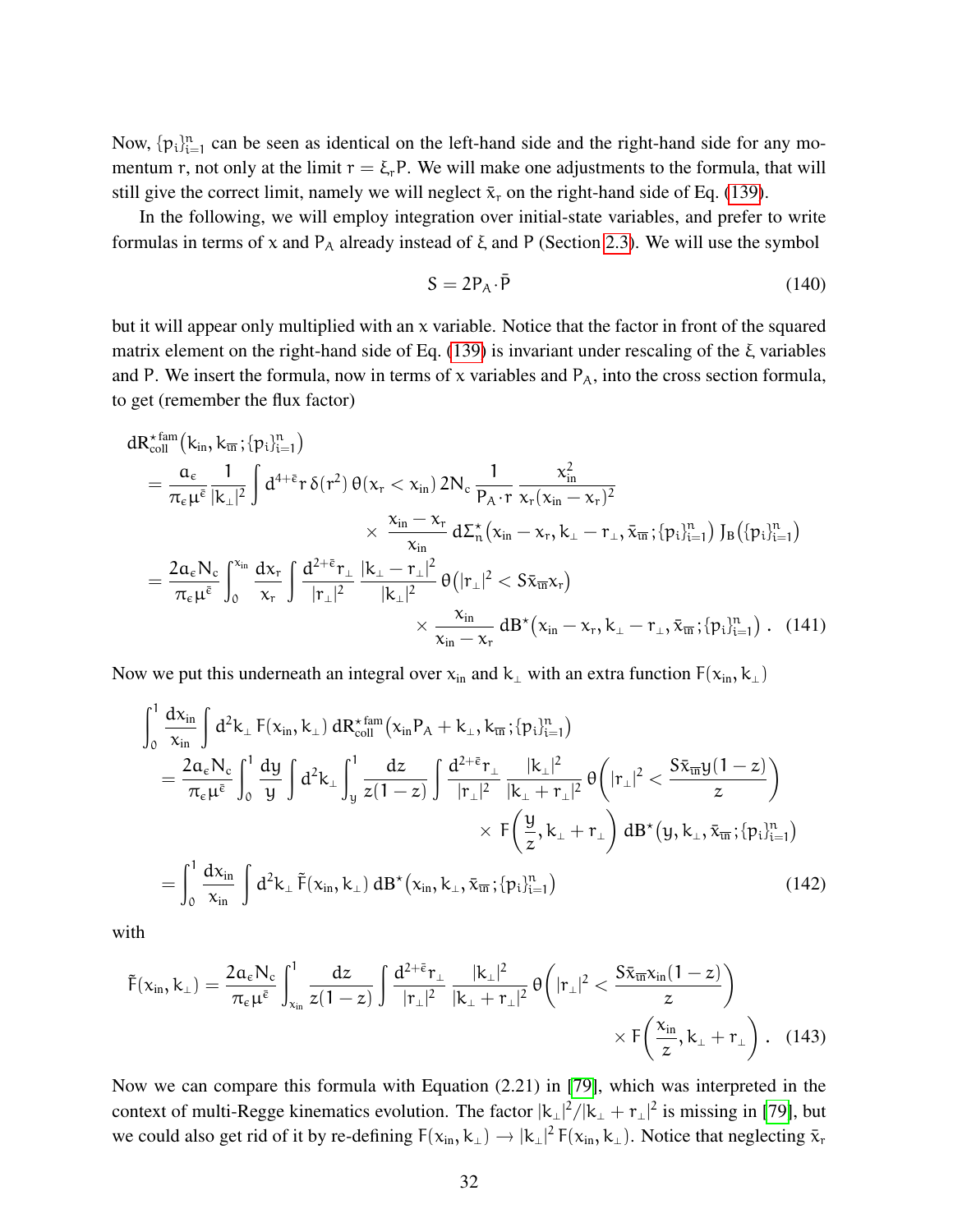Now, $\{p_i\}_{i=1}^n$ can be seen as identical on the left-hand side and the right-hand side for any momentum $r$, not only at the limit $r = \xi_r P$. We will make one adjustments to the formula, that will still give the correct limit, namely we will neglect $\bar{x}_r$ on the right-hand side of Eq. (139).

In the following, we will employ integration over initial-state variables, and prefer to write formulas in terms of $x$ and $P_A$ already instead of $\xi$ and $P$ (Section 2.3). We will use the symbol

$$S = 2P_A\cdot\bar{P} \tag{140}$$

but it will appear only multiplied with an $x$ variable. Notice that the factor in front of the squared matrix element on the right-hand side of Eq. (139) is invariant under rescaling of the $\xi$ variables and $P$. We insert the formula, now in terms of $x$ variables and $P_A$, into the cross section formula, to get (remember the flux factor)

$$\begin{aligned}
&dR^{\star\,\mathrm{fam}}_{\mathrm{coll}}\big(k_{\mathrm{in}}, k_{\overline{\mathrm{in}}}\,;\{p_i\}_{i=1}^n\big)\\
&\quad= \frac{a_\epsilon}{\pi_\epsilon \mu^{\bar{\epsilon}}}\frac{1}{|k_\perp|^2}\int d^{4+\bar{\epsilon}}r\,\delta(r^2)\,\theta(x_r < x_{\mathrm{in}})\,2N_c\,\frac{1}{P_A\cdot r}\,\frac{x_{\mathrm{in}}^2}{x_r(x_{\mathrm{in}}-x_r)^2}\\
&\qquad\qquad\qquad\times\;\frac{x_{\mathrm{in}}-x_r}{x_{\mathrm{in}}}\,d\Sigma^\star_n\big(x_{\mathrm{in}}-x_r, k_\perp - r_\perp, \bar{x}_{\overline{\mathrm{in}}}\,;\{p_i\}_{i=1}^n\big)\,J_B\big(\{p_i\}_{i=1}^n\big)\\
&\quad= \frac{2a_\epsilon N_c}{\pi_\epsilon \mu^{\bar{\epsilon}}}\int_0^{x_{\mathrm{in}}}\frac{dx_r}{x_r}\int\frac{d^{2+\bar{\epsilon}}r_\perp}{|r_\perp|^2}\,\frac{|k_\perp - r_\perp|^2}{|k_\perp|^2}\,\theta\big(|r_\perp|^2 < S\bar{x}_{\overline{\mathrm{in}}}x_r\big)\\
&\qquad\qquad\qquad\times\;\frac{x_{\mathrm{in}}}{x_{\mathrm{in}}-x_r}\,dB^\star\big(x_{\mathrm{in}}-x_r, k_\perp - r_\perp, \bar{x}_{\overline{\mathrm{in}}}\,;\{p_i\}_{i=1}^n\big)\;.
\end{aligned} \tag{141}$$

Now we put this underneath an integral over $x_{\mathrm{in}}$ and $k_\perp$ with an extra function $F(x_{\mathrm{in}}, k_\perp)$

$$\begin{aligned}
&\int_0^1\frac{dx_{\mathrm{in}}}{x_{\mathrm{in}}}\int d^2k_\perp\,F(x_{\mathrm{in}}, k_\perp)\,dR^{\star\,\mathrm{fam}}_{\mathrm{coll}}\big(x_{\mathrm{in}}P_A + k_\perp, k_{\overline{\mathrm{in}}}\,;\{p_i\}_{i=1}^n\big)\\
&\quad= \frac{2a_\epsilon N_c}{\pi_\epsilon \mu^{\bar{\epsilon}}}\int_0^1\frac{dy}{y}\int d^2k_\perp\int_y^1\frac{dz}{z(1-z)}\int\frac{d^{2+\bar{\epsilon}}r_\perp}{|r_\perp|^2}\,\frac{|k_\perp|^2}{|k_\perp + r_\perp|^2}\,\theta\bigg(|r_\perp|^2 < \frac{S\bar{x}_{\overline{\mathrm{in}}}y(1-z)}{z}\bigg)\\
&\qquad\qquad\qquad\times\;F\bigg(\frac{y}{z}, k_\perp + r_\perp\bigg)\,dB^\star\big(y, k_\perp, \bar{x}_{\overline{\mathrm{in}}}\,;\{p_i\}_{i=1}^n\big)\\
&\quad= \int_0^1\frac{dx_{\mathrm{in}}}{x_{\mathrm{in}}}\int d^2k_\perp\,\tilde{F}(x_{\mathrm{in}}, k_\perp)\,dB^\star\big(x_{\mathrm{in}}, k_\perp, \bar{x}_{\overline{\mathrm{in}}}\,;\{p_i\}_{i=1}^n\big)
\end{aligned} \tag{142}$$

with

$$\begin{aligned}
\tilde{F}(x_{\mathrm{in}}, k_\perp) = \frac{2a_\epsilon N_c}{\pi_\epsilon \mu^{\bar{\epsilon}}}\int_{x_{\mathrm{in}}}^1\frac{dz}{z(1-z)}\int\frac{d^{2+\bar{\epsilon}}r_\perp}{|r_\perp|^2}\,\frac{|k_\perp|^2}{|k_\perp + r_\perp|^2}\,\theta\bigg(|r_\perp|^2 < \frac{S\bar{x}_{\overline{\mathrm{in}}}x_{\mathrm{in}}(1-z)}{z}\bigg)&\\
\times\;F\bigg(\frac{x_{\mathrm{in}}}{z}, k_\perp + r_\perp\bigg)\;.&
\end{aligned} \tag{143}$$

Now we can compare this formula with Equation (2.21) in [79], which was interpreted in the context of multi-Regge kinematics evolution. The factor $|k_\perp|^2/|k_\perp + r_\perp|^2$ is missing in [79], but we could also get rid of it by re-defining $F(x_{\mathrm{in}}, k_\perp) \to |k_\perp|^2\,F(x_{\mathrm{in}}, k_\perp)$. Notice that neglecting $\bar{x}_r$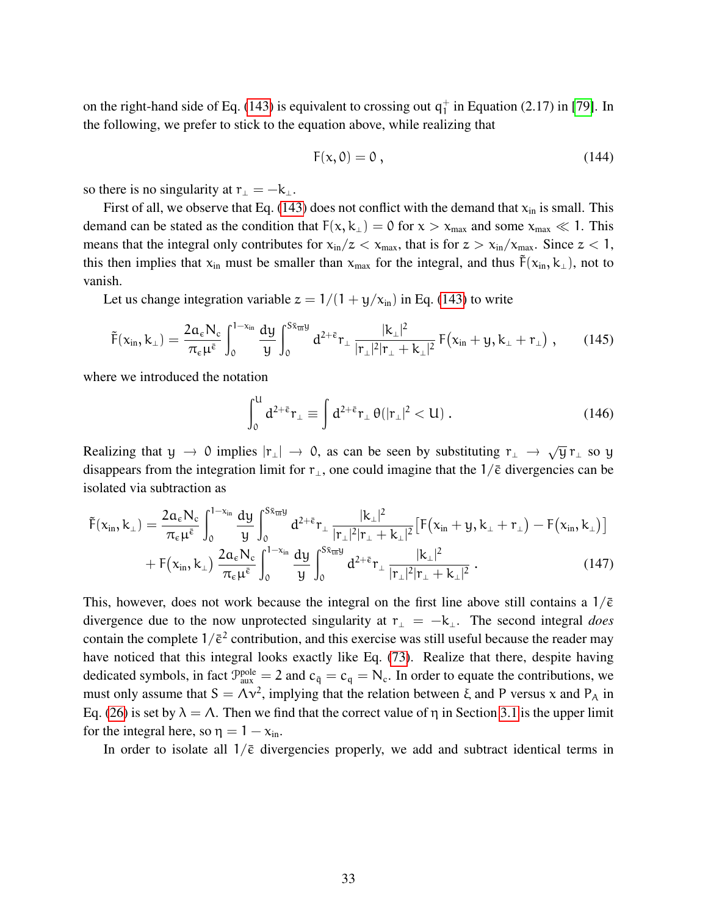on the right-hand side of Eq. (143) is equivalent to crossing out $q_1^+$ in Equation (2.17) in [79]. In the following, we prefer to stick to the equation above, while realizing that

$$F(x, 0) = 0 \,, \tag{144}$$

so there is no singularity at $r_\perp = -k_\perp$.

First of all, we observe that Eq. (143) does not conflict with the demand that $x_{\text{in}}$ is small. This demand can be stated as the condition that $F(x, k_\perp) = 0$ for $x > x_{\text{max}}$ and some $x_{\text{max}} \ll 1$. This means that the integral only contributes for $x_{\text{in}}/z < x_{\text{max}}$, that is for $z > x_{\text{in}}/x_{\text{max}}$. Since $z < 1$, this then implies that $x_{\text{in}}$ must be smaller than $x_{\text{max}}$ for the integral, and thus $\tilde{F}(x_{\text{in}}, k_\perp)$, not to vanish.

Let us change integration variable $z = 1/(1 + y/x_{\text{in}})$ in Eq. (143) to write

$$\tilde{F}(x_{\text{in}}, k_\perp) = \frac{2a_\epsilon N_c}{\pi_\epsilon \mu^{\bar{\epsilon}}} \int_0^{1-x_{\text{in}}} \frac{dy}{y} \int_0^{S\bar{x}_{\overline{\text{in}}} y} d^{2+\bar{\epsilon}} r_\perp \, \frac{|k_\perp|^2}{|r_\perp|^2 |r_\perp + k_\perp|^2} \, F\big(x_{\text{in}} + y, k_\perp + r_\perp\big) \,, \tag{145}$$

where we introduced the notation

$$\int_0^U d^{2+\bar{\epsilon}} r_\perp \equiv \int d^{2+\bar{\epsilon}} r_\perp \, \theta(|r_\perp|^2 < U) \,. \tag{146}$$

Realizing that $y \to 0$ implies $|r_\perp| \to 0$, as can be seen by substituting $r_\perp \to \sqrt{y}\, r_\perp$ so $y$ disappears from the integration limit for $r_\perp$, one could imagine that the $1/\bar{\epsilon}$ divergencies can be isolated via subtraction as

$$\begin{aligned}
\tilde{F}(x_{\text{in}}, k_\perp) = {} & \frac{2a_\epsilon N_c}{\pi_\epsilon \mu^{\bar{\epsilon}}} \int_0^{1-x_{\text{in}}} \frac{dy}{y} \int_0^{S\bar{x}_{\overline{\text{in}}} y} d^{2+\bar{\epsilon}} r_\perp \, \frac{|k_\perp|^2}{|r_\perp|^2 |r_\perp + k_\perp|^2} \big[F\big(x_{\text{in}} + y, k_\perp + r_\perp\big) - F\big(x_{\text{in}}, k_\perp\big)\big] \\
& + F\big(x_{\text{in}}, k_\perp\big) \, \frac{2a_\epsilon N_c}{\pi_\epsilon \mu^{\bar{\epsilon}}} \int_0^{1-x_{\text{in}}} \frac{dy}{y} \int_0^{S\bar{x}_{\overline{\text{in}}} y} d^{2+\bar{\epsilon}} r_\perp \, \frac{|k_\perp|^2}{|r_\perp|^2 |r_\perp + k_\perp|^2} \,.
\end{aligned} \tag{147}$$

This, however, does not work because the integral on the first line above still contains a $1/\bar{\epsilon}$ divergence due to the now unprotected singularity at $r_\perp = -k_\perp$. The second integral *does* contain the complete $1/\bar{\epsilon}^2$ contribution, and this exercise was still useful because the reader may have noticed that this integral looks exactly like Eq. (73). Realize that there, despite having dedicated symbols, in fact $\mathcal{P}_{\text{aux}}^{\text{pole}} = 2$ and $c_{\bar{q}} = c_q = N_c$. In order to equate the contributions, we must only assume that $S = \Lambda \nu^2$, implying that the relation between $\xi$ and $P$ versus $x$ and $P_A$ in Eq. (26) is set by $\lambda = \Lambda$. Then we find that the correct value of $\eta$ in Section 3.1 is the upper limit for the integral here, so $\eta = 1 - x_{\text{in}}$.

In order to isolate all $1/\bar{\epsilon}$ divergencies properly, we add and subtract identical terms in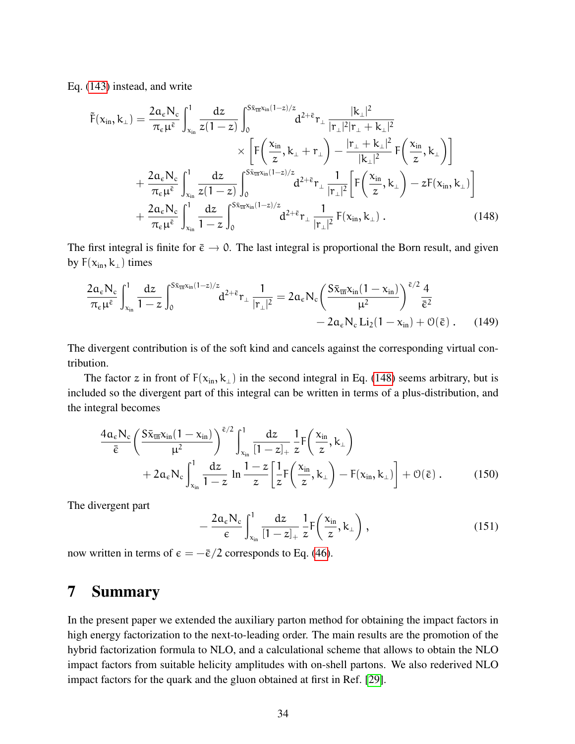Eq. (143) instead, and write

$$
\begin{aligned}
\tilde{F}(x_{in}, k_\perp) = {} & \frac{2a_\epsilon N_c}{\pi_\epsilon \mu^{\bar{\epsilon}}} \int_{x_{in}}^1 \frac{dz}{z(1-z)} \int_0^{S\bar{x}_{\overline{in}} x_{in}(1-z)/z} d^{2+\bar{\epsilon}} r_\perp \, \frac{|k_\perp|^2}{|r_\perp|^2 |r_\perp + k_\perp|^2} \\
& \qquad \times \left[ F\left(\frac{x_{in}}{z}, k_\perp + r_\perp\right) - \frac{|r_\perp + k_\perp|^2}{|k_\perp|^2} F\left(\frac{x_{in}}{z}, k_\perp\right) \right] \\
& + \frac{2a_\epsilon N_c}{\pi_\epsilon \mu^{\bar{\epsilon}}} \int_{x_{in}}^1 \frac{dz}{z(1-z)} \int_0^{S\bar{x}_{\overline{in}} x_{in}(1-z)/z} d^{2+\bar{\epsilon}} r_\perp \, \frac{1}{|r_\perp|^2} \left[ F\left(\frac{x_{in}}{z}, k_\perp\right) - zF(x_{in}, k_\perp) \right] \\
& + \frac{2a_\epsilon N_c}{\pi_\epsilon \mu^{\bar{\epsilon}}} \int_{x_{in}}^1 \frac{dz}{1-z} \int_0^{S\bar{x}_{\overline{in}} x_{in}(1-z)/z} d^{2+\bar{\epsilon}} r_\perp \, \frac{1}{|r_\perp|^2} F(x_{in}, k_\perp) \,. 
\end{aligned}
\tag{148}
$$

The first integral is finite for $\bar{\epsilon} \to 0$. The last integral is proportional the Born result, and given by $F(x_{in}, k_\perp)$ times

$$
\begin{aligned}
\frac{2a_\epsilon N_c}{\pi_\epsilon \mu^{\bar{\epsilon}}} \int_{x_{in}}^1 \frac{dz}{1-z} \int_0^{S\bar{x}_{\overline{in}} x_{in}(1-z)/z} d^{2+\bar{\epsilon}} r_\perp \, \frac{1}{|r_\perp|^2} = {} & 2a_\epsilon N_c \left( \frac{S\bar{x}_{\overline{in}} x_{in}(1-x_{in})}{\mu^2} \right)^{\bar{\epsilon}/2} \frac{4}{\bar{\epsilon}^2} \\
& - 2a_\epsilon N_c \, \mathrm{Li}_2(1-x_{in}) + \mathcal{O}(\bar{\epsilon}) \,. 
\end{aligned}
\tag{149}
$$

The divergent contribution is of the soft kind and cancels against the corresponding virtual contribution.

The factor $z$ in front of $F(x_{in}, k_\perp)$ in the second integral in Eq. (148) seems arbitrary, but is included so the divergent part of this integral can be written in terms of a plus-distribution, and the integral becomes

$$
\begin{aligned}
& \frac{4a_\epsilon N_c}{\bar{\epsilon}} \left( \frac{S\bar{x}_{\overline{in}} x_{in}(1-x_{in})}{\mu^2} \right)^{\bar{\epsilon}/2} \int_{x_{in}}^1 \frac{dz}{[1-z]_+} \frac{1}{z} F\left(\frac{x_{in}}{z}, k_\perp\right) \\
& \qquad + 2a_\epsilon N_c \int_{x_{in}}^1 \frac{dz}{1-z} \ln \frac{1-z}{z} \left[ \frac{1}{z} F\left(\frac{x_{in}}{z}, k_\perp\right) - F(x_{in}, k_\perp) \right] + \mathcal{O}(\bar{\epsilon}) \,. 
\end{aligned}
\tag{150}
$$

The divergent part

$$
-\frac{2a_\epsilon N_c}{\epsilon} \int_{x_{in}}^1 \frac{dz}{[1-z]_+} \frac{1}{z} F\left(\frac{x_{in}}{z}, k_\perp\right) , \tag{151}
$$

now written in terms of $\epsilon = -\bar{\epsilon}/2$ corresponds to Eq. (46).

# 7 Summary

In the present paper we extended the auxiliary parton method for obtaining the impact factors in high energy factorization to the next-to-leading order. The main results are the promotion of the hybrid factorization formula to NLO, and a calculational scheme that allows to obtain the NLO impact factors from suitable helicity amplitudes with on-shell partons. We also rederived NLO impact factors for the quark and the gluon obtained at first in Ref. [29].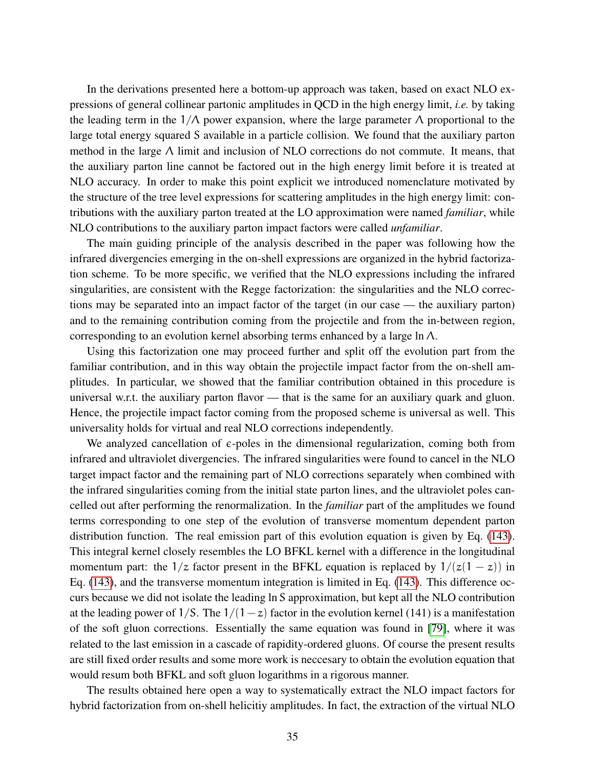In the derivations presented here a bottom-up approach was taken, based on exact NLO expressions of general collinear partonic amplitudes in QCD in the high energy limit, *i.e.* by taking the leading term in the $1/\Lambda$ power expansion, where the large parameter $\Lambda$ proportional to the large total energy squared S available in a particle collision. We found that the auxiliary parton method in the large $\Lambda$ limit and inclusion of NLO corrections do not commute. It means, that the auxiliary parton line cannot be factored out in the high energy limit before it is treated at NLO accuracy. In order to make this point explicit we introduced nomenclature motivated by the structure of the tree level expressions for scattering amplitudes in the high energy limit: contributions with the auxiliary parton treated at the LO approximation were named *familiar*, while NLO contributions to the auxiliary parton impact factors were called *unfamiliar*.

The main guiding principle of the analysis described in the paper was following how the infrared divergencies emerging in the on-shell expressions are organized in the hybrid factorization scheme. To be more specific, we verified that the NLO expressions including the infrared singularities, are consistent with the Regge factorization: the singularities and the NLO corrections may be separated into an impact factor of the target (in our case — the auxiliary parton) and to the remaining contribution coming from the projectile and from the in-between region, corresponding to an evolution kernel absorbing terms enhanced by a large $\ln\Lambda$.

Using this factorization one may proceed further and split off the evolution part from the familiar contribution, and in this way obtain the projectile impact factor from the on-shell amplitudes. In particular, we showed that the familiar contribution obtained in this procedure is universal w.r.t. the auxiliary parton flavor — that is the same for an auxiliary quark and gluon. Hence, the projectile impact factor coming from the proposed scheme is universal as well. This universality holds for virtual and real NLO corrections independently.

We analyzed cancellation of $\epsilon$-poles in the dimensional regularization, coming both from infrared and ultraviolet divergencies. The infrared singularities were found to cancel in the NLO target impact factor and the remaining part of NLO corrections separately when combined with the infrared singularities coming from the initial state parton lines, and the ultraviolet poles cancelled out after performing the renormalization. In the *familiar* part of the amplitudes we found terms corresponding to one step of the evolution of transverse momentum dependent parton distribution function. The real emission part of this evolution equation is given by Eq. (143). This integral kernel closely resembles the LO BFKL kernel with a difference in the longitudinal momentum part: the $1/z$ factor present in the BFKL equation is replaced by $1/(z(1-z))$ in Eq. (143), and the transverse momentum integration is limited in Eq. (143). This difference occurs because we did not isolate the leading $\ln S$ approximation, but kept all the NLO contribution at the leading power of $1/S$. The $1/(1-z)$ factor in the evolution kernel (141) is a manifestation of the soft gluon corrections. Essentially the same equation was found in [79], where it was related to the last emission in a cascade of rapidity-ordered gluons. Of course the present results are still fixed order results and some more work is neccesary to obtain the evolution equation that would resum both BFKL and soft gluon logarithms in a rigorous manner.

The results obtained here open a way to systematically extract the NLO impact factors for hybrid factorization from on-shell helicitiy amplitudes. In fact, the extraction of the virtual NLO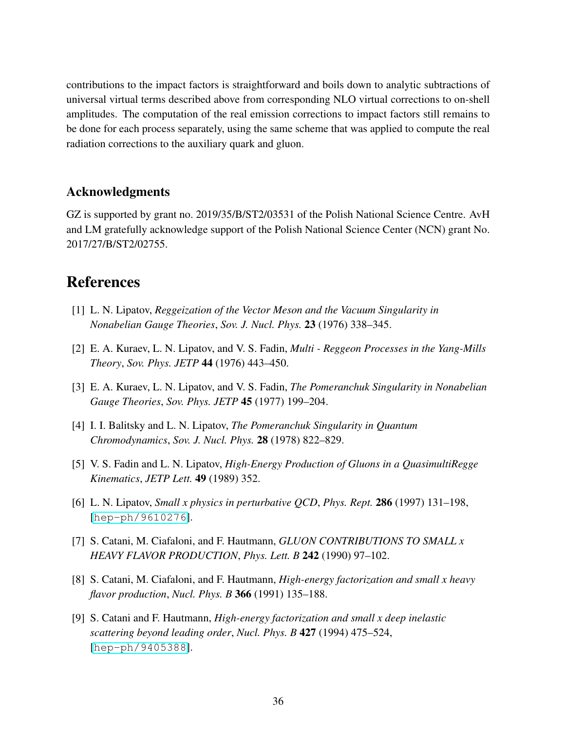contributions to the impact factors is straightforward and boils down to analytic subtractions of universal virtual terms described above from corresponding NLO virtual corrections to on-shell amplitudes. The computation of the real emission corrections to impact factors still remains to be done for each process separately, using the same scheme that was applied to compute the real radiation corrections to the auxiliary quark and gluon.

## Acknowledgments

GZ is supported by grant no. 2019/35/B/ST2/03531 of the Polish National Science Centre. AvH and LM gratefully acknowledge support of the Polish National Science Center (NCN) grant No. 2017/27/B/ST2/02755.

# References

[1] L. N. Lipatov, *Reggeization of the Vector Meson and the Vacuum Singularity in Nonabelian Gauge Theories*, *Sov. J. Nucl. Phys.* **23** (1976) 338–345.

[2] E. A. Kuraev, L. N. Lipatov, and V. S. Fadin, *Multi - Reggeon Processes in the Yang-Mills Theory*, *Sov. Phys. JETP* **44** (1976) 443–450.

[3] E. A. Kuraev, L. N. Lipatov, and V. S. Fadin, *The Pomeranchuk Singularity in Nonabelian Gauge Theories*, *Sov. Phys. JETP* **45** (1977) 199–204.

[4] I. I. Balitsky and L. N. Lipatov, *The Pomeranchuk Singularity in Quantum Chromodynamics*, *Sov. J. Nucl. Phys.* **28** (1978) 822–829.

[5] V. S. Fadin and L. N. Lipatov, *High-Energy Production of Gluons in a QuasimultiRegge Kinematics*, *JETP Lett.* **49** (1989) 352.

[6] L. N. Lipatov, *Small x physics in perturbative QCD*, *Phys. Rept.* **286** (1997) 131–198, [hep-ph/9610276].

[7] S. Catani, M. Ciafaloni, and F. Hautmann, *GLUON CONTRIBUTIONS TO SMALL x HEAVY FLAVOR PRODUCTION*, *Phys. Lett. B* **242** (1990) 97–102.

[8] S. Catani, M. Ciafaloni, and F. Hautmann, *High-energy factorization and small x heavy flavor production*, *Nucl. Phys. B* **366** (1991) 135–188.

[9] S. Catani and F. Hautmann, *High-energy factorization and small x deep inelastic scattering beyond leading order*, *Nucl. Phys. B* **427** (1994) 475–524, [hep-ph/9405388].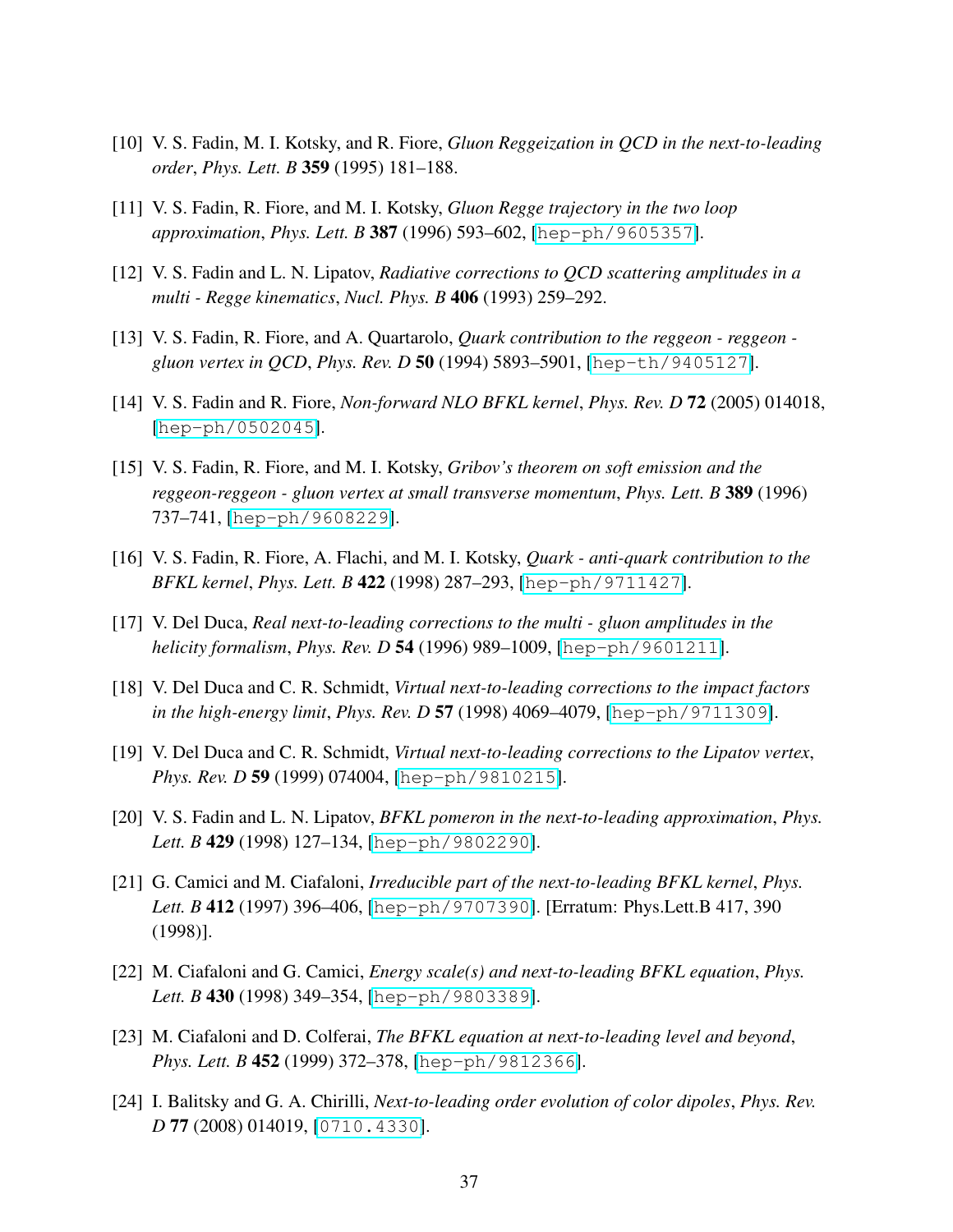[10] V. S. Fadin, M. I. Kotsky, and R. Fiore, *Gluon Reggeization in QCD in the next-to-leading order*, *Phys. Lett. B* **359** (1995) 181–188.

[11] V. S. Fadin, R. Fiore, and M. I. Kotsky, *Gluon Regge trajectory in the two loop approximation*, *Phys. Lett. B* **387** (1996) 593–602, [hep-ph/9605357].

[12] V. S. Fadin and L. N. Lipatov, *Radiative corrections to QCD scattering amplitudes in a multi - Regge kinematics*, *Nucl. Phys. B* **406** (1993) 259–292.

[13] V. S. Fadin, R. Fiore, and A. Quartarolo, *Quark contribution to the reggeon - reggeon - gluon vertex in QCD*, *Phys. Rev. D* **50** (1994) 5893–5901, [hep-th/9405127].

[14] V. S. Fadin and R. Fiore, *Non-forward NLO BFKL kernel*, *Phys. Rev. D* **72** (2005) 014018, [hep-ph/0502045].

[15] V. S. Fadin, R. Fiore, and M. I. Kotsky, *Gribov's theorem on soft emission and the reggeon-reggeon - gluon vertex at small transverse momentum*, *Phys. Lett. B* **389** (1996) 737–741, [hep-ph/9608229].

[16] V. S. Fadin, R. Fiore, A. Flachi, and M. I. Kotsky, *Quark - anti-quark contribution to the BFKL kernel*, *Phys. Lett. B* **422** (1998) 287–293, [hep-ph/9711427].

[17] V. Del Duca, *Real next-to-leading corrections to the multi - gluon amplitudes in the helicity formalism*, *Phys. Rev. D* **54** (1996) 989–1009, [hep-ph/9601211].

[18] V. Del Duca and C. R. Schmidt, *Virtual next-to-leading corrections to the impact factors in the high-energy limit*, *Phys. Rev. D* **57** (1998) 4069–4079, [hep-ph/9711309].

[19] V. Del Duca and C. R. Schmidt, *Virtual next-to-leading corrections to the Lipatov vertex*, *Phys. Rev. D* **59** (1999) 074004, [hep-ph/9810215].

[20] V. S. Fadin and L. N. Lipatov, *BFKL pomeron in the next-to-leading approximation*, *Phys. Lett. B* **429** (1998) 127–134, [hep-ph/9802290].

[21] G. Camici and M. Ciafaloni, *Irreducible part of the next-to-leading BFKL kernel*, *Phys. Lett. B* **412** (1997) 396–406, [hep-ph/9707390]. [Erratum: Phys.Lett.B 417, 390 (1998)].

[22] M. Ciafaloni and G. Camici, *Energy scale(s) and next-to-leading BFKL equation*, *Phys. Lett. B* **430** (1998) 349–354, [hep-ph/9803389].

[23] M. Ciafaloni and D. Colferai, *The BFKL equation at next-to-leading level and beyond*, *Phys. Lett. B* **452** (1999) 372–378, [hep-ph/9812366].

[24] I. Balitsky and G. A. Chirilli, *Next-to-leading order evolution of color dipoles*, *Phys. Rev. D* **77** (2008) 014019, [0710.4330].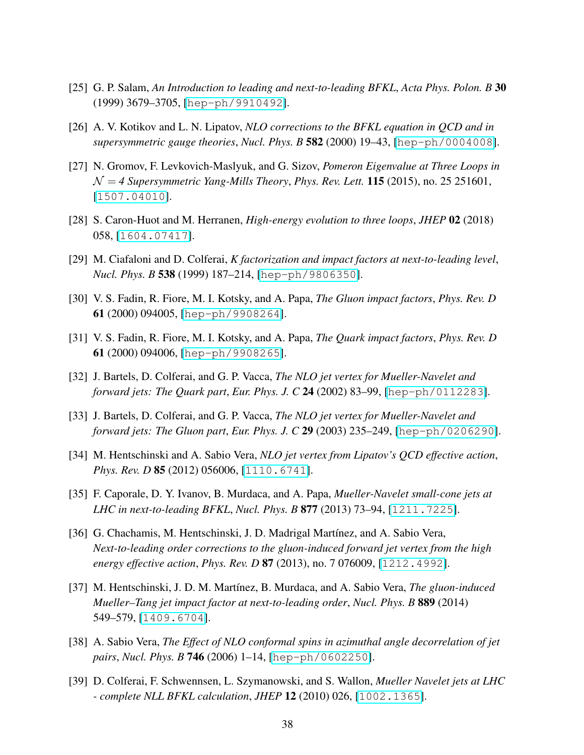[25] G. P. Salam, *An Introduction to leading and next-to-leading BFKL*, *Acta Phys. Polon. B* **30** (1999) 3679–3705, [hep-ph/9910492].

[26] A. V. Kotikov and L. N. Lipatov, *NLO corrections to the BFKL equation in QCD and in supersymmetric gauge theories*, *Nucl. Phys. B* **582** (2000) 19–43, [hep-ph/0004008].

[27] N. Gromov, F. Levkovich-Maslyuk, and G. Sizov, *Pomeron Eigenvalue at Three Loops in $\mathcal{N} = 4$ Supersymmetric Yang-Mills Theory*, *Phys. Rev. Lett.* **115** (2015), no. 25 251601, [1507.04010].

[28] S. Caron-Huot and M. Herranen, *High-energy evolution to three loops*, *JHEP* **02** (2018) 058, [1604.07417].

[29] M. Ciafaloni and D. Colferai, *K factorization and impact factors at next-to-leading level*, *Nucl. Phys. B* **538** (1999) 187–214, [hep-ph/9806350].

[30] V. S. Fadin, R. Fiore, M. I. Kotsky, and A. Papa, *The Gluon impact factors*, *Phys. Rev. D* **61** (2000) 094005, [hep-ph/9908264].

[31] V. S. Fadin, R. Fiore, M. I. Kotsky, and A. Papa, *The Quark impact factors*, *Phys. Rev. D* **61** (2000) 094006, [hep-ph/9908265].

[32] J. Bartels, D. Colferai, and G. P. Vacca, *The NLO jet vertex for Mueller-Navelet and forward jets: The Quark part*, *Eur. Phys. J. C* **24** (2002) 83–99, [hep-ph/0112283].

[33] J. Bartels, D. Colferai, and G. P. Vacca, *The NLO jet vertex for Mueller-Navelet and forward jets: The Gluon part*, *Eur. Phys. J. C* **29** (2003) 235–249, [hep-ph/0206290].

[34] M. Hentschinski and A. Sabio Vera, *NLO jet vertex from Lipatov's QCD effective action*, *Phys. Rev. D* **85** (2012) 056006, [1110.6741].

[35] F. Caporale, D. Y. Ivanov, B. Murdaca, and A. Papa, *Mueller-Navelet small-cone jets at LHC in next-to-leading BFKL*, *Nucl. Phys. B* **877** (2013) 73–94, [1211.7225].

[36] G. Chachamis, M. Hentschinski, J. D. Madrigal Martínez, and A. Sabio Vera, *Next-to-leading order corrections to the gluon-induced forward jet vertex from the high energy effective action*, *Phys. Rev. D* **87** (2013), no. 7 076009, [1212.4992].

[37] M. Hentschinski, J. D. M. Martínez, B. Murdaca, and A. Sabio Vera, *The gluon-induced Mueller–Tang jet impact factor at next-to-leading order*, *Nucl. Phys. B* **889** (2014) 549–579, [1409.6704].

[38] A. Sabio Vera, *The Effect of NLO conformal spins in azimuthal angle decorrelation of jet pairs*, *Nucl. Phys. B* **746** (2006) 1–14, [hep-ph/0602250].

[39] D. Colferai, F. Schwennsen, L. Szymanowski, and S. Wallon, *Mueller Navelet jets at LHC - complete NLL BFKL calculation*, *JHEP* **12** (2010) 026, [1002.1365].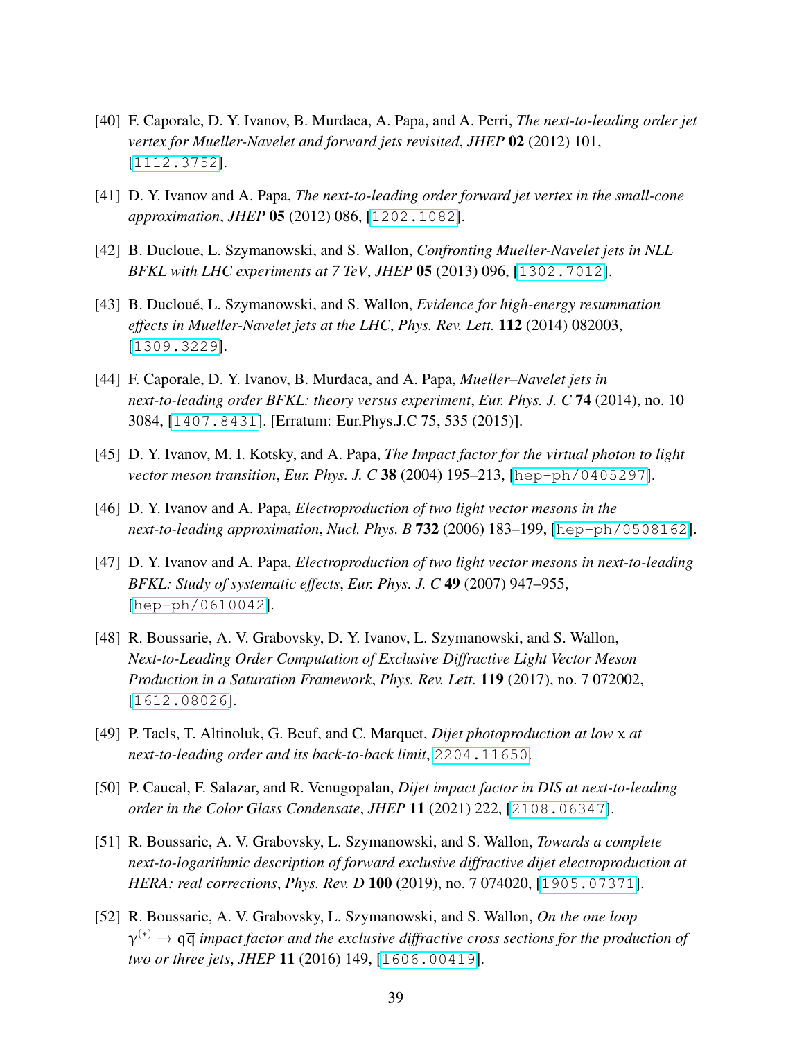[40] F. Caporale, D. Y. Ivanov, B. Murdaca, A. Papa, and A. Perri, *The next-to-leading order jet vertex for Mueller-Navelet and forward jets revisited*, *JHEP* **02** (2012) 101, [1112.3752].

[41] D. Y. Ivanov and A. Papa, *The next-to-leading order forward jet vertex in the small-cone approximation*, *JHEP* **05** (2012) 086, [1202.1082].

[42] B. Ducloue, L. Szymanowski, and S. Wallon, *Confronting Mueller-Navelet jets in NLL BFKL with LHC experiments at 7 TeV*, *JHEP* **05** (2013) 096, [1302.7012].

[43] B. Ducloué, L. Szymanowski, and S. Wallon, *Evidence for high-energy resummation effects in Mueller-Navelet jets at the LHC*, *Phys. Rev. Lett.* **112** (2014) 082003, [1309.3229].

[44] F. Caporale, D. Y. Ivanov, B. Murdaca, and A. Papa, *Mueller–Navelet jets in next-to-leading order BFKL: theory versus experiment*, *Eur. Phys. J. C* **74** (2014), no. 10 3084, [1407.8431]. [Erratum: Eur.Phys.J.C 75, 535 (2015)].

[45] D. Y. Ivanov, M. I. Kotsky, and A. Papa, *The Impact factor for the virtual photon to light vector meson transition*, *Eur. Phys. J. C* **38** (2004) 195–213, [hep-ph/0405297].

[46] D. Y. Ivanov and A. Papa, *Electroproduction of two light vector mesons in the next-to-leading approximation*, *Nucl. Phys. B* **732** (2006) 183–199, [hep-ph/0508162].

[47] D. Y. Ivanov and A. Papa, *Electroproduction of two light vector mesons in next-to-leading BFKL: Study of systematic effects*, *Eur. Phys. J. C* **49** (2007) 947–955, [hep-ph/0610042].

[48] R. Boussarie, A. V. Grabovsky, D. Y. Ivanov, L. Szymanowski, and S. Wallon, *Next-to-Leading Order Computation of Exclusive Diffractive Light Vector Meson Production in a Saturation Framework*, *Phys. Rev. Lett.* **119** (2017), no. 7 072002, [1612.08026].

[49] P. Taels, T. Altinoluk, G. Beuf, and C. Marquet, *Dijet photoproduction at low $x$ at next-to-leading order and its back-to-back limit*, 2204.11650.

[50] P. Caucal, F. Salazar, and R. Venugopalan, *Dijet impact factor in DIS at next-to-leading order in the Color Glass Condensate*, *JHEP* **11** (2021) 222, [2108.06347].

[51] R. Boussarie, A. V. Grabovsky, L. Szymanowski, and S. Wallon, *Towards a complete next-to-logarithmic description of forward exclusive diffractive dijet electroproduction at HERA: real corrections*, *Phys. Rev. D* **100** (2019), no. 7 074020, [1905.07371].

[52] R. Boussarie, A. V. Grabovsky, L. Szymanowski, and S. Wallon, *On the one loop $\gamma^{(*)} \to q\overline{q}$ impact factor and the exclusive diffractive cross sections for the production of two or three jets*, *JHEP* **11** (2016) 149, [1606.00419].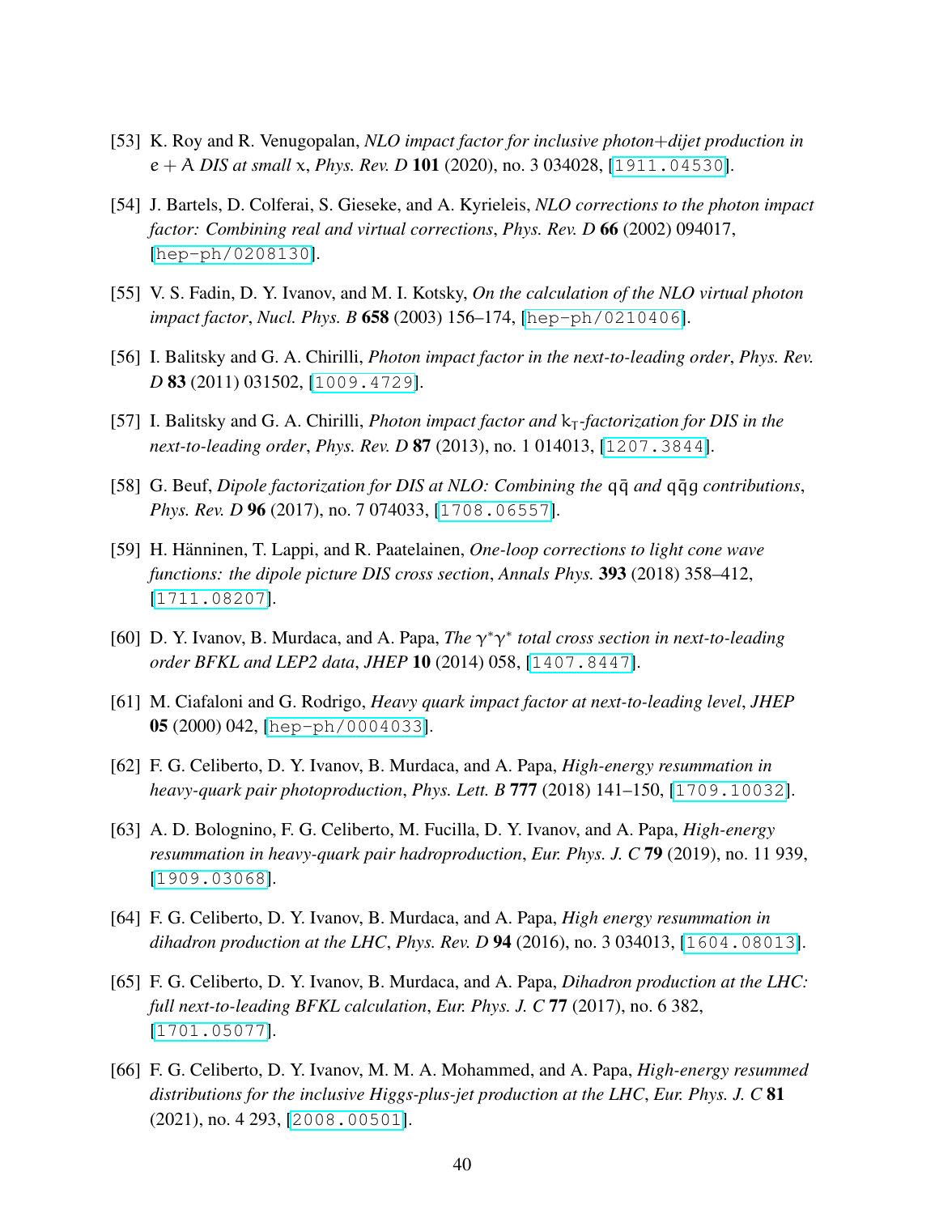[53] K. Roy and R. Venugopalan, *NLO impact factor for inclusive photon+dijet production in* $e + A$ *DIS at small* $x$, *Phys. Rev. D* **101** (2020), no. 3 034028, [1911.04530].

[54] J. Bartels, D. Colferai, S. Gieseke, and A. Kyrieleis, *NLO corrections to the photon impact factor: Combining real and virtual corrections*, *Phys. Rev. D* **66** (2002) 094017, [hep-ph/0208130].

[55] V. S. Fadin, D. Y. Ivanov, and M. I. Kotsky, *On the calculation of the NLO virtual photon impact factor*, *Nucl. Phys. B* **658** (2003) 156–174, [hep-ph/0210406].

[56] I. Balitsky and G. A. Chirilli, *Photon impact factor in the next-to-leading order*, *Phys. Rev. D* **83** (2011) 031502, [1009.4729].

[57] I. Balitsky and G. A. Chirilli, *Photon impact factor and* $k_T$*-factorization for DIS in the next-to-leading order*, *Phys. Rev. D* **87** (2013), no. 1 014013, [1207.3844].

[58] G. Beuf, *Dipole factorization for DIS at NLO: Combining the* $q\bar{q}$ *and* $q\bar{q}g$ *contributions*, *Phys. Rev. D* **96** (2017), no. 7 074033, [1708.06557].

[59] H. Hänninen, T. Lappi, and R. Paatelainen, *One-loop corrections to light cone wave functions: the dipole picture DIS cross section*, *Annals Phys.* **393** (2018) 358–412, [1711.08207].

[60] D. Y. Ivanov, B. Murdaca, and A. Papa, *The* $\gamma^*\gamma^*$ *total cross section in next-to-leading order BFKL and LEP2 data*, *JHEP* **10** (2014) 058, [1407.8447].

[61] M. Ciafaloni and G. Rodrigo, *Heavy quark impact factor at next-to-leading level*, *JHEP* **05** (2000) 042, [hep-ph/0004033].

[62] F. G. Celiberto, D. Y. Ivanov, B. Murdaca, and A. Papa, *High-energy resummation in heavy-quark pair photoproduction*, *Phys. Lett. B* **777** (2018) 141–150, [1709.10032].

[63] A. D. Bolognino, F. G. Celiberto, M. Fucilla, D. Y. Ivanov, and A. Papa, *High-energy resummation in heavy-quark pair hadroproduction*, *Eur. Phys. J. C* **79** (2019), no. 11 939, [1909.03068].

[64] F. G. Celiberto, D. Y. Ivanov, B. Murdaca, and A. Papa, *High energy resummation in dihadron production at the LHC*, *Phys. Rev. D* **94** (2016), no. 3 034013, [1604.08013].

[65] F. G. Celiberto, D. Y. Ivanov, B. Murdaca, and A. Papa, *Dihadron production at the LHC: full next-to-leading BFKL calculation*, *Eur. Phys. J. C* **77** (2017), no. 6 382, [1701.05077].

[66] F. G. Celiberto, D. Y. Ivanov, M. M. A. Mohammed, and A. Papa, *High-energy resummed distributions for the inclusive Higgs-plus-jet production at the LHC*, *Eur. Phys. J. C* **81** (2021), no. 4 293, [2008.00501].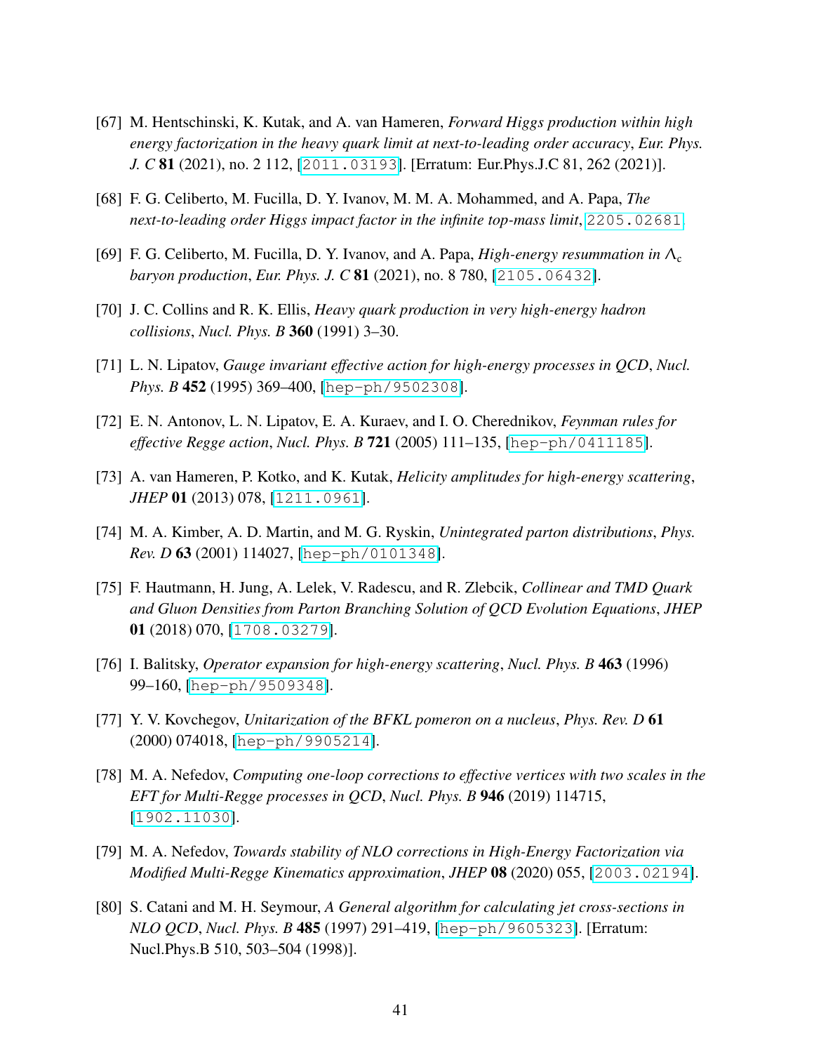[67] M. Hentschinski, K. Kutak, and A. van Hameren, *Forward Higgs production within high energy factorization in the heavy quark limit at next-to-leading order accuracy*, *Eur. Phys. J. C* **81** (2021), no. 2 112, [2011.03193]. [Erratum: Eur.Phys.J.C 81, 262 (2021)].

[68] F. G. Celiberto, M. Fucilla, D. Y. Ivanov, M. M. A. Mohammed, and A. Papa, *The next-to-leading order Higgs impact factor in the infinite top-mass limit*, 2205.02681.

[69] F. G. Celiberto, M. Fucilla, D. Y. Ivanov, and A. Papa, *High-energy resummation in $\Lambda_c$ baryon production*, *Eur. Phys. J. C* **81** (2021), no. 8 780, [2105.06432].

[70] J. C. Collins and R. K. Ellis, *Heavy quark production in very high-energy hadron collisions*, *Nucl. Phys. B* **360** (1991) 3–30.

[71] L. N. Lipatov, *Gauge invariant effective action for high-energy processes in QCD*, *Nucl. Phys. B* **452** (1995) 369–400, [hep-ph/9502308].

[72] E. N. Antonov, L. N. Lipatov, E. A. Kuraev, and I. O. Cherednikov, *Feynman rules for effective Regge action*, *Nucl. Phys. B* **721** (2005) 111–135, [hep-ph/0411185].

[73] A. van Hameren, P. Kotko, and K. Kutak, *Helicity amplitudes for high-energy scattering*, *JHEP* **01** (2013) 078, [1211.0961].

[74] M. A. Kimber, A. D. Martin, and M. G. Ryskin, *Unintegrated parton distributions*, *Phys. Rev. D* **63** (2001) 114027, [hep-ph/0101348].

[75] F. Hautmann, H. Jung, A. Lelek, V. Radescu, and R. Zlebcik, *Collinear and TMD Quark and Gluon Densities from Parton Branching Solution of QCD Evolution Equations*, *JHEP* **01** (2018) 070, [1708.03279].

[76] I. Balitsky, *Operator expansion for high-energy scattering*, *Nucl. Phys. B* **463** (1996) 99–160, [hep-ph/9509348].

[77] Y. V. Kovchegov, *Unitarization of the BFKL pomeron on a nucleus*, *Phys. Rev. D* **61** (2000) 074018, [hep-ph/9905214].

[78] M. A. Nefedov, *Computing one-loop corrections to effective vertices with two scales in the EFT for Multi-Regge processes in QCD*, *Nucl. Phys. B* **946** (2019) 114715, [1902.11030].

[79] M. A. Nefedov, *Towards stability of NLO corrections in High-Energy Factorization via Modified Multi-Regge Kinematics approximation*, *JHEP* **08** (2020) 055, [2003.02194].

[80] S. Catani and M. H. Seymour, *A General algorithm for calculating jet cross-sections in NLO QCD*, *Nucl. Phys. B* **485** (1997) 291–419, [hep-ph/9605323]. [Erratum: Nucl.Phys.B 510, 503–504 (1998)].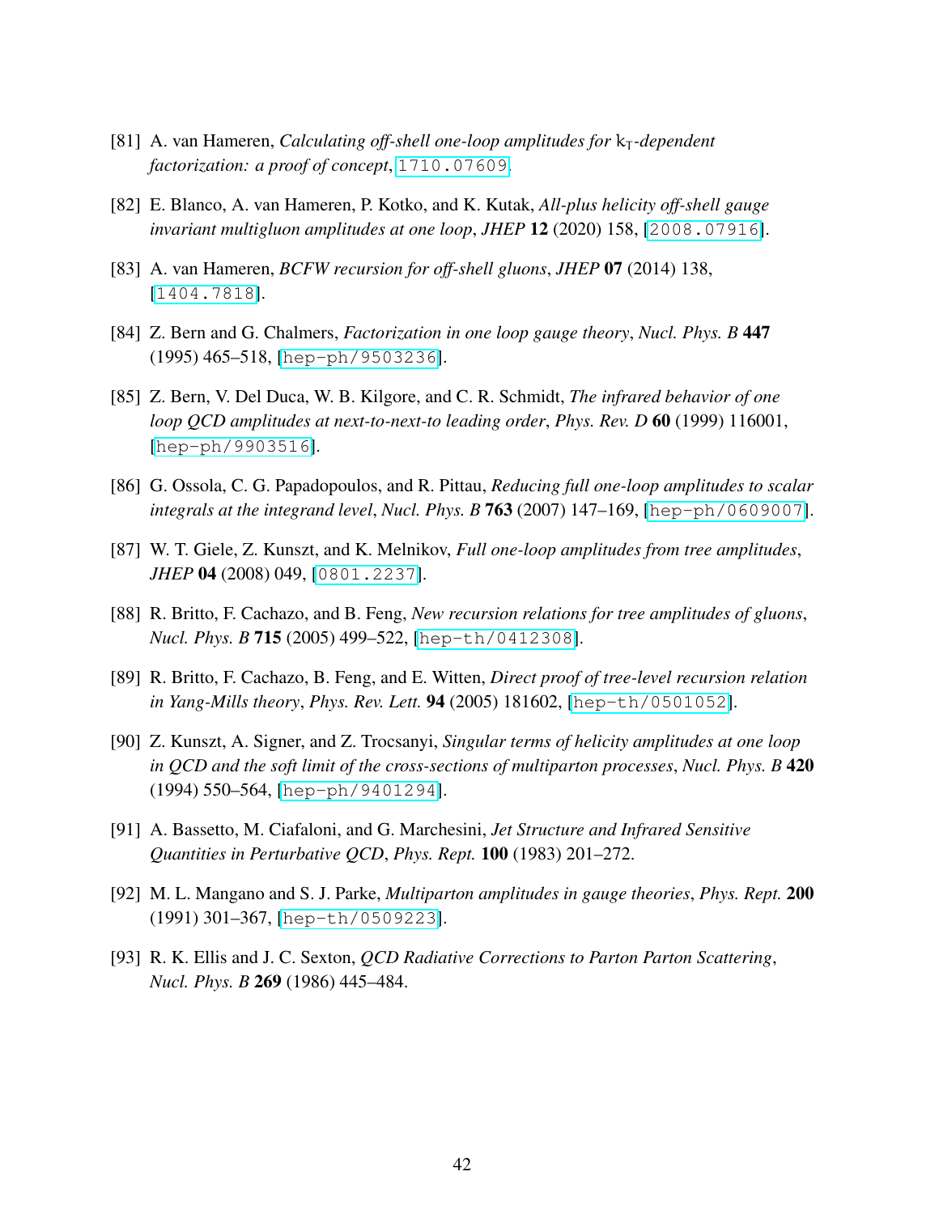[81] A. van Hameren, *Calculating off-shell one-loop amplitudes for* $k_T$*-dependent factorization: a proof of concept*, [1710.07609].

[82] E. Blanco, A. van Hameren, P. Kotko, and K. Kutak, *All-plus helicity off-shell gauge invariant multigluon amplitudes at one loop*, *JHEP* **12** (2020) 158, [2008.07916].

[83] A. van Hameren, *BCFW recursion for off-shell gluons*, *JHEP* **07** (2014) 138, [1404.7818].

[84] Z. Bern and G. Chalmers, *Factorization in one loop gauge theory*, *Nucl. Phys. B* **447** (1995) 465–518, [hep-ph/9503236].

[85] Z. Bern, V. Del Duca, W. B. Kilgore, and C. R. Schmidt, *The infrared behavior of one loop QCD amplitudes at next-to-next-to leading order*, *Phys. Rev. D* **60** (1999) 116001, [hep-ph/9903516].

[86] G. Ossola, C. G. Papadopoulos, and R. Pittau, *Reducing full one-loop amplitudes to scalar integrals at the integrand level*, *Nucl. Phys. B* **763** (2007) 147–169, [hep-ph/0609007].

[87] W. T. Giele, Z. Kunszt, and K. Melnikov, *Full one-loop amplitudes from tree amplitudes*, *JHEP* **04** (2008) 049, [0801.2237].

[88] R. Britto, F. Cachazo, and B. Feng, *New recursion relations for tree amplitudes of gluons*, *Nucl. Phys. B* **715** (2005) 499–522, [hep-th/0412308].

[89] R. Britto, F. Cachazo, B. Feng, and E. Witten, *Direct proof of tree-level recursion relation in Yang-Mills theory*, *Phys. Rev. Lett.* **94** (2005) 181602, [hep-th/0501052].

[90] Z. Kunszt, A. Signer, and Z. Trocsanyi, *Singular terms of helicity amplitudes at one loop in QCD and the soft limit of the cross-sections of multiparton processes*, *Nucl. Phys. B* **420** (1994) 550–564, [hep-ph/9401294].

[91] A. Bassetto, M. Ciafaloni, and G. Marchesini, *Jet Structure and Infrared Sensitive Quantities in Perturbative QCD*, *Phys. Rept.* **100** (1983) 201–272.

[92] M. L. Mangano and S. J. Parke, *Multiparton amplitudes in gauge theories*, *Phys. Rept.* **200** (1991) 301–367, [hep-th/0509223].

[93] R. K. Ellis and J. C. Sexton, *QCD Radiative Corrections to Parton Parton Scattering*, *Nucl. Phys. B* **269** (1986) 445–484.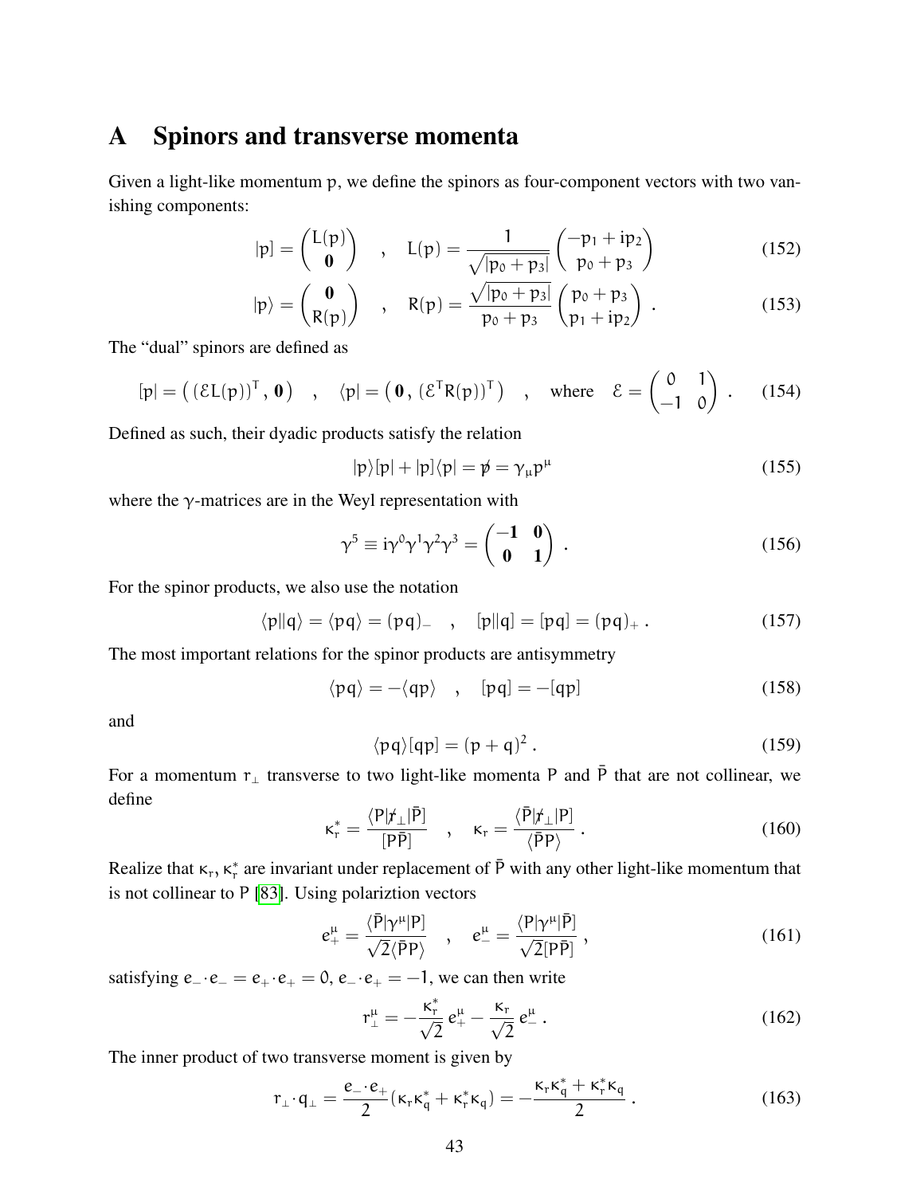# A Spinors and transverse momenta

Given a light-like momentum p, we define the spinors as four-component vectors with two vanishing components:

$$|p] = \begin{pmatrix} L(p) \\ \mathbf{0} \end{pmatrix} \quad , \quad L(p) = \frac{1}{\sqrt{|p_0 + p_3|}} \begin{pmatrix} -p_1 + ip_2 \\ p_0 + p_3 \end{pmatrix} \tag{152}$$

$$|p\rangle = \begin{pmatrix} \mathbf{0} \\ R(p) \end{pmatrix} \quad , \quad R(p) = \frac{\sqrt{|p_0 + p_3|}}{p_0 + p_3} \begin{pmatrix} p_0 + p_3 \\ p_1 + ip_2 \end{pmatrix} . \tag{153}$$

The "dual" spinors are defined as

$$[p| = \left( (\mathcal{E}L(p))^{\mathsf{T}}, \mathbf{0} \right) \quad , \quad \langle p| = \left( \mathbf{0}, (\mathcal{E}^{\mathsf{T}}R(p))^{\mathsf{T}} \right) \quad , \quad \text{where} \quad \mathcal{E} = \begin{pmatrix} 0 & 1 \\ -1 & 0 \end{pmatrix} . \tag{154}$$

Defined as such, their dyadic products satisfy the relation

$$|p\rangle[p| + |p]\langle p| = \not{p} = \gamma_\mu p^\mu \tag{155}$$

where the $\gamma$-matrices are in the Weyl representation with

$$\gamma^5 \equiv i\gamma^0\gamma^1\gamma^2\gamma^3 = \begin{pmatrix} -\mathbf{1} & \mathbf{0} \\ \mathbf{0} & \mathbf{1} \end{pmatrix} . \tag{156}$$

For the spinor products, we also use the notation

$$\langle p||q\rangle = \langle pq\rangle = (pq)_- \quad , \quad [p||q] = [pq] = (pq)_+ . \tag{157}$$

The most important relations for the spinor products are antisymmetry

$$\langle pq\rangle = -\langle qp\rangle \quad , \quad [pq] = -[qp] \tag{158}$$

and

$$\langle pq\rangle[qp] = (p+q)^2 . \tag{159}$$

For a momentum $r_\perp$ transverse to two light-like momenta $P$ and $\bar{P}$ that are not collinear, we define

$$\kappa_r^* = \frac{\langle P|\not{r}_\perp|\bar{P}]}{[P\bar{P}]} \quad , \quad \kappa_r = \frac{\langle \bar{P}|\not{r}_\perp|P]}{\langle \bar{P}P\rangle} . \tag{160}$$

Realize that $\kappa_r, \kappa_r^*$ are invariant under replacement of $\bar{P}$ with any other light-like momentum that is not collinear to $P$ [83]. Using polariztion vectors

$$e_+^\mu = \frac{\langle \bar{P}|\gamma^\mu|P]}{\sqrt{2}\langle \bar{P}P\rangle} \quad , \quad e_-^\mu = \frac{\langle P|\gamma^\mu|\bar{P}]}{\sqrt{2}[P\bar{P}]} , \tag{161}$$

satisfying $e_-\cdot e_- = e_+\cdot e_+ = 0$, $e_-\cdot e_+ = -1$, we can then write

$$r_\perp^\mu = -\frac{\kappa_r^*}{\sqrt{2}}\, e_+^\mu - \frac{\kappa_r}{\sqrt{2}}\, e_-^\mu . \tag{162}$$

The inner product of two transverse moment is given by

$$r_\perp\cdot q_\perp = \frac{e_-\cdot e_+}{2}(\kappa_r\kappa_q^* + \kappa_r^*\kappa_q) = -\frac{\kappa_r\kappa_q^* + \kappa_r^*\kappa_q}{2} . \tag{163}$$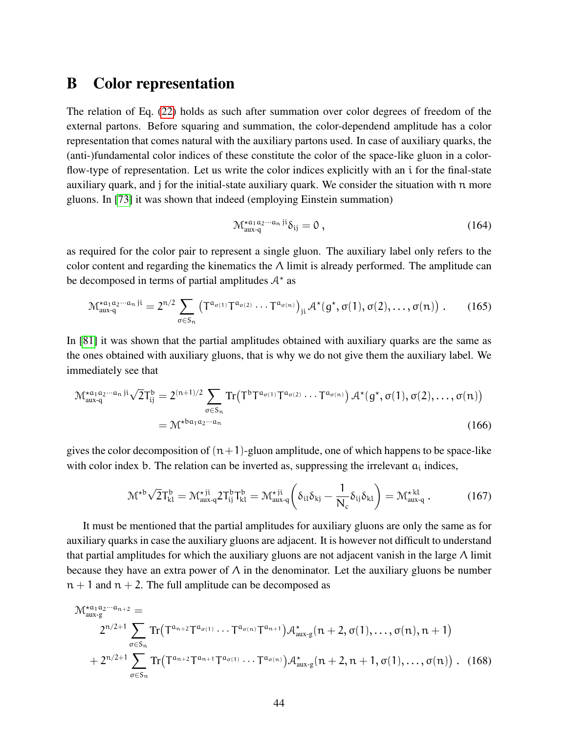# B Color representation

The relation of Eq. (22) holds as such after summation over color degrees of freedom of the external partons. Before squaring and summation, the color-dependend amplitude has a color representation that comes natural with the auxiliary partons used. In case of auxiliary quarks, the (anti-)fundamental color indices of these constitute the color of the space-like gluon in a color-flow-type of representation. Let us write the color indices explicitly with an $i$ for the final-state auxiliary quark, and $j$ for the initial-state auxiliary quark. We consider the situation with $n$ more gluons. In [73] it was shown that indeed (employing Einstein summation)

$$\mathcal{M}^{\star a_1 a_2 \cdots a_n\, ji}_{\text{aux-q}} \delta_{ij} = 0\,, \tag{164}$$

as required for the color pair to represent a single gluon. The auxiliary label only refers to the color content and regarding the kinematics the $\Lambda$ limit is already performed. The amplitude can be decomposed in terms of partial amplitudes $\mathcal{A}^\star$ as

$$\mathcal{M}^{\star a_1 a_2 \cdots a_n\, ji}_{\text{aux-q}} = 2^{n/2} \sum_{\sigma \in S_n} \left(T^{a_{\sigma(1)}} T^{a_{\sigma(2)}} \cdots T^{a_{\sigma(n)}}\right)_{ji} \mathcal{A}^\star\big(g^\star, \sigma(1), \sigma(2), \ldots, \sigma(n)\big)\,. \tag{165}$$

In [81] it was shown that the partial amplitudes obtained with auxiliary quarks are the same as the ones obtained with auxiliary gluons, that is why we do not give them the auxiliary label. We immediately see that

$$\begin{aligned}
\mathcal{M}^{\star a_1 a_2 \cdots a_n\, ji}_{\text{aux-q}} \sqrt{2} T^b_{ij} &= 2^{(n+1)/2} \sum_{\sigma \in S_n} \mathrm{Tr}\big(T^b T^{a_{\sigma(1)}} T^{a_{\sigma(2)}} \cdots T^{a_{\sigma(n)}}\big)\, \mathcal{A}^\star\big(g^\star, \sigma(1), \sigma(2), \ldots, \sigma(n)\big) \\
&= \mathcal{M}^{\star b a_1 a_2 \cdots a_n}
\end{aligned} \tag{166}$$

gives the color decomposition of $(n+1)$-gluon amplitude, one of which happens to be space-like with color index $b$. The relation can be inverted as, suppressing the irrelevant $a_i$ indices,

$$\mathcal{M}^{\star b} \sqrt{2} T^b_{kl} = \mathcal{M}^{\star\, ji}_{\text{aux-q}} 2 T^b_{ij} T^b_{kl} = \mathcal{M}^{\star\, ji}_{\text{aux-q}} \left(\delta_{il}\delta_{kj} - \frac{1}{N_c}\delta_{ij}\delta_{kl}\right) = \mathcal{M}^{\star\, kl}_{\text{aux-q}}\,. \tag{167}$$

It must be mentioned that the partial amplitudes for auxiliary gluons are only the same as for auxiliary quarks in case the auxiliary gluons are adjacent. It is however not difficult to understand that partial amplitudes for which the auxiliary gluons are not adjacent vanish in the large $\Lambda$ limit because they have an extra power of $\Lambda$ in the denominator. Let the auxiliary gluons be number $n+1$ and $n+2$. The full amplitude can be decomposed as

$$\begin{aligned}
&\mathcal{M}^{\star a_1 a_2 \cdots a_{n+2}}_{\text{aux-g}} = \\
&\quad 2^{n/2+1} \sum_{\sigma \in S_n} \mathrm{Tr}\big(T^{a_{n+2}} T^{a_{\sigma(1)}} \cdots T^{a_{\sigma(n)}} T^{a_{n+1}}\big) \mathcal{A}^\star_{\text{aux-g}}\big(n+2, \sigma(1), \ldots, \sigma(n), n+1\big) \\
&\quad + 2^{n/2+1} \sum_{\sigma \in S_n} \mathrm{Tr}\big(T^{a_{n+2}} T^{a_{n+1}} T^{a_{\sigma(1)}} \cdots T^{a_{\sigma(n)}}\big) \mathcal{A}^\star_{\text{aux-g}}\big(n+2, n+1, \sigma(1), \ldots, \sigma(n)\big)\,.
\end{aligned} \tag{168}$$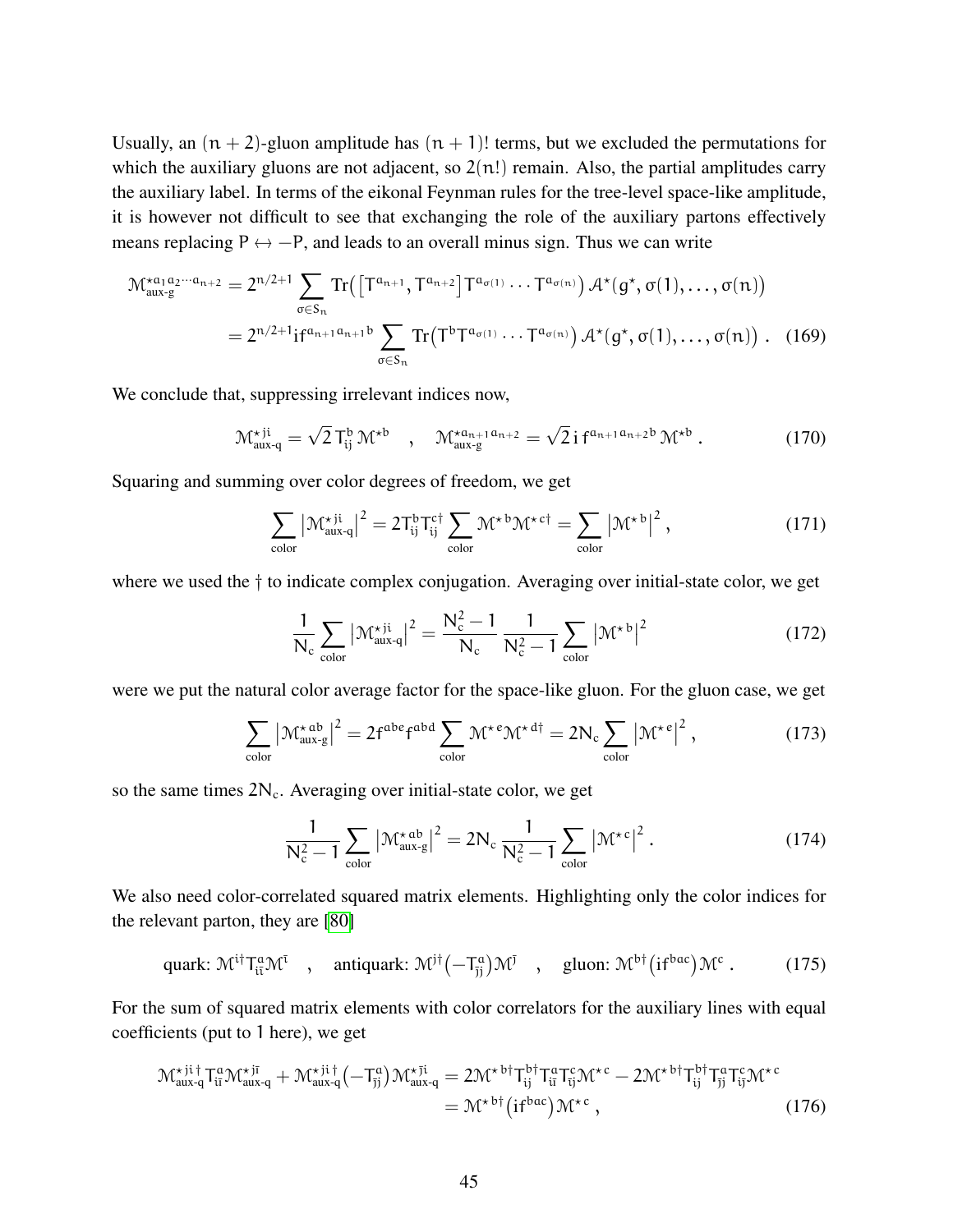Usually, an $(n+2)$-gluon amplitude has $(n+1)!$ terms, but we excluded the permutations for which the auxiliary gluons are not adjacent, so $2(n!)$ remain. Also, the partial amplitudes carry the auxiliary label. In terms of the eikonal Feynman rules for the tree-level space-like amplitude, it is however not difficult to see that exchanging the role of the auxiliary partons effectively means replacing $P \leftrightarrow -P$, and leads to an overall minus sign. Thus we can write

$$
\begin{aligned}
\mathcal{M}^{\star a_1 a_2 \cdots a_{n+2}}_{\text{aux-g}} &= 2^{n/2+1} \sum_{\sigma \in S_n} \mathrm{Tr}\big(\big[T^{a_{n+1}}, T^{a_{n+2}}\big] T^{a_{\sigma(1)}} \cdots T^{a_{\sigma(n)}}\big)\, \mathcal{A}^\star(g^\star, \sigma(1), \ldots, \sigma(n)) \\
&= 2^{n/2+1} i f^{a_{n+1} a_{n+1} b} \sum_{\sigma \in S_n} \mathrm{Tr}\big(T^b T^{a_{\sigma(1)}} \cdots T^{a_{\sigma(n)}}\big)\, \mathcal{A}^\star(g^\star, \sigma(1), \ldots, \sigma(n)) \,. \quad (169)
\end{aligned}
$$

We conclude that, suppressing irrelevant indices now,

$$
\mathcal{M}^{\star\, j i}_{\text{aux-q}} = \sqrt{2}\, T^b_{ij}\, \mathcal{M}^{\star b} \quad , \quad \mathcal{M}^{\star a_{n+1} a_{n+2}}_{\text{aux-g}} = \sqrt{2}\, i\, f^{a_{n+1} a_{n+2} b}\, \mathcal{M}^{\star b} \,. \tag{170}
$$

Squaring and summing over color degrees of freedom, we get

$$
\sum_{\text{color}} \big|\mathcal{M}^{\star\, ji}_{\text{aux-q}}\big|^2 = 2 T^b_{ij} T^{c\dagger}_{ij} \sum_{\text{color}} \mathcal{M}^{\star\, b} \mathcal{M}^{\star\, c\dagger} = \sum_{\text{color}} \big|\mathcal{M}^{\star\, b}\big|^2 \,, \tag{171}
$$

where we used the $\dagger$ to indicate complex conjugation. Averaging over initial-state color, we get

$$
\frac{1}{N_c} \sum_{\text{color}} \big|\mathcal{M}^{\star\, ji}_{\text{aux-q}}\big|^2 = \frac{N_c^2 - 1}{N_c} \frac{1}{N_c^2 - 1} \sum_{\text{color}} \big|\mathcal{M}^{\star\, b}\big|^2 \tag{172}
$$

were we put the natural color average factor for the space-like gluon. For the gluon case, we get

$$
\sum_{\text{color}} \big|\mathcal{M}^{\star\, ab}_{\text{aux-g}}\big|^2 = 2 f^{abe} f^{abd} \sum_{\text{color}} \mathcal{M}^{\star\, e} \mathcal{M}^{\star\, d\dagger} = 2N_c \sum_{\text{color}} \big|\mathcal{M}^{\star\, e}\big|^2 \,, \tag{173}
$$

so the same times $2N_c$. Averaging over initial-state color, we get

$$
\frac{1}{N_c^2 - 1} \sum_{\text{color}} \big|\mathcal{M}^{\star\, ab}_{\text{aux-g}}\big|^2 = 2N_c \frac{1}{N_c^2 - 1} \sum_{\text{color}} \big|\mathcal{M}^{\star\, c}\big|^2 \,. \tag{174}
$$

We also need color-correlated squared matrix elements. Highlighting only the color indices for the relevant parton, they are [80]

$$
\text{quark: } \mathcal{M}^{i\dagger} T^a_{i\bar{\imath}} \mathcal{M}^{\bar{\imath}} \quad , \quad \text{antiquark: } \mathcal{M}^{j\dagger}\big(-T^a_{\bar{\jmath}j}\big)\mathcal{M}^{\bar{\jmath}} \quad , \quad \text{gluon: } \mathcal{M}^{b\dagger}\big(i f^{bac}\big)\mathcal{M}^{c} \,. \tag{175}
$$

For the sum of squared matrix elements with color correlators for the auxiliary lines with equal coefficients (put to 1 here), we get

$$
\begin{aligned}
\mathcal{M}^{\star\, ji\,\dagger}_{\text{aux-q}} T^a_{i\bar{\imath}} \mathcal{M}^{\star\, j\bar{\imath}}_{\text{aux-q}} + \mathcal{M}^{\star\, ji\,\dagger}_{\text{aux-q}} \big(-T^a_{\bar{\jmath}j}\big) \mathcal{M}^{\star\, \bar{\jmath}i}_{\text{aux-q}} &= 2\mathcal{M}^{\star\, b\dagger} T^{b\dagger}_{ij} T^a_{i\bar{\imath}} T^c_{\bar{\imath}j} \mathcal{M}^{\star\, c} - 2\mathcal{M}^{\star\, b\dagger} T^{b\dagger}_{ij} T^a_{\bar{\jmath}j} T^c_{i\bar{\jmath}} \mathcal{M}^{\star\, c} \\
&= \mathcal{M}^{\star\, b\dagger}\big(i f^{bac}\big)\mathcal{M}^{\star\, c} \,, \quad (176)
\end{aligned}
$$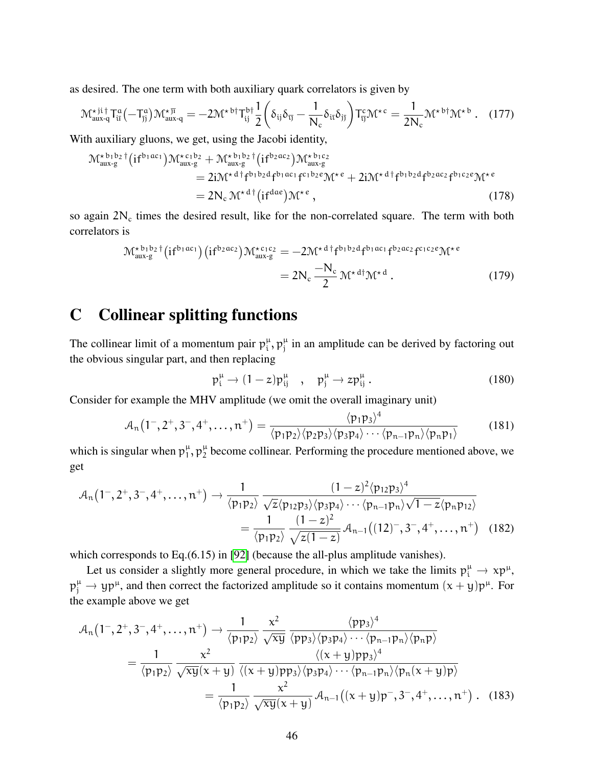as desired. The one term with both auxiliary quark correlators is given by

$$\mathcal{M}^{\star\, \mathrm{j}\mathrm{i}\,\dagger}_{\text{aux-q}} T^{a}_{\mathrm{i}\bar{\mathrm{i}}}\big(-T^{a}_{\mathrm{j}\bar{\mathrm{j}}}\big)\mathcal{M}^{\star\,\bar{\mathrm{j}}\bar{\mathrm{i}}}_{\text{aux-q}} = -2\mathcal{M}^{\star\, b\dagger}T^{b\dagger}_{\mathrm{ij}}\frac{1}{2}\bigg(\delta_{\mathrm{i}\bar{\mathrm{j}}}\delta_{\bar{\mathrm{i}}\mathrm{j}} - \frac{1}{N_c}\delta_{\mathrm{i}\bar{\mathrm{i}}}\delta_{\mathrm{j}\bar{\mathrm{j}}}\bigg)T^{c}_{\bar{\mathrm{i}}\bar{\mathrm{j}}}\mathcal{M}^{\star\, c} = \frac{1}{2N_c}\mathcal{M}^{\star\, b\dagger}\mathcal{M}^{\star\, b}\,. \quad (177)$$

With auxiliary gluons, we get, using the Jacobi identity,

$$\begin{aligned}
\mathcal{M}^{\star\, b_1 b_2\,\dagger}_{\text{aux-g}}\big(\mathrm{i}f^{b_1 a c_1}\big)\mathcal{M}^{\star\, c_1 b_2}_{\text{aux-g}} &+ \mathcal{M}^{\star\, b_1 b_2\,\dagger}_{\text{aux-g}}\big(\mathrm{i}f^{b_2 a c_2}\big)\mathcal{M}^{\star\, b_1 c_2}_{\text{aux-g}} \\
&= 2\mathrm{i}\mathcal{M}^{\star\, d\,\dagger}f^{b_1 b_2 d}f^{b_1 a c_1}f^{c_1 b_2 e}\mathcal{M}^{\star\, e} + 2\mathrm{i}\mathcal{M}^{\star\, d\,\dagger}f^{b_1 b_2 d}f^{b_2 a c_2}f^{b_1 c_2 e}\mathcal{M}^{\star\, e} \\
&= 2N_c\,\mathcal{M}^{\star\, d\,\dagger}\big(\mathrm{i}f^{dae}\big)\mathcal{M}^{\star\, e}\,,
\end{aligned} \quad (178)$$

so again $2N_c$ times the desired result, like for the non-correlated square. The term with both correlators is

$$\begin{aligned}
\mathcal{M}^{\star\, b_1 b_2\,\dagger}_{\text{aux-g}}\big(\mathrm{i}f^{b_1 a c_1}\big)\big(\mathrm{i}f^{b_2 a c_2}\big)\mathcal{M}^{\star\, c_1 c_2}_{\text{aux-g}} &= -2\mathcal{M}^{\star\, d\,\dagger}f^{b_1 b_2 d}f^{b_1 a c_1}f^{b_2 a c_2}f^{c_1 c_2 e}\mathcal{M}^{\star\, e} \\
&= 2N_c\,\frac{-N_c}{2}\,\mathcal{M}^{\star\, d\dagger}\mathcal{M}^{\star\, d}\,.
\end{aligned} \quad (179)$$

# C Collinear splitting functions

The collinear limit of a momentum pair $p_i^\mu, p_j^\mu$ in an amplitude can be derived by factoring out the obvious singular part, and then replacing

$$p_i^\mu \to (1-z)p_{ij}^\mu \quad , \quad p_j^\mu \to z p_{ij}^\mu\,. \quad (180)$$

Consider for example the MHV amplitude (we omit the overall imaginary unit)

$$\mathcal{A}_n\big(1^-,2^+,3^-,4^+,\ldots,n^+\big) = \frac{\langle p_1 p_3\rangle^4}{\langle p_1 p_2\rangle\langle p_2 p_3\rangle\langle p_3 p_4\rangle\cdots\langle p_{n-1}p_n\rangle\langle p_n p_1\rangle} \quad (181)$$

which is singular when $p_1^\mu, p_2^\mu$ become collinear. Performing the procedure mentioned above, we get

$$\begin{aligned}
\mathcal{A}_n\big(1^-,2^+,3^-,4^+,\ldots,n^+\big) &\to \frac{1}{\langle p_1 p_2\rangle}\,\frac{(1-z)^2\langle p_{12}p_3\rangle^4}{\sqrt{z}\langle p_{12}p_3\rangle\langle p_3 p_4\rangle\cdots\langle p_{n-1}p_n\rangle\sqrt{1-z}\langle p_n p_{12}\rangle} \\
&= \frac{1}{\langle p_1 p_2\rangle}\,\frac{(1-z)^2}{\sqrt{z(1-z)}}\,\mathcal{A}_{n-1}\big((12)^-,3^-,4^+,\ldots,n^+\big)
\end{aligned} \quad (182)$$

which corresponds to Eq.(6.15) in [92] (because the all-plus amplitude vanishes).

Let us consider a slightly more general procedure, in which we take the limits $p_i^\mu \to x p^\mu$, $p_j^\mu \to y p^\mu$, and then correct the factorized amplitude so it contains momentum $(x+y)p^\mu$. For the example above we get

$$\begin{aligned}
\mathcal{A}_n\big(1^-,2^+,3^-,4^+,\ldots,n^+\big) &\to \frac{1}{\langle p_1 p_2\rangle}\,\frac{x^2}{\sqrt{xy}}\,\frac{\langle p p_3\rangle^4}{\langle p p_3\rangle\langle p_3 p_4\rangle\cdots\langle p_{n-1}p_n\rangle\langle p_n p\rangle} \\
&= \frac{1}{\langle p_1 p_2\rangle}\,\frac{x^2}{\sqrt{xy}(x+y)}\,\frac{\langle (x+y)p p_3\rangle^4}{\langle (x+y)p p_3\rangle\langle p_3 p_4\rangle\cdots\langle p_{n-1}p_n\rangle\langle p_n (x+y)p\rangle} \\
&= \frac{1}{\langle p_1 p_2\rangle}\,\frac{x^2}{\sqrt{xy}(x+y)}\,\mathcal{A}_{n-1}\big((x+y)p^-,3^-,4^+,\ldots,n^+\big)\,.
\end{aligned} \quad (183)$$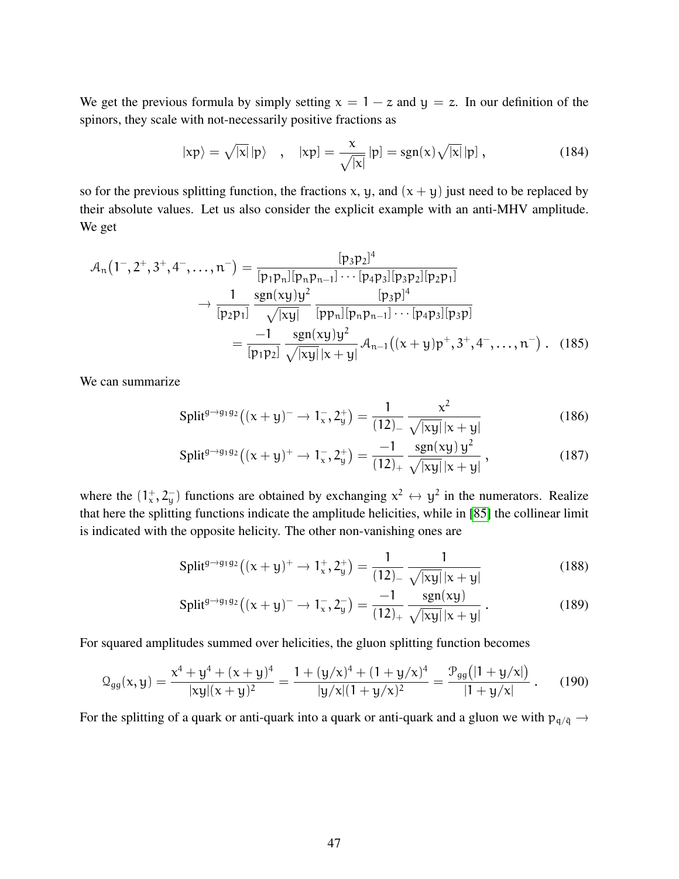We get the previous formula by simply setting $x = 1 - z$ and $y = z$. In our definition of the spinors, they scale with not-necessarily positive fractions as

$$|xp\rangle = \sqrt{|x|}\,|p\rangle \quad , \quad |xp] = \frac{x}{\sqrt{|x|}}\,|p] = \mathrm{sgn}(x)\sqrt{|x|}\,|p] \,, \tag{184}$$

so for the previous splitting function, the fractions $x$, $y$, and $(x+y)$ just need to be replaced by their absolute values. Let us also consider the explicit example with an anti-MHV amplitude. We get

$$\begin{aligned}
\mathcal{A}_n\big(1^-, 2^+, 3^+, 4^-, \dots, n^-\big) &= \frac{[p_3p_2]^4}{[p_1p_n][p_np_{n-1}]\cdots[p_4p_3][p_3p_2][p_2p_1]} \\
&\to \frac{1}{[p_2p_1]}\,\frac{\mathrm{sgn}(xy)y^2}{\sqrt{|xy|}}\,\frac{[p_3p]^4}{[pp_n][p_np_{n-1}]\cdots[p_4p_3][p_3p]} \\
&= \frac{-1}{[p_1p_2]}\,\frac{\mathrm{sgn}(xy)y^2}{\sqrt{|xy|}\,|x+y|}\,\mathcal{A}_{n-1}\big((x+y)p^+, 3^+, 4^-, \dots, n^-\big) \,. 
\end{aligned} \tag{185}$$

We can summarize

$$\mathrm{Split}^{g\to g_1g_2}\big((x+y)^- \to 1_x^-, 2_y^+\big) = \frac{1}{(12)_-}\,\frac{x^2}{\sqrt{|xy|}\,|x+y|} \tag{186}$$

$$\mathrm{Split}^{g\to g_1g_2}\big((x+y)^+ \to 1_x^-, 2_y^+\big) = \frac{-1}{(12)_+}\,\frac{\mathrm{sgn}(xy)\,y^2}{\sqrt{|xy|}\,|x+y|} \,, \tag{187}$$

where the $(1_x^+, 2_y^-)$ functions are obtained by exchanging $x^2 \leftrightarrow y^2$ in the numerators. Realize that here the splitting functions indicate the amplitude helicities, while in [85] the collinear limit is indicated with the opposite helicity. The other non-vanishing ones are

$$\mathrm{Split}^{g\to g_1g_2}\big((x+y)^+ \to 1_x^+, 2_y^+\big) = \frac{1}{(12)_-}\,\frac{1}{\sqrt{|xy|}\,|x+y|} \tag{188}$$

$$\mathrm{Split}^{g\to g_1g_2}\big((x+y)^- \to 1_x^-, 2_y^-\big) = \frac{-1}{(12)_+}\,\frac{\mathrm{sgn}(xy)}{\sqrt{|xy|}\,|x+y|} \,. \tag{189}$$

For squared amplitudes summed over helicities, the gluon splitting function becomes

$$\mathcal{Q}_{gg}(x,y) = \frac{x^4 + y^4 + (x+y)^4}{|xy|(x+y)^2} = \frac{1 + (y/x)^4 + (1+y/x)^4}{|y/x|(1+y/x)^2} = \frac{\mathcal{P}_{gg}\big(|1+y/x|\big)}{|1+y/x|} \,. \tag{190}$$

For the splitting of a quark or anti-quark into a quark or anti-quark and a gluon we with $p_{q/\bar{q}} \to$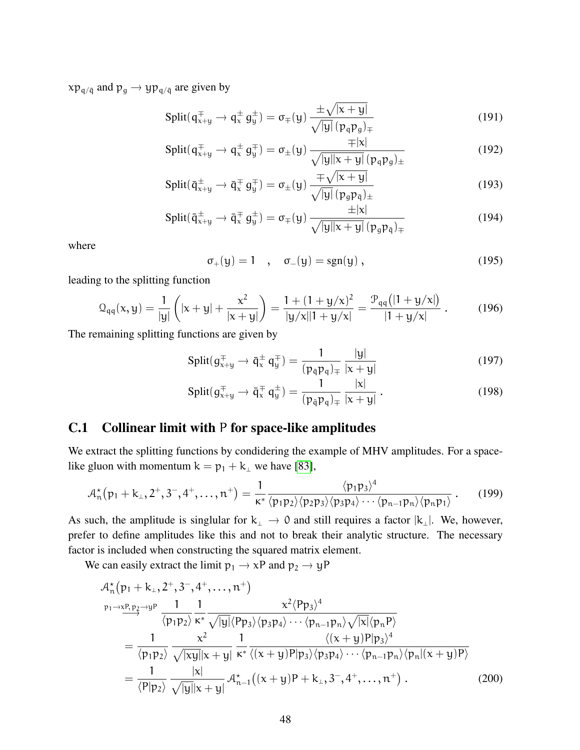$xp_{q/\bar{q}}$ and $p_g \to yp_{q/\bar{q}}$ are given by

$$\text{Split}(q^{\mp}_{x+y} \to q^{\pm}_x\, g^{\pm}_y) = \sigma_{\mp}(y)\, \frac{\pm\sqrt{|x+y|}}{\sqrt{|y|}\,(p_q p_g)_{\mp}} \tag{191}$$

$$\text{Split}(q^{\mp}_{x+y} \to q^{\pm}_x\, g^{\mp}_y) = \sigma_{\pm}(y)\, \frac{\mp|x|}{\sqrt{|y||x+y|}\,(p_q p_g)_{\pm}} \tag{192}$$

$$\text{Split}(\bar{q}^{\pm}_{x+y} \to \bar{q}^{\mp}_x\, g^{\mp}_y) = \sigma_{\pm}(y)\, \frac{\mp\sqrt{|x+y|}}{\sqrt{|y|}\,(p_g p_{\bar{q}})_{\pm}} \tag{193}$$

$$\text{Split}(\bar{q}^{\pm}_{x+y} \to \bar{q}^{\mp}_x\, g^{\pm}_y) = \sigma_{\mp}(y)\, \frac{\pm|x|}{\sqrt{|y||x+y|}\,(p_g p_{\bar{q}})_{\mp}} \tag{194}$$

where

$$\sigma_+(y) = 1 \quad , \quad \sigma_-(y) = \text{sgn}(y)\,, \tag{195}$$

leading to the splitting function

$$\mathcal{Q}_{qq}(x,y) = \frac{1}{|y|}\left(|x+y| + \frac{x^2}{|x+y|}\right) = \frac{1+(1+y/x)^2}{|y/x||1+y/x|} = \frac{\mathcal{P}_{qq}\big(|1+y/x|\big)}{|1+y/x|}\,. \tag{196}$$

The remaining splitting functions are given by

$$\text{Split}(g^{\mp}_{x+y} \to \bar{q}^{\pm}_x\, q^{\mp}_y) = \frac{1}{(p_{\bar{q}} p_q)_{\mp}}\, \frac{|y|}{|x+y|} \tag{197}$$

$$\text{Split}(g^{\mp}_{x+y} \to \bar{q}^{\mp}_x\, q^{\pm}_y) = \frac{1}{(p_{\bar{q}} p_q)_{\mp}}\, \frac{|x|}{|x+y|}\,. \tag{198}$$

## C.1 Collinear limit with $P$ for space-like amplitudes

We extract the splitting functions by condidering the example of MHV amplitudes. For a space-like gluon with momentum $k = p_1 + k_\perp$ we have [83],

$$\mathcal{A}^\star_n\big(p_1+k_\perp, 2^+, 3^-, 4^+, \ldots, n^+\big) = \frac{1}{\kappa^*}\, \frac{\langle p_1 p_3\rangle^4}{\langle p_1 p_2\rangle\langle p_2 p_3\rangle\langle p_3 p_4\rangle\cdots\langle p_{n-1} p_n\rangle\langle p_n p_1\rangle}\,. \tag{199}$$

As such, the amplitude is singlular for $k_\perp \to 0$ and still requires a factor $|k_\perp|$. We, however, prefer to define amplitudes like this and not to break their analytic structure. The necessary factor is included when constructing the squared matrix element.

We can easily extract the limit $p_1 \to xP$ and $p_2 \to yP$

$$\begin{aligned}
&\mathcal{A}^\star_n\big(p_1+k_\perp, 2^+, 3^-, 4^+, \ldots, n^+\big) \\
&\xrightarrow{p_1 \to xP,\, p_2 \to yP} \frac{1}{\langle p_1 p_2\rangle}\, \frac{1}{\kappa^*}\, \frac{x^2\langle P p_3\rangle^4}{\sqrt{|y|}\langle P p_3\rangle\langle p_3 p_4\rangle\cdots\langle p_{n-1} p_n\rangle\sqrt{|x|}\langle p_n P\rangle} \\
&= \frac{1}{\langle p_1 p_2\rangle}\, \frac{x^2}{\sqrt{|xy|}|x+y|}\, \frac{1}{\kappa^*}\, \frac{\langle (x+y)P|p_3\rangle^4}{\langle (x+y)P|p_3\rangle\langle p_3 p_4\rangle\cdots\langle p_{n-1} p_n\rangle\langle p_n|(x+y)P\rangle} \\
&= \frac{1}{\langle P|p_2\rangle}\, \frac{|x|}{\sqrt{|y|}|x+y|}\, \mathcal{A}^\star_{n-1}\big((x+y)P + k_\perp, 3^-, 4^+, \ldots, n^+\big)\,.
\end{aligned} \tag{200}$$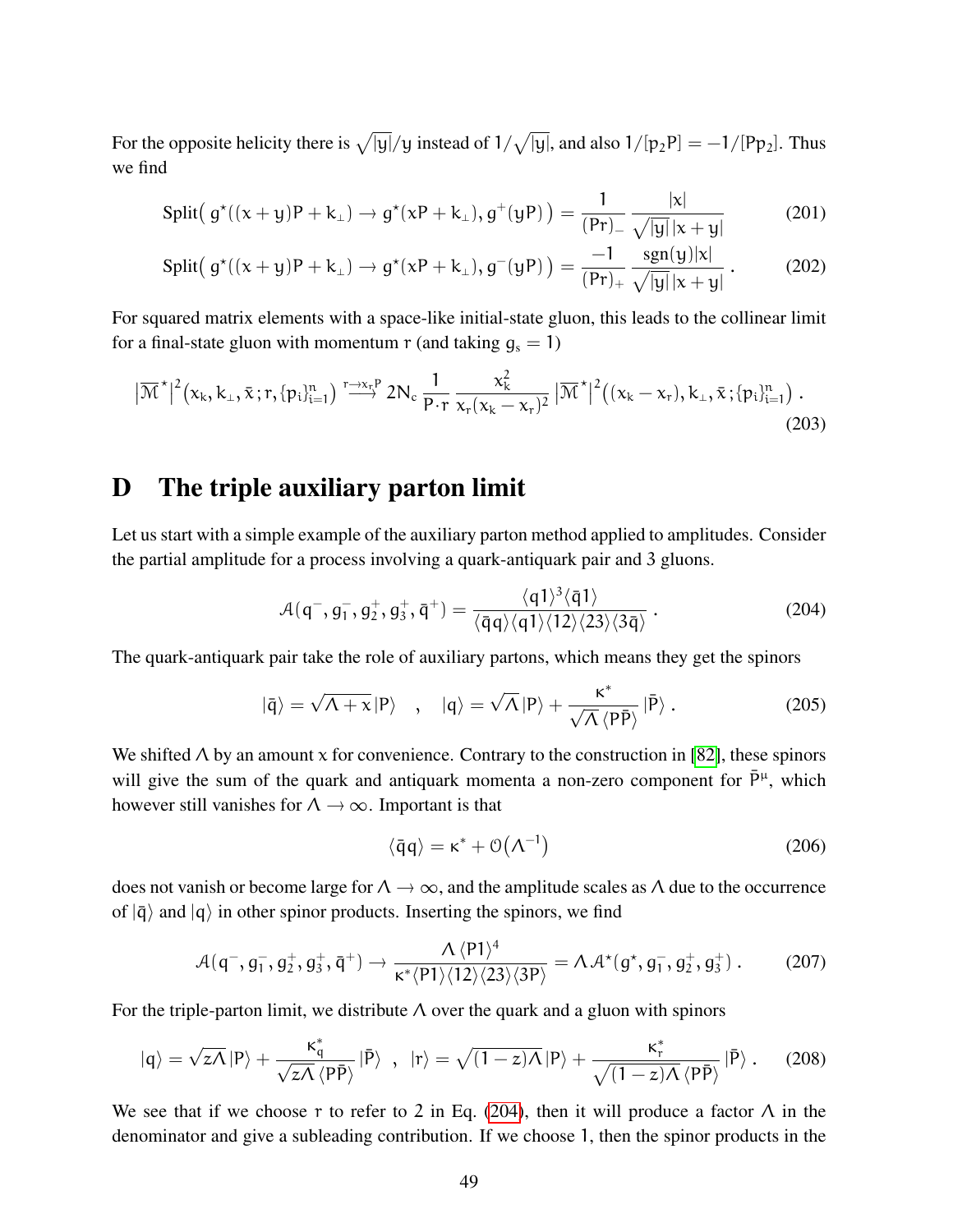For the opposite helicity there is $\sqrt{|y|}/y$ instead of $1/\sqrt{|y|}$, and also $1/[p_2P] = -1/[Pp_2]$. Thus we find

$$\mathrm{Split}\big(\, g^\star((x+y)P + k_\perp) \to g^\star(xP + k_\perp), g^+(yP)\,\big) = \frac{1}{(Pr)_-}\, \frac{|x|}{\sqrt{|y|}\,|x+y|} \tag{201}$$

$$\mathrm{Split}\big(\, g^\star((x+y)P + k_\perp) \to g^\star(xP + k_\perp), g^-(yP)\,\big) = \frac{-1}{(Pr)_+}\, \frac{\mathrm{sgn}(y)|x|}{\sqrt{|y|}\,|x+y|}\,. \tag{202}$$

For squared matrix elements with a space-like initial-state gluon, this leads to the collinear limit for a final-state gluon with momentum $r$ (and taking $g_s = 1$)

$$\big|\overline{\mathcal{M}}^\star\big|^2\big(x_k, k_\perp, \bar{x}\,; r, \{p_i\}_{i=1}^n\big) \xrightarrow{r \to x_r P} 2N_c\, \frac{1}{P\!\cdot\! r}\, \frac{x_k^2}{x_r(x_k - x_r)^2}\, \big|\overline{\mathcal{M}}^\star\big|^2\big((x_k - x_r), k_\perp, \bar{x}\,; \{p_i\}_{i=1}^n\big)\,. \tag{203}$$

# D The triple auxiliary parton limit

Let us start with a simple example of the auxiliary parton method applied to amplitudes. Consider the partial amplitude for a process involving a quark-antiquark pair and 3 gluons.

$$\mathcal{A}(q^-, g_1^-, g_2^+, g_3^+, \bar{q}^+) = \frac{\langle q1\rangle^3 \langle \bar{q}1\rangle}{\langle \bar{q}q\rangle \langle q1\rangle \langle 12\rangle \langle 23\rangle \langle 3\bar{q}\rangle}\,. \tag{204}$$

The quark-antiquark pair take the role of auxiliary partons, which means they get the spinors

$$|\bar{q}\rangle = \sqrt{\Lambda + x}\,|P\rangle \quad , \quad |q\rangle = \sqrt{\Lambda}\,|P\rangle + \frac{\kappa^*}{\sqrt{\Lambda}\,\langle P\bar{P}\rangle}\,|\bar{P}\rangle\,. \tag{205}$$

We shifted $\Lambda$ by an amount $x$ for convenience. Contrary to the construction in [82], these spinors will give the sum of the quark and antiquark momenta a non-zero component for $\bar{P}^\mu$, which however still vanishes for $\Lambda \to \infty$. Important is that

$$\langle \bar{q}q\rangle = \kappa^* + \mathcal{O}\big(\Lambda^{-1}\big) \tag{206}$$

does not vanish or become large for $\Lambda \to \infty$, and the amplitude scales as $\Lambda$ due to the occurrence of $|\bar{q}\rangle$ and $|q\rangle$ in other spinor products. Inserting the spinors, we find

$$\mathcal{A}(q^-, g_1^-, g_2^+, g_3^+, \bar{q}^+) \to \frac{\Lambda\,\langle P1\rangle^4}{\kappa^* \langle P1\rangle \langle 12\rangle \langle 23\rangle \langle 3P\rangle} = \Lambda\, \mathcal{A}^\star(g^\star, g_1^-, g_2^+, g_3^+)\,. \tag{207}$$

For the triple-parton limit, we distribute $\Lambda$ over the quark and a gluon with spinors

$$|q\rangle = \sqrt{z\Lambda}\,|P\rangle + \frac{\kappa_q^*}{\sqrt{z\Lambda}\,\langle P\bar{P}\rangle}\,|\bar{P}\rangle \;\;,\;\; |r\rangle = \sqrt{(1-z)\Lambda}\,|P\rangle + \frac{\kappa_r^*}{\sqrt{(1-z)\Lambda}\,\langle P\bar{P}\rangle}\,|\bar{P}\rangle\,. \tag{208}$$

We see that if we choose $r$ to refer to 2 in Eq. (204), then it will produce a factor $\Lambda$ in the denominator and give a subleading contribution. If we choose 1, then the spinor products in the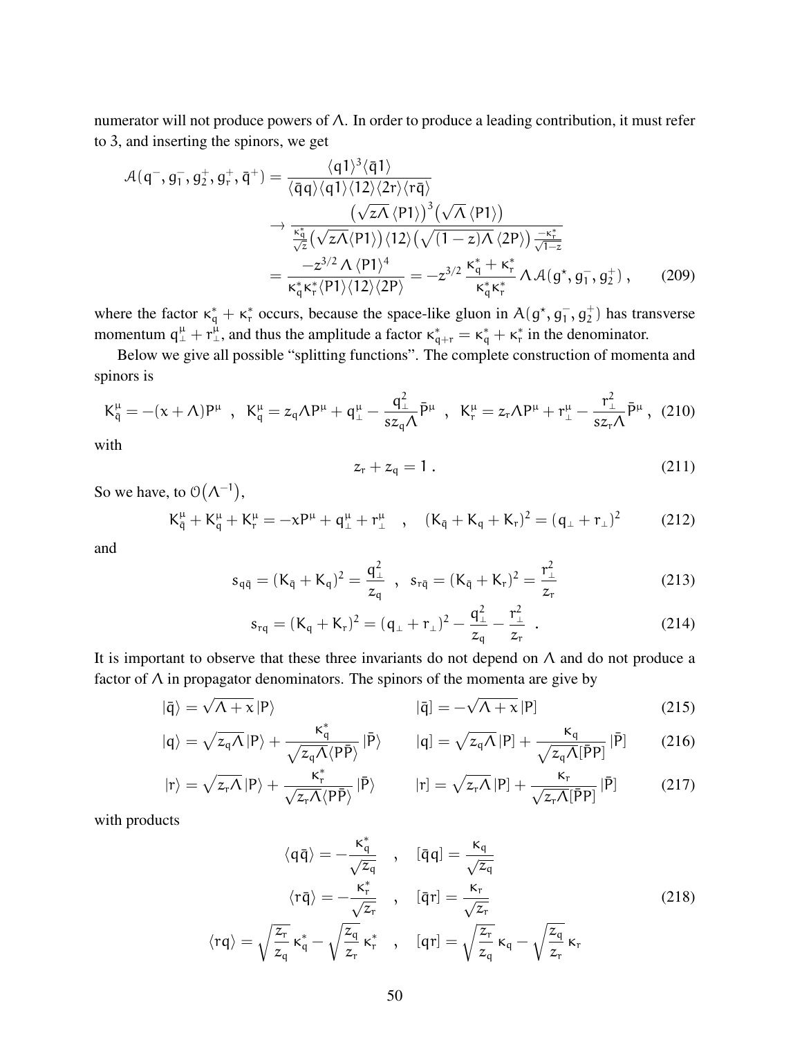numerator will not produce powers of $\Lambda$. In order to produce a leading contribution, it must refer to 3, and inserting the spinors, we get

$$
\begin{aligned}
\mathcal{A}(q^-, g_1^-, g_2^+, g_r^+, \bar{q}^+) &= \frac{\langle q1\rangle^3 \langle \bar{q}1\rangle}{\langle \bar{q}q\rangle\langle q1\rangle\langle 12\rangle\langle 2r\rangle\langle r\bar{q}\rangle} \\
&\to \frac{\left(\sqrt{z\Lambda}\,\langle P1\rangle\right)^3\left(\sqrt{\Lambda}\,\langle P1\rangle\right)}{\frac{\kappa_q^*}{\sqrt{z}}\left(\sqrt{z\Lambda}\langle P1\rangle\right)\langle 12\rangle\left(\sqrt{(1-z)\Lambda}\,\langle 2P\rangle\right)\frac{-\kappa_r^*}{\sqrt{1-z}}} \\
&= \frac{-z^{3/2}\,\Lambda\,\langle P1\rangle^4}{\kappa_q^*\kappa_r^*\langle P1\rangle\langle 12\rangle\langle 2P\rangle} = -z^{3/2}\,\frac{\kappa_q^*+\kappa_r^*}{\kappa_q^*\kappa_r^*}\,\Lambda\,\mathcal{A}(g^\star, g_1^-, g_2^+)\,, \qquad (209)
\end{aligned}
$$

where the factor $\kappa_q^* + \kappa_r^*$ occurs, because the space-like gluon in $A(g^\star, g_1^-, g_2^+)$ has transverse momentum $q_\perp^\mu + r_\perp^\mu$, and thus the amplitude a factor $\kappa_{q+r}^* = \kappa_q^* + \kappa_r^*$ in the denominator.

Below we give all possible "splitting functions". The complete construction of momenta and spinors is

$$
K_{\bar{q}}^\mu = -(x+\Lambda)P^\mu \quad,\quad K_q^\mu = z_q\Lambda P^\mu + q_\perp^\mu - \frac{q_\perp^2}{s z_q\Lambda}\bar{P}^\mu \quad,\quad K_r^\mu = z_r\Lambda P^\mu + r_\perp^\mu - \frac{r_\perp^2}{s z_r\Lambda}\bar{P}^\mu\,, \quad (210)
$$

with

$$
z_r + z_q = 1\,. \quad (211)
$$

So we have, to $\mathcal{O}\left(\Lambda^{-1}\right)$,

$$
K_{\bar{q}}^\mu + K_q^\mu + K_r^\mu = -xP^\mu + q_\perp^\mu + r_\perp^\mu \quad,\quad (K_{\bar{q}} + K_q + K_r)^2 = (q_\perp + r_\perp)^2 \quad (212)
$$

and

$$
s_{q\bar{q}} = (K_{\bar{q}} + K_q)^2 = \frac{q_\perp^2}{z_q} \quad,\quad s_{r\bar{q}} = (K_{\bar{q}} + K_r)^2 = \frac{r_\perp^2}{z_r} \quad (213)
$$

$$
s_{rq} = (K_q + K_r)^2 = (q_\perp + r_\perp)^2 - \frac{q_\perp^2}{z_q} - \frac{r_\perp^2}{z_r}\,. \quad (214)
$$

It is important to observe that these three invariants do not depend on $\Lambda$ and do not produce a factor of $\Lambda$ in propagator denominators. The spinors of the momenta are give by

$$
|\bar{q}\rangle = \sqrt{\Lambda + x}\,|P\rangle \qquad\qquad |\bar{q}] = -\sqrt{\Lambda + x}\,|P] \quad (215)
$$

$$
|q\rangle = \sqrt{z_q\Lambda}\,|P\rangle + \frac{\kappa_q^*}{\sqrt{z_q\Lambda}\langle P\bar{P}\rangle}\,|\bar{P}\rangle \qquad |q] = \sqrt{z_q\Lambda}\,|P] + \frac{\kappa_q}{\sqrt{z_q\Lambda}[\bar{P}P]}\,|\bar{P}] \quad (216)
$$

$$
|r\rangle = \sqrt{z_r\Lambda}\,|P\rangle + \frac{\kappa_r^*}{\sqrt{z_r\Lambda}\langle P\bar{P}\rangle}\,|\bar{P}\rangle \qquad |r] = \sqrt{z_r\Lambda}\,|P] + \frac{\kappa_r}{\sqrt{z_r\Lambda}[\bar{P}P]}\,|\bar{P}] \quad (217)
$$

with products

$$
\begin{aligned}
\langle q\bar{q}\rangle &= -\frac{\kappa_q^*}{\sqrt{z_q}} \quad,\quad [\bar{q}q] = \frac{\kappa_q}{\sqrt{z_q}} \\
\langle r\bar{q}\rangle &= -\frac{\kappa_r^*}{\sqrt{z_r}} \quad,\quad [\bar{q}r] = \frac{\kappa_r}{\sqrt{z_r}} \\
\langle rq\rangle &= \sqrt{\frac{z_r}{z_q}}\,\kappa_q^* - \sqrt{\frac{z_q}{z_r}}\,\kappa_r^* \quad,\quad [qr] = \sqrt{\frac{z_r}{z_q}}\,\kappa_q - \sqrt{\frac{z_q}{z_r}}\,\kappa_r
\end{aligned} \quad (218)
$$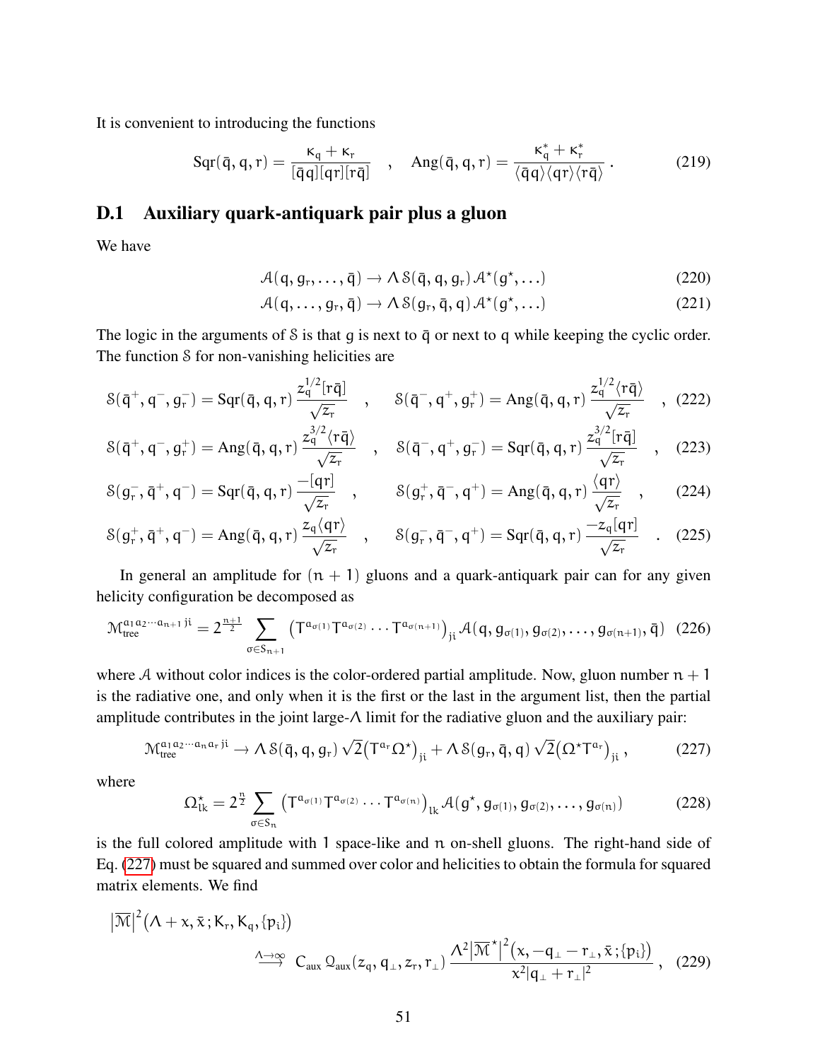It is convenient to introducing the functions

$$\mathrm{Sqr}(\bar{q},q,r) = \frac{\kappa_q + \kappa_r}{[\bar{q}q][qr][r\bar{q}]} \quad , \quad \mathrm{Ang}(\bar{q},q,r) = \frac{\kappa_q^* + \kappa_r^*}{\langle\bar{q}q\rangle\langle qr\rangle\langle r\bar{q}\rangle} \, . \tag{219}$$

## D.1 Auxiliary quark-antiquark pair plus a gluon

We have

$$\mathcal{A}(q, g_r, \ldots, \bar{q}) \to \Lambda\, \mathcal{S}(\bar{q}, q, g_r)\, \mathcal{A}^\star(g^\star, \ldots) \tag{220}$$

$$\mathcal{A}(q, \ldots, g_r, \bar{q}) \to \Lambda\, \mathcal{S}(g_r, \bar{q}, q)\, \mathcal{A}^\star(g^\star, \ldots) \tag{221}$$

The logic in the arguments of $\mathcal{S}$ is that $g$ is next to $\bar{q}$ or next to $q$ while keeping the cyclic order. The function $\mathcal{S}$ for non-vanishing helicities are

$$\mathcal{S}(\bar{q}^+, q^-, g_r^-) = \mathrm{Sqr}(\bar{q},q,r)\, \frac{z_q^{1/2}[r\bar{q}]}{\sqrt{z_r}} \quad , \quad \mathcal{S}(\bar{q}^-, q^+, g_r^+) = \mathrm{Ang}(\bar{q},q,r)\, \frac{z_q^{1/2}\langle r\bar{q}\rangle}{\sqrt{z_r}} \quad , \tag{222}$$

$$\mathcal{S}(\bar{q}^+, q^-, g_r^+) = \mathrm{Ang}(\bar{q},q,r)\, \frac{z_q^{3/2}\langle r\bar{q}\rangle}{\sqrt{z_r}} \quad , \quad \mathcal{S}(\bar{q}^-, q^+, g_r^-) = \mathrm{Sqr}(\bar{q},q,r)\, \frac{z_q^{3/2}[r\bar{q}]}{\sqrt{z_r}} \quad , \tag{223}$$

$$\mathcal{S}(g_r^-, \bar{q}^+, q^-) = \mathrm{Sqr}(\bar{q},q,r)\, \frac{-[qr]}{\sqrt{z_r}} \quad , \quad \mathcal{S}(g_r^+, \bar{q}^-, q^+) = \mathrm{Ang}(\bar{q},q,r)\, \frac{\langle qr\rangle}{\sqrt{z_r}} \quad , \tag{224}$$

$$\mathcal{S}(g_r^+, \bar{q}^+, q^-) = \mathrm{Ang}(\bar{q},q,r)\, \frac{z_q\langle qr\rangle}{\sqrt{z_r}} \quad , \quad \mathcal{S}(g_r^-, \bar{q}^-, q^+) = \mathrm{Sqr}(\bar{q},q,r)\, \frac{-z_q[qr]}{\sqrt{z_r}} \quad . \tag{225}$$

In general an amplitude for $(n+1)$ gluons and a quark-antiquark pair can for any given helicity configuration be decomposed as

$$\mathcal{M}_{\mathrm{tree}}^{a_1a_2\cdots a_{n+1}\,ji} = 2^{\frac{n+1}{2}} \sum_{\sigma\in S_{n+1}} \big(T^{a_{\sigma(1)}}T^{a_{\sigma(2)}}\cdots T^{a_{\sigma(n+1)}}\big)_{ji}\, \mathcal{A}(q, g_{\sigma(1)}, g_{\sigma(2)}, \ldots, g_{\sigma(n+1)}, \bar{q}) \tag{226}$$

where $\mathcal{A}$ without color indices is the color-ordered partial amplitude. Now, gluon number $n+1$ is the radiative one, and only when it is the first or the last in the argument list, then the partial amplitude contributes in the joint large-$\Lambda$ limit for the radiative gluon and the auxiliary pair:

$$\mathcal{M}_{\mathrm{tree}}^{a_1a_2\cdots a_na_r\,ji} \to \Lambda\, \mathcal{S}(\bar{q}, q, g_r)\, \sqrt{2}\big(T^{a_r}\Omega^\star\big)_{ji} + \Lambda\, \mathcal{S}(g_r, \bar{q}, q)\, \sqrt{2}\big(\Omega^\star T^{a_r}\big)_{ji} \, , \tag{227}$$

where

$$\Omega^\star_{lk} = 2^{\frac{n}{2}} \sum_{\sigma\in S_n} \big(T^{a_{\sigma(1)}}T^{a_{\sigma(2)}}\cdots T^{a_{\sigma(n)}}\big)_{lk}\, \mathcal{A}(g^\star, g_{\sigma(1)}, g_{\sigma(2)}, \ldots, g_{\sigma(n)}) \tag{228}$$

is the full colored amplitude with 1 space-like and $n$ on-shell gluons. The right-hand side of Eq. (227) must be squared and summed over color and helicities to obtain the formula for squared matrix elements. We find

$$\big|\overline{\mathcal{M}}\big|^2(\Lambda + x, \bar{x}\,; K_r, K_q, \{p_i\}) \overset{\Lambda\to\infty}{\longrightarrow} C_{\mathrm{aux}}\, \mathcal{Q}_{\mathrm{aux}}(z_q, q_\perp, z_r, r_\perp)\, \frac{\Lambda^2\big|\overline{\mathcal{M}}^\star\big|^2(x, -q_\perp - r_\perp, \bar{x}\,; \{p_i\})}{x^2|q_\perp + r_\perp|^2} \, , \tag{229}$$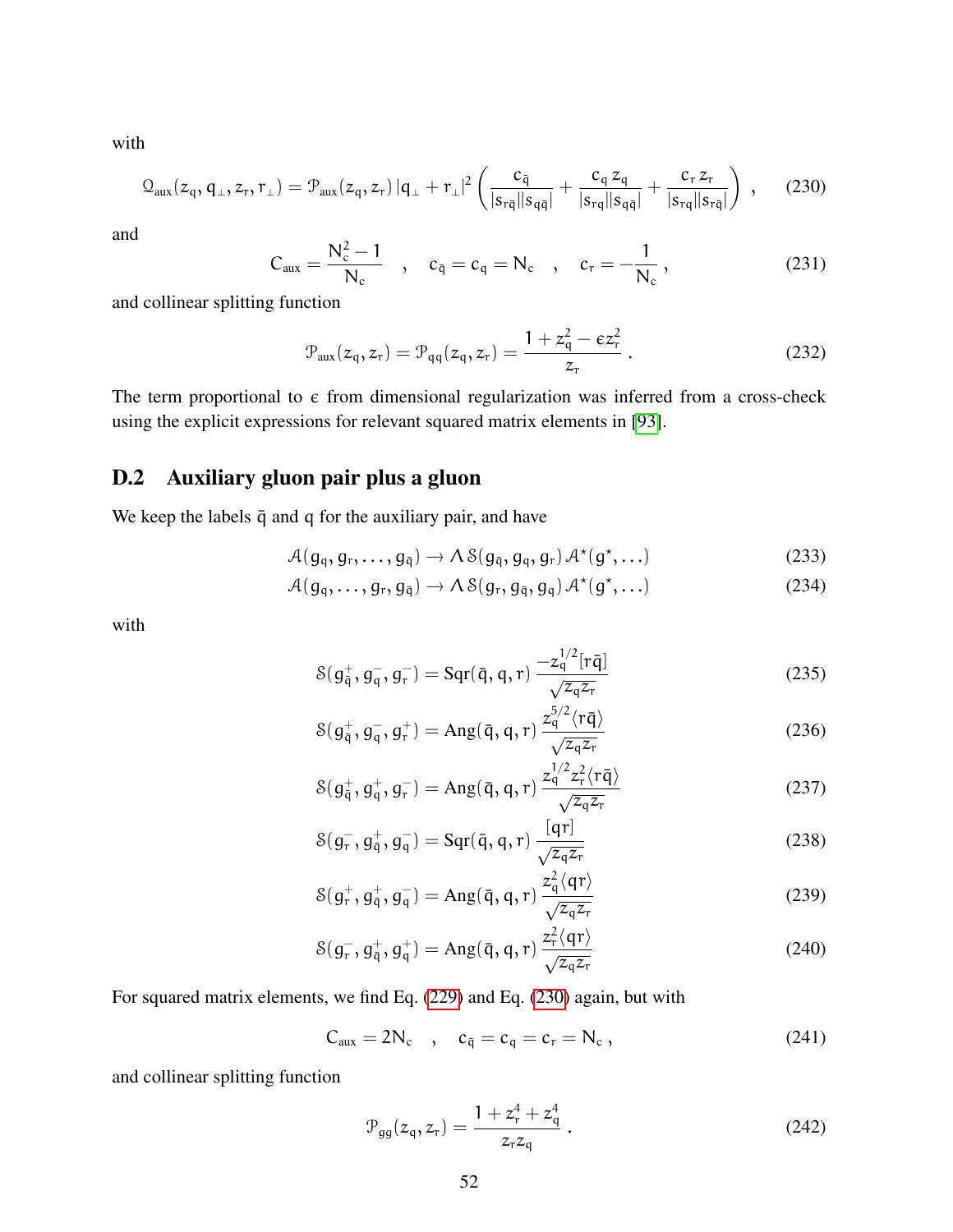with

$$\mathcal{Q}_{\text{aux}}(z_q, q_\perp, z_r, r_\perp) = \mathcal{P}_{\text{aux}}(z_q, z_r)\,|q_\perp + r_\perp|^2 \left( \frac{c_{\bar{q}}}{|s_{r\bar{q}}||s_{q\bar{q}}|} + \frac{c_q\, z_q}{|s_{rq}||s_{q\bar{q}}|} + \frac{c_r\, z_r}{|s_{rq}||s_{r\bar{q}}|} \right) , \tag{230}$$

and

$$C_{\text{aux}} = \frac{N_c^2 - 1}{N_c} \quad , \quad c_{\bar{q}} = c_q = N_c \quad , \quad c_r = -\frac{1}{N_c} , \tag{231}$$

and collinear splitting function

$$\mathcal{P}_{\text{aux}}(z_q, z_r) = \mathcal{P}_{qq}(z_q, z_r) = \frac{1 + z_q^2 - \epsilon z_r^2}{z_r} . \tag{232}$$

The term proportional to $\epsilon$ from dimensional regularization was inferred from a cross-check using the explicit expressions for relevant squared matrix elements in [93].

## D.2 Auxiliary gluon pair plus a gluon

We keep the labels $\bar{q}$ and $q$ for the auxiliary pair, and have

$$\mathcal{A}(g_q, g_r, \ldots, g_{\bar{q}}) \to \Lambda\, \mathcal{S}(g_{\bar{q}}, g_q, g_r)\, \mathcal{A}^\star(g^\star, \ldots) \tag{233}$$

$$\mathcal{A}(g_q, \ldots, g_r, g_{\bar{q}}) \to \Lambda\, \mathcal{S}(g_r, g_{\bar{q}}, g_q)\, \mathcal{A}^\star(g^\star, \ldots) \tag{234}$$

with

$$\mathcal{S}(g_{\bar{q}}^+, g_q^-, g_r^-) = \mathrm{Sqr}(\bar{q}, q, r)\, \frac{-z_q^{1/2}[r\bar{q}]}{\sqrt{z_q z_r}} \tag{235}$$

$$\mathcal{S}(g_{\bar{q}}^+, g_q^-, g_r^+) = \mathrm{Ang}(\bar{q}, q, r)\, \frac{z_q^{5/2}\langle r\bar{q}\rangle}{\sqrt{z_q z_r}} \tag{236}$$

$$\mathcal{S}(g_{\bar{q}}^+, g_q^+, g_r^-) = \mathrm{Ang}(\bar{q}, q, r)\, \frac{z_q^{1/2} z_r^2 \langle r\bar{q}\rangle}{\sqrt{z_q z_r}} \tag{237}$$

$$\mathcal{S}(g_r^-, g_{\bar{q}}^+, g_q^-) = \mathrm{Sqr}(\bar{q}, q, r)\, \frac{[qr]}{\sqrt{z_q z_r}} \tag{238}$$

$$\mathcal{S}(g_r^+, g_{\bar{q}}^+, g_q^-) = \mathrm{Ang}(\bar{q}, q, r)\, \frac{z_q^2 \langle qr\rangle}{\sqrt{z_q z_r}} \tag{239}$$

$$\mathcal{S}(g_r^-, g_{\bar{q}}^+, g_q^+) = \mathrm{Ang}(\bar{q}, q, r)\, \frac{z_r^2 \langle qr\rangle}{\sqrt{z_q z_r}} \tag{240}$$

For squared matrix elements, we find Eq. (229) and Eq. (230) again, but with

$$C_{\text{aux}} = 2N_c \quad , \quad c_{\bar{q}} = c_q = c_r = N_c , \tag{241}$$

and collinear splitting function

$$\mathcal{P}_{gg}(z_q, z_r) = \frac{1 + z_r^4 + z_q^4}{z_r z_q} . \tag{242}$$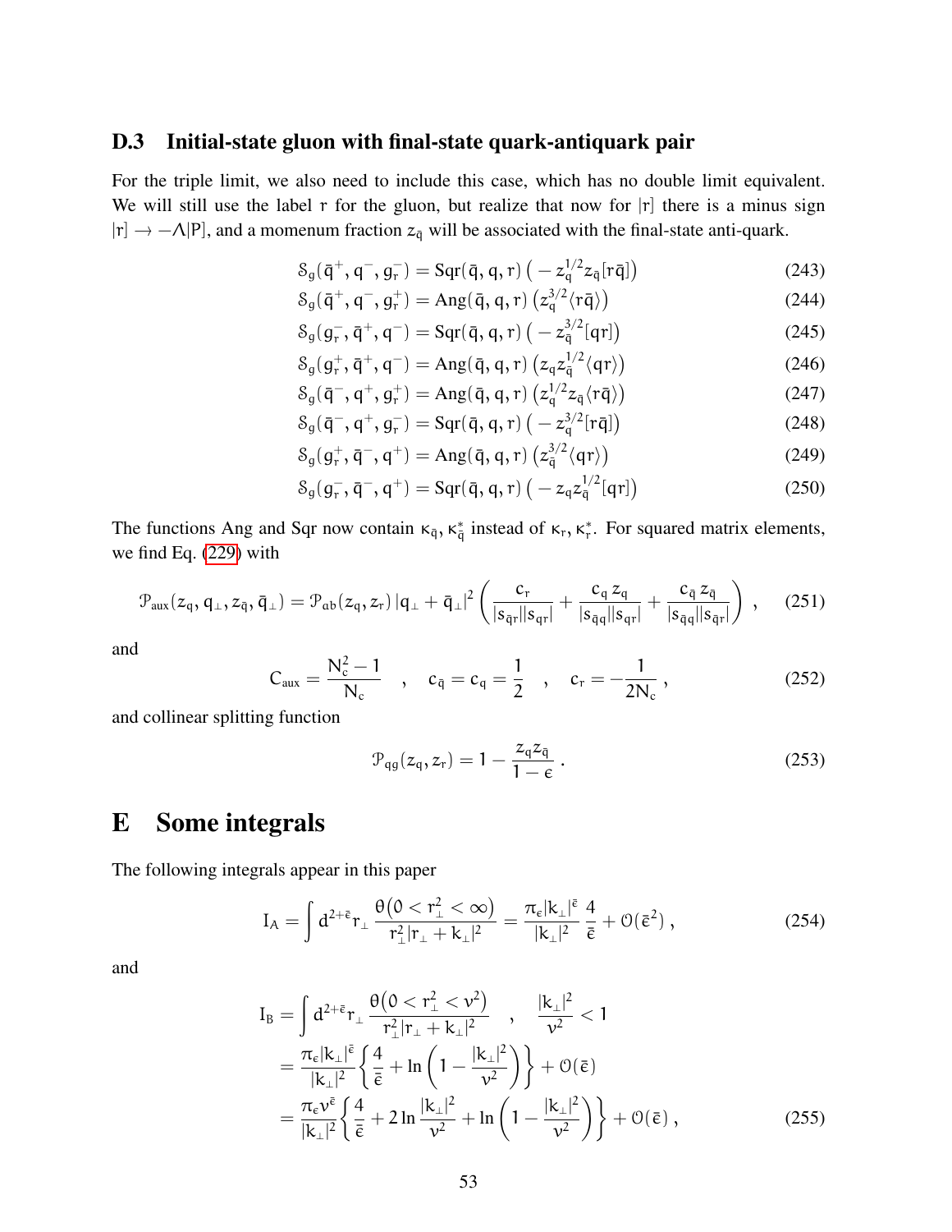### D.3 Initial-state gluon with final-state quark-antiquark pair

For the triple limit, we also need to include this case, which has no double limit equivalent. We will still use the label r for the gluon, but realize that now for $|r]$ there is a minus sign $|r] \to -\Lambda|P]$, and a momenum fraction $z_{\bar{q}}$ will be associated with the final-state anti-quark.

$$\mathcal{S}_g(\bar{q}^+, q^-, g_r^-) = \mathrm{Sqr}(\bar{q}, q, r)\left(-z_q^{1/2} z_{\bar{q}} [r\bar{q}]\right) \tag{243}$$

$$\mathcal{S}_g(\bar{q}^+, q^-, g_r^+) = \mathrm{Ang}(\bar{q}, q, r)\left(z_q^{3/2} \langle r\bar{q}\rangle\right) \tag{244}$$

$$\mathcal{S}_g(g_r^-, \bar{q}^+, q^-) = \mathrm{Sqr}(\bar{q}, q, r)\left(-z_{\bar{q}}^{3/2} [qr]\right) \tag{245}$$

$$\mathcal{S}_g(g_r^+, \bar{q}^+, q^-) = \mathrm{Ang}(\bar{q}, q, r)\left(z_q z_{\bar{q}}^{1/2} \langle qr\rangle\right) \tag{246}$$

$$\mathcal{S}_g(\bar{q}^-, q^+, g_r^+) = \mathrm{Ang}(\bar{q}, q, r)\left(z_q^{1/2} z_{\bar{q}} \langle r\bar{q}\rangle\right) \tag{247}$$

$$\mathcal{S}_g(\bar{q}^-, q^+, g_r^-) = \mathrm{Sqr}(\bar{q}, q, r)\left(-z_q^{3/2} [r\bar{q}]\right) \tag{248}$$

$$\mathcal{S}_g(g_r^+, \bar{q}^-, q^+) = \mathrm{Ang}(\bar{q}, q, r)\left(z_{\bar{q}}^{3/2} \langle qr\rangle\right) \tag{249}$$

$$\mathcal{S}_g(g_r^-, \bar{q}^-, q^+) = \mathrm{Sqr}(\bar{q}, q, r)\left(-z_q z_{\bar{q}}^{1/2} [qr]\right) \tag{250}$$

The functions Ang and Sqr now contain $\kappa_{\bar{q}}, \kappa_{\bar{q}}^*$ instead of $\kappa_r, \kappa_r^*$. For squared matrix elements, we find Eq. (229) with

$$\mathcal{P}_{\mathrm{aux}}(z_q, q_\perp, z_{\bar{q}}, \bar{q}_\perp) = \mathcal{P}_{ab}(z_q, z_r)\, |q_\perp + \bar{q}_\perp|^2 \left(\frac{c_r}{|s_{\bar{q}r}||s_{qr}|} + \frac{c_q\, z_q}{|s_{\bar{q}q}||s_{qr}|} + \frac{c_{\bar{q}}\, z_{\bar{q}}}{|s_{\bar{q}q}||s_{\bar{q}r}|}\right) , \tag{251}$$

and

$$C_{\mathrm{aux}} = \frac{N_c^2 - 1}{N_c} \quad , \quad c_{\bar{q}} = c_q = \frac{1}{2} \quad , \quad c_r = -\frac{1}{2N_c} , \tag{252}$$

and collinear splitting function

$$\mathcal{P}_{qg}(z_q, z_r) = 1 - \frac{z_q z_{\bar{q}}}{1-\epsilon} . \tag{253}$$

# E Some integrals

The following integrals appear in this paper

$$I_A = \int d^{2+\bar{\epsilon}} r_\perp \, \frac{\theta\big(0 < r_\perp^2 < \infty\big)}{r_\perp^2 |r_\perp + k_\perp|^2} = \frac{\pi_\epsilon |k_\perp|^{\bar{\epsilon}}}{|k_\perp|^2} \frac{4}{\bar{\epsilon}} + \mathcal{O}(\bar{\epsilon}^2) , \tag{254}$$

and

$$\begin{aligned} I_B &= \int d^{2+\bar{\epsilon}} r_\perp \, \frac{\theta\big(0 < r_\perp^2 < \nu^2\big)}{r_\perp^2 |r_\perp + k_\perp|^2} \quad , \quad \frac{|k_\perp|^2}{\nu^2} < 1 \\ &= \frac{\pi_\epsilon |k_\perp|^{\bar{\epsilon}}}{|k_\perp|^2} \left\{ \frac{4}{\bar{\epsilon}} + \ln\left(1 - \frac{|k_\perp|^2}{\nu^2}\right) \right\} + \mathcal{O}(\bar{\epsilon}) \\ &= \frac{\pi_\epsilon \nu^{\bar{\epsilon}}}{|k_\perp|^2} \left\{ \frac{4}{\bar{\epsilon}} + 2 \ln \frac{|k_\perp|^2}{\nu^2} + \ln\left(1 - \frac{|k_\perp|^2}{\nu^2}\right) \right\} + \mathcal{O}(\bar{\epsilon}) , \end{aligned} \tag{255}$$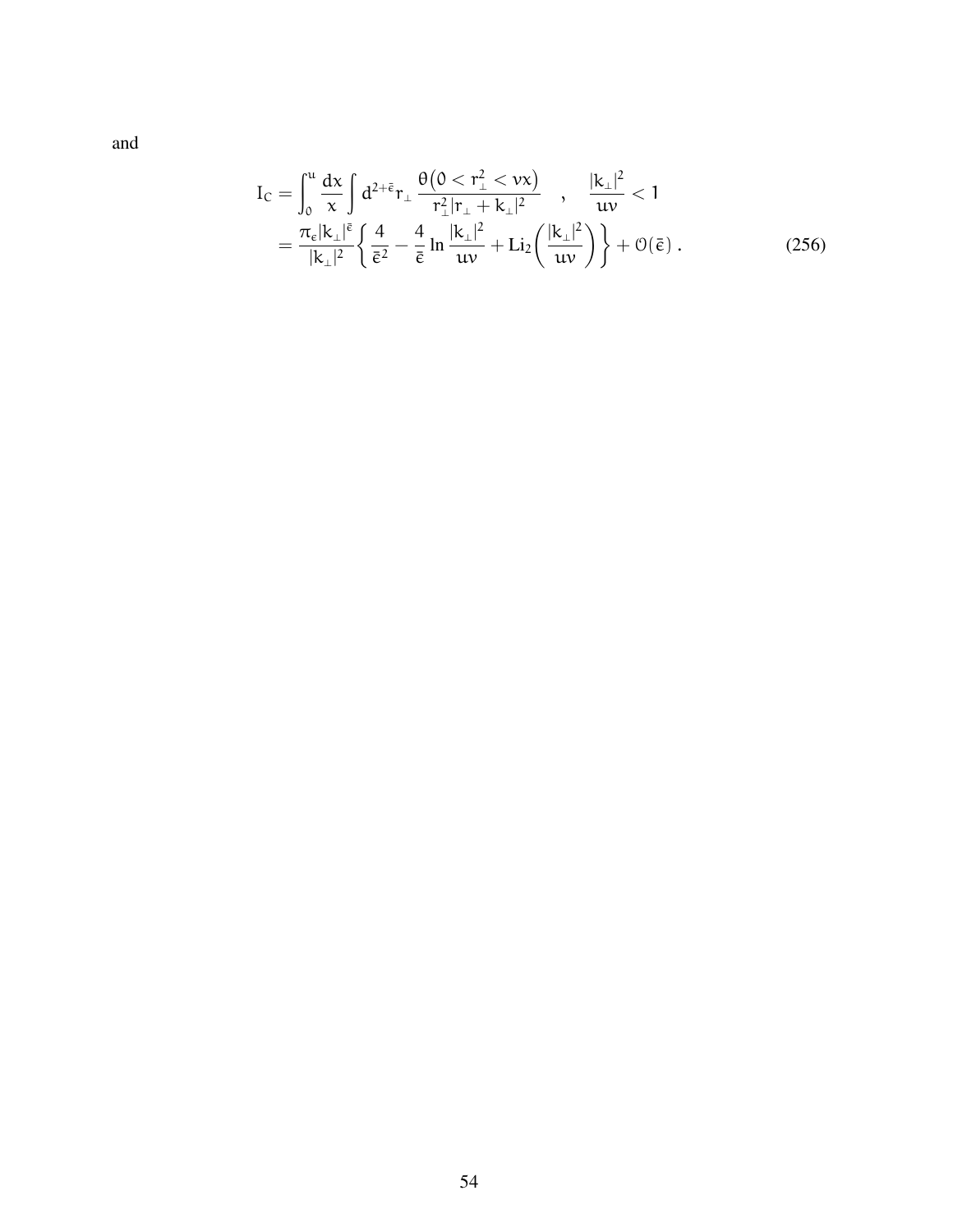and

$$
\begin{aligned}
I_C &= \int_0^u \frac{dx}{x} \int d^{2+\bar{\epsilon}} r_\perp \, \frac{\theta\big(0 < r_\perp^2 < vx\big)}{r_\perp^2 |r_\perp + k_\perp|^2} \quad , \quad \frac{|k_\perp|^2}{uv} < 1 \\
&= \frac{\pi_\epsilon |k_\perp|^{\bar{\epsilon}}}{|k_\perp|^2} \left\{ \frac{4}{\bar{\epsilon}^2} - \frac{4}{\bar{\epsilon}} \ln \frac{|k_\perp|^2}{uv} + \mathrm{Li}_2\!\left( \frac{|k_\perp|^2}{uv} \right) \right\} + \mathcal{O}(\bar{\epsilon}) \, . \qquad (256)
\end{aligned}
$$